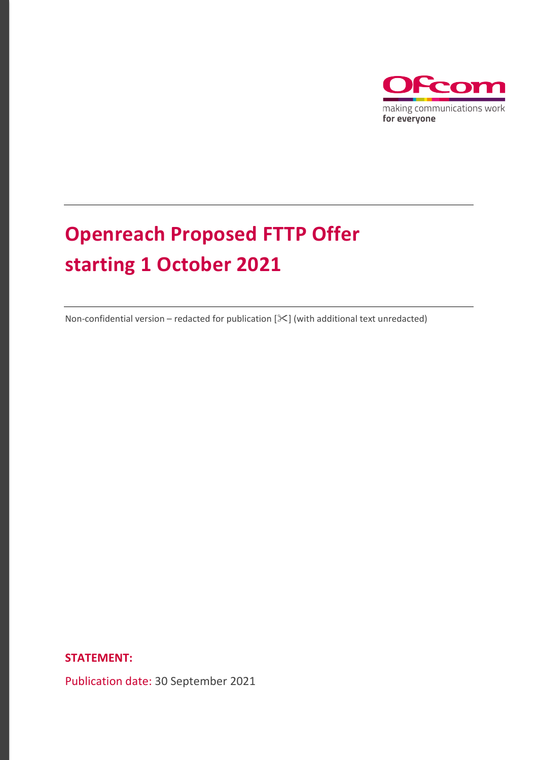Ofcom

making communications work
**for everyone**

# Openreach Proposed FTTP Offer starting 1 October 2021

Non-confidential version – redacted for publication [✂] (with additional text unredacted)

**STATEMENT:**

Publication date: 30 September 2021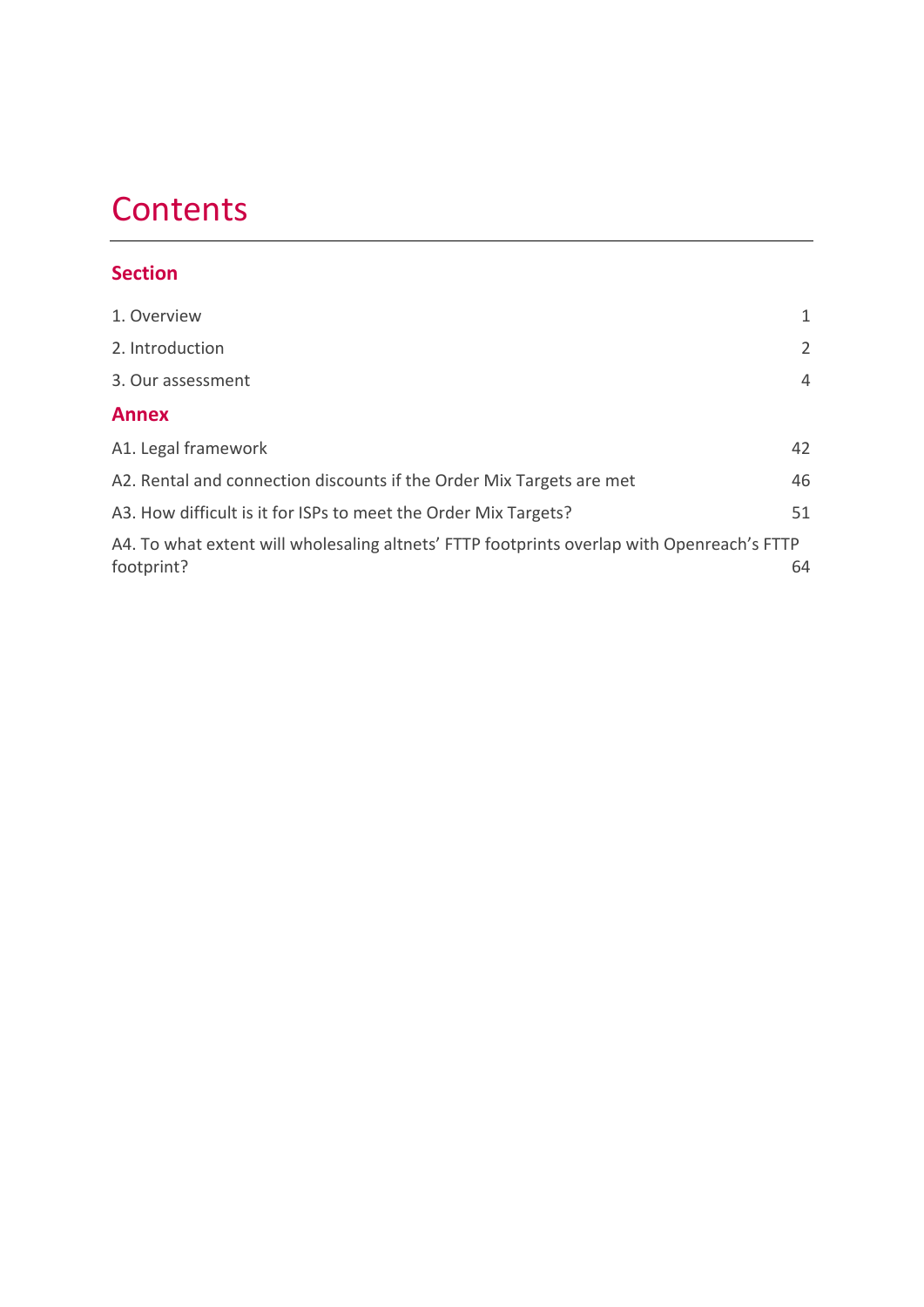# Contents

## Section

1. Overview 1

2. Introduction 2

3. Our assessment 4

## Annex

A1. Legal framework 42

A2. Rental and connection discounts if the Order Mix Targets are met 46

A3. How difficult is it for ISPs to meet the Order Mix Targets? 51

A4. To what extent will wholesaling altnets' FTTP footprints overlap with Openreach's FTTP footprint? 64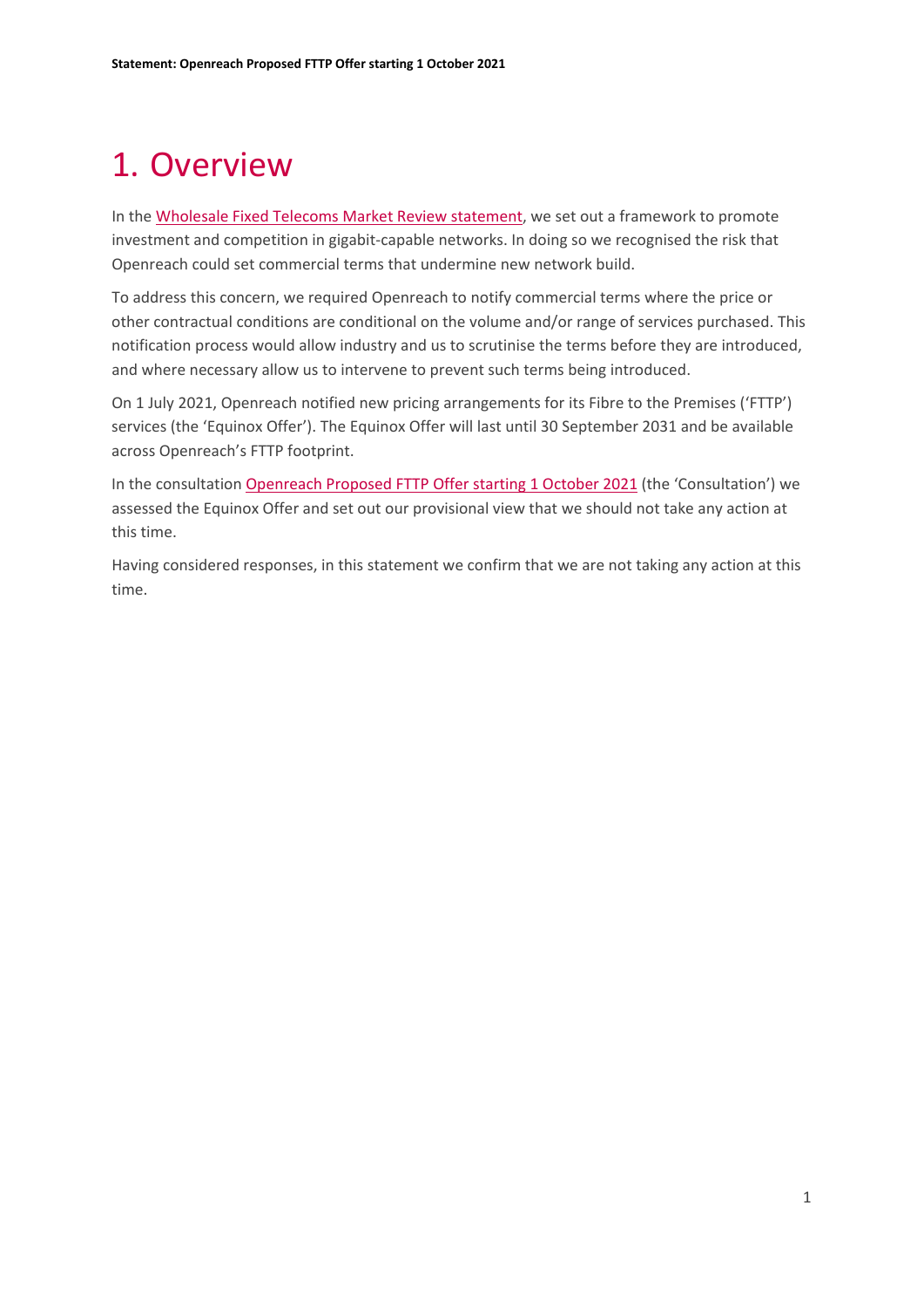# 1. Overview

In the Wholesale Fixed Telecoms Market Review statement, we set out a framework to promote investment and competition in gigabit-capable networks. In doing so we recognised the risk that Openreach could set commercial terms that undermine new network build.

To address this concern, we required Openreach to notify commercial terms where the price or other contractual conditions are conditional on the volume and/or range of services purchased. This notification process would allow industry and us to scrutinise the terms before they are introduced, and where necessary allow us to intervene to prevent such terms being introduced.

On 1 July 2021, Openreach notified new pricing arrangements for its Fibre to the Premises ('FTTP') services (the 'Equinox Offer'). The Equinox Offer will last until 30 September 2031 and be available across Openreach's FTTP footprint.

In the consultation Openreach Proposed FTTP Offer starting 1 October 2021 (the 'Consultation') we assessed the Equinox Offer and set out our provisional view that we should not take any action at this time.

Having considered responses, in this statement we confirm that we are not taking any action at this time.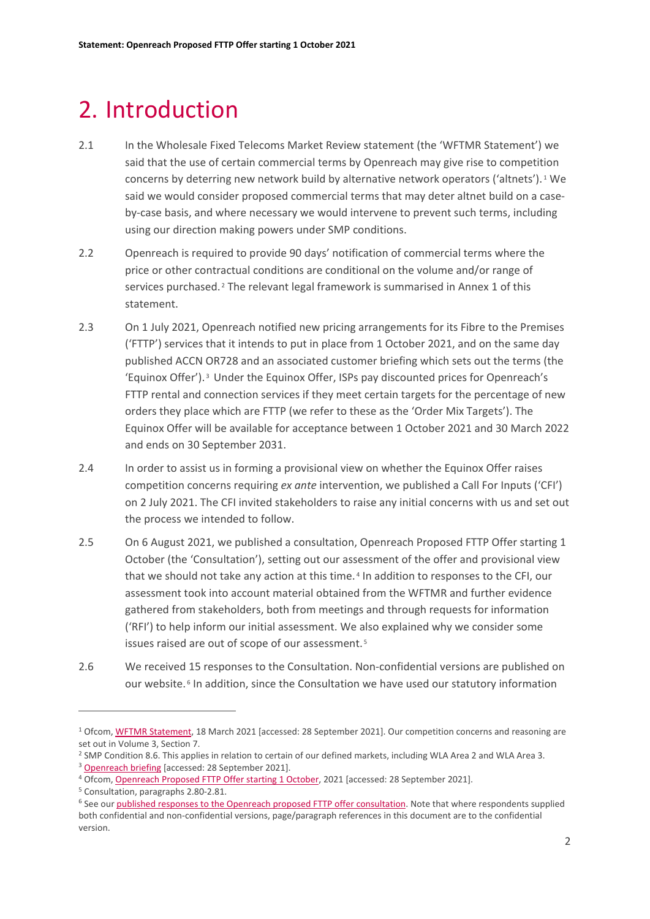# 2. Introduction

2.1 In the Wholesale Fixed Telecoms Market Review statement (the 'WFTMR Statement') we said that the use of certain commercial terms by Openreach may give rise to competition concerns by deterring new network build by alternative network operators ('altnets').[1] We said we would consider proposed commercial terms that may deter altnet build on a case-by-case basis, and where necessary we would intervene to prevent such terms, including using our direction making powers under SMP conditions.

2.2 Openreach is required to provide 90 days' notification of commercial terms where the price or other contractual conditions are conditional on the volume and/or range of services purchased.[2] The relevant legal framework is summarised in Annex 1 of this statement.

2.3 On 1 July 2021, Openreach notified new pricing arrangements for its Fibre to the Premises ('FTTP') services that it intends to put in place from 1 October 2021, and on the same day published ACCN OR728 and an associated customer briefing which sets out the terms (the 'Equinox Offer').[3] Under the Equinox Offer, ISPs pay discounted prices for Openreach's FTTP rental and connection services if they meet certain targets for the percentage of new orders they place which are FTTP (we refer to these as the 'Order Mix Targets'). The Equinox Offer will be available for acceptance between 1 October 2021 and 30 March 2022 and ends on 30 September 2031.

2.4 In order to assist us in forming a provisional view on whether the Equinox Offer raises competition concerns requiring *ex ante* intervention, we published a Call For Inputs ('CFI') on 2 July 2021. The CFI invited stakeholders to raise any initial concerns with us and set out the process we intended to follow.

2.5 On 6 August 2021, we published a consultation, Openreach Proposed FTTP Offer starting 1 October (the 'Consultation'), setting out our assessment of the offer and provisional view that we should not take any action at this time.[4] In addition to responses to the CFI, our assessment took into account material obtained from the WFTMR and further evidence gathered from stakeholders, both from meetings and through requests for information ('RFI') to help inform our initial assessment. We also explained why we consider some issues raised are out of scope of our assessment.[5]

2.6 We received 15 responses to the Consultation. Non-confidential versions are published on our website.[6] In addition, since the Consultation we have used our statutory information

---

[1] Ofcom, WFTMR Statement, 18 March 2021 [accessed: 28 September 2021]. Our competition concerns and reasoning are set out in Volume 3, Section 7.

[2] SMP Condition 8.6. This applies in relation to certain of our defined markets, including WLA Area 2 and WLA Area 3.

[3] Openreach briefing [accessed: 28 September 2021].

[4] Ofcom, Openreach Proposed FTTP Offer starting 1 October, 2021 [accessed: 28 September 2021].

[5] Consultation, paragraphs 2.80-2.81.

[6] See our published responses to the Openreach proposed FTTP offer consultation. Note that where respondents supplied both confidential and non-confidential versions, page/paragraph references in this document are to the confidential version.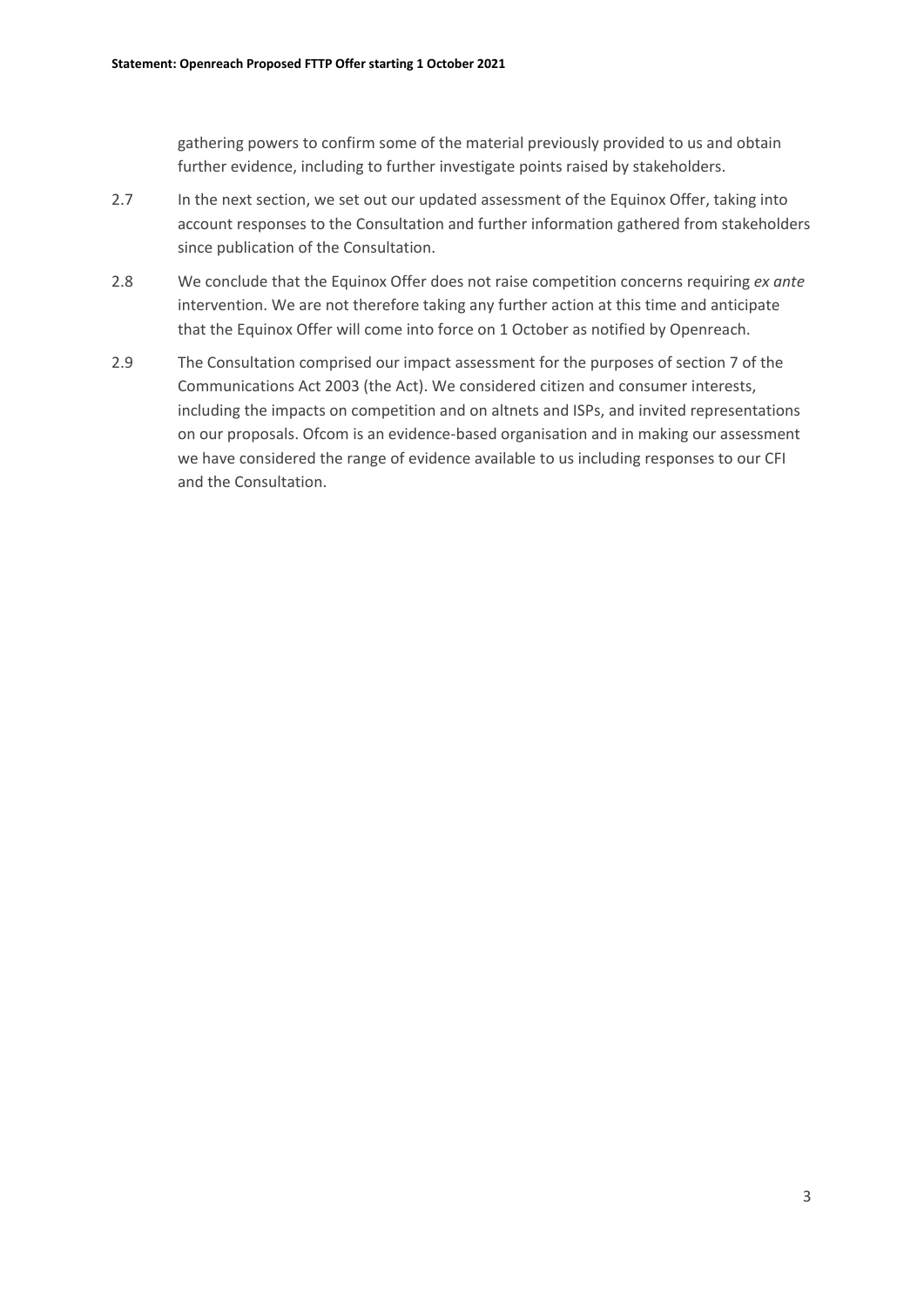gathering powers to confirm some of the material previously provided to us and obtain further evidence, including to further investigate points raised by stakeholders.

2.7 In the next section, we set out our updated assessment of the Equinox Offer, taking into account responses to the Consultation and further information gathered from stakeholders since publication of the Consultation.

2.8 We conclude that the Equinox Offer does not raise competition concerns requiring *ex ante* intervention. We are not therefore taking any further action at this time and anticipate that the Equinox Offer will come into force on 1 October as notified by Openreach.

2.9 The Consultation comprised our impact assessment for the purposes of section 7 of the Communications Act 2003 (the Act). We considered citizen and consumer interests, including the impacts on competition and on altnets and ISPs, and invited representations on our proposals. Ofcom is an evidence-based organisation and in making our assessment we have considered the range of evidence available to us including responses to our CFI and the Consultation.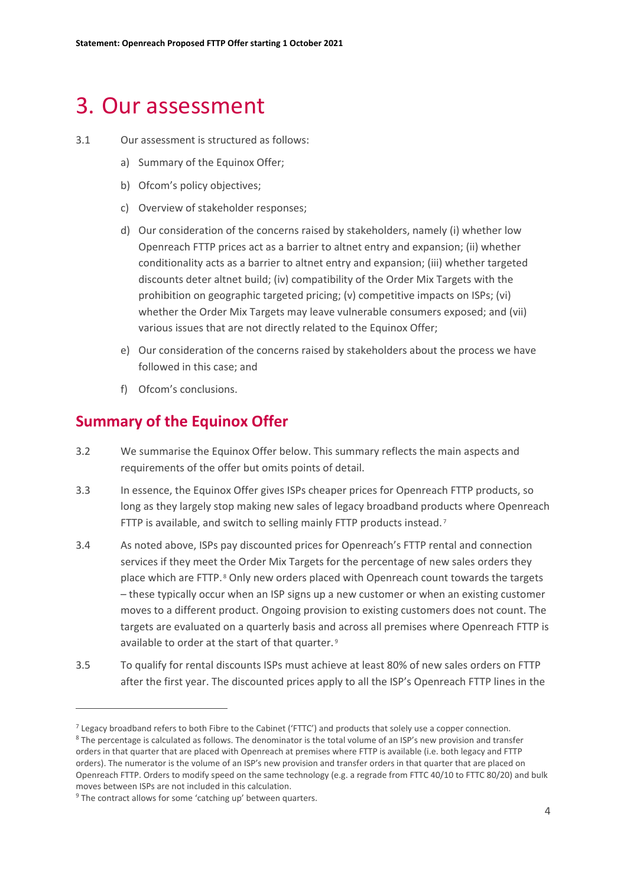# 3. Our assessment

3.1 Our assessment is structured as follows:

a) Summary of the Equinox Offer;

b) Ofcom's policy objectives;

c) Overview of stakeholder responses;

d) Our consideration of the concerns raised by stakeholders, namely (i) whether low Openreach FTTP prices act as a barrier to altnet entry and expansion; (ii) whether conditionality acts as a barrier to altnet entry and expansion; (iii) whether targeted discounts deter altnet build; (iv) compatibility of the Order Mix Targets with the prohibition on geographic targeted pricing; (v) competitive impacts on ISPs; (vi) whether the Order Mix Targets may leave vulnerable consumers exposed; and (vii) various issues that are not directly related to the Equinox Offer;

e) Our consideration of the concerns raised by stakeholders about the process we have followed in this case; and

f) Ofcom's conclusions.

## Summary of the Equinox Offer

3.2 We summarise the Equinox Offer below. This summary reflects the main aspects and requirements of the offer but omits points of detail.

3.3 In essence, the Equinox Offer gives ISPs cheaper prices for Openreach FTTP products, so long as they largely stop making new sales of legacy broadband products where Openreach FTTP is available, and switch to selling mainly FTTP products instead.[7]

3.4 As noted above, ISPs pay discounted prices for Openreach's FTTP rental and connection services if they meet the Order Mix Targets for the percentage of new sales orders they place which are FTTP.[8] Only new orders placed with Openreach count towards the targets – these typically occur when an ISP signs up a new customer or when an existing customer moves to a different product. Ongoing provision to existing customers does not count. The targets are evaluated on a quarterly basis and across all premises where Openreach FTTP is available to order at the start of that quarter.[9]

3.5 To qualify for rental discounts ISPs must achieve at least 80% of new sales orders on FTTP after the first year. The discounted prices apply to all the ISP's Openreach FTTP lines in the

---

[7] Legacy broadband refers to both Fibre to the Cabinet ('FTTC') and products that solely use a copper connection.

[8] The percentage is calculated as follows. The denominator is the total volume of an ISP's new provision and transfer orders in that quarter that are placed with Openreach at premises where FTTP is available (i.e. both legacy and FTTP orders). The numerator is the volume of an ISP's new provision and transfer orders in that quarter that are placed on Openreach FTTP. Orders to modify speed on the same technology (e.g. a regrade from FTTC 40/10 to FTTC 80/20) and bulk moves between ISPs are not included in this calculation.

[9] The contract allows for some 'catching up' between quarters.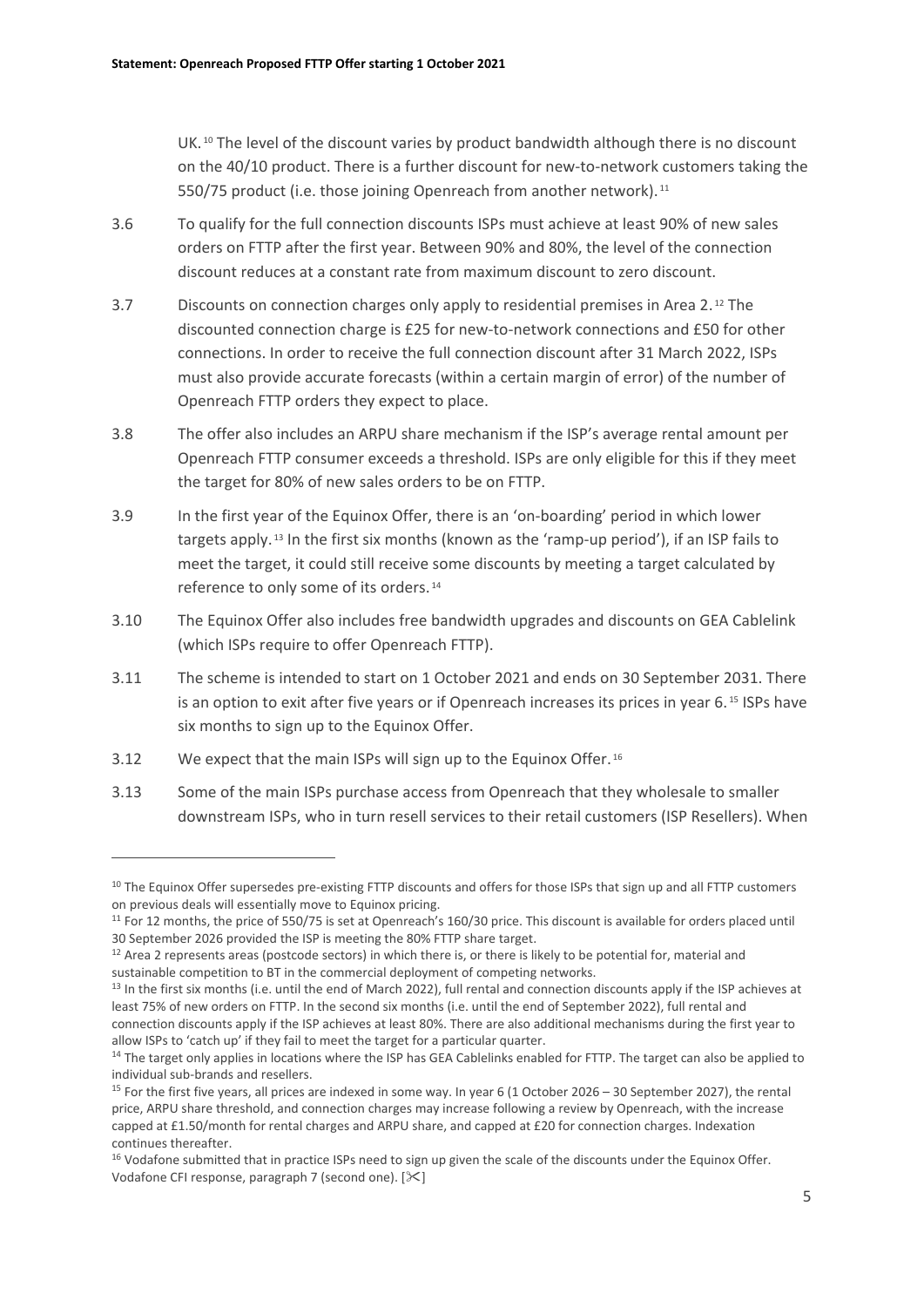UK.[10] The level of the discount varies by product bandwidth although there is no discount on the 40/10 product. There is a further discount for new-to-network customers taking the 550/75 product (i.e. those joining Openreach from another network).[11]

3.6 To qualify for the full connection discounts ISPs must achieve at least 90% of new sales orders on FTTP after the first year. Between 90% and 80%, the level of the connection discount reduces at a constant rate from maximum discount to zero discount.

3.7 Discounts on connection charges only apply to residential premises in Area 2.[12] The discounted connection charge is £25 for new-to-network connections and £50 for other connections. In order to receive the full connection discount after 31 March 2022, ISPs must also provide accurate forecasts (within a certain margin of error) of the number of Openreach FTTP orders they expect to place.

3.8 The offer also includes an ARPU share mechanism if the ISP's average rental amount per Openreach FTTP consumer exceeds a threshold. ISPs are only eligible for this if they meet the target for 80% of new sales orders to be on FTTP.

3.9 In the first year of the Equinox Offer, there is an 'on-boarding' period in which lower targets apply.[13] In the first six months (known as the 'ramp-up period'), if an ISP fails to meet the target, it could still receive some discounts by meeting a target calculated by reference to only some of its orders.[14]

3.10 The Equinox Offer also includes free bandwidth upgrades and discounts on GEA Cablelink (which ISPs require to offer Openreach FTTP).

3.11 The scheme is intended to start on 1 October 2021 and ends on 30 September 2031. There is an option to exit after five years or if Openreach increases its prices in year 6.[15] ISPs have six months to sign up to the Equinox Offer.

3.12 We expect that the main ISPs will sign up to the Equinox Offer.[16]

3.13 Some of the main ISPs purchase access from Openreach that they wholesale to smaller downstream ISPs, who in turn resell services to their retail customers (ISP Resellers). When

---

[10] The Equinox Offer supersedes pre-existing FTTP discounts and offers for those ISPs that sign up and all FTTP customers on previous deals will essentially move to Equinox pricing.

[11] For 12 months, the price of 550/75 is set at Openreach's 160/30 price. This discount is available for orders placed until 30 September 2026 provided the ISP is meeting the 80% FTTP share target.

[12] Area 2 represents areas (postcode sectors) in which there is, or there is likely to be potential for, material and sustainable competition to BT in the commercial deployment of competing networks.

[13] In the first six months (i.e. until the end of March 2022), full rental and connection discounts apply if the ISP achieves at least 75% of new orders on FTTP. In the second six months (i.e. until the end of September 2022), full rental and connection discounts apply if the ISP achieves at least 80%. There are also additional mechanisms during the first year to allow ISPs to 'catch up' if they fail to meet the target for a particular quarter.

[14] The target only applies in locations where the ISP has GEA Cablelinks enabled for FTTP. The target can also be applied to individual sub-brands and resellers.

[15] For the first five years, all prices are indexed in some way. In year 6 (1 October 2026 – 30 September 2027), the rental price, ARPU share threshold, and connection charges may increase following a review by Openreach, with the increase capped at £1.50/month for rental charges and ARPU share, and capped at £20 for connection charges. Indexation continues thereafter.

[16] Vodafone submitted that in practice ISPs need to sign up given the scale of the discounts under the Equinox Offer. Vodafone CFI response, paragraph 7 (second one). [✂]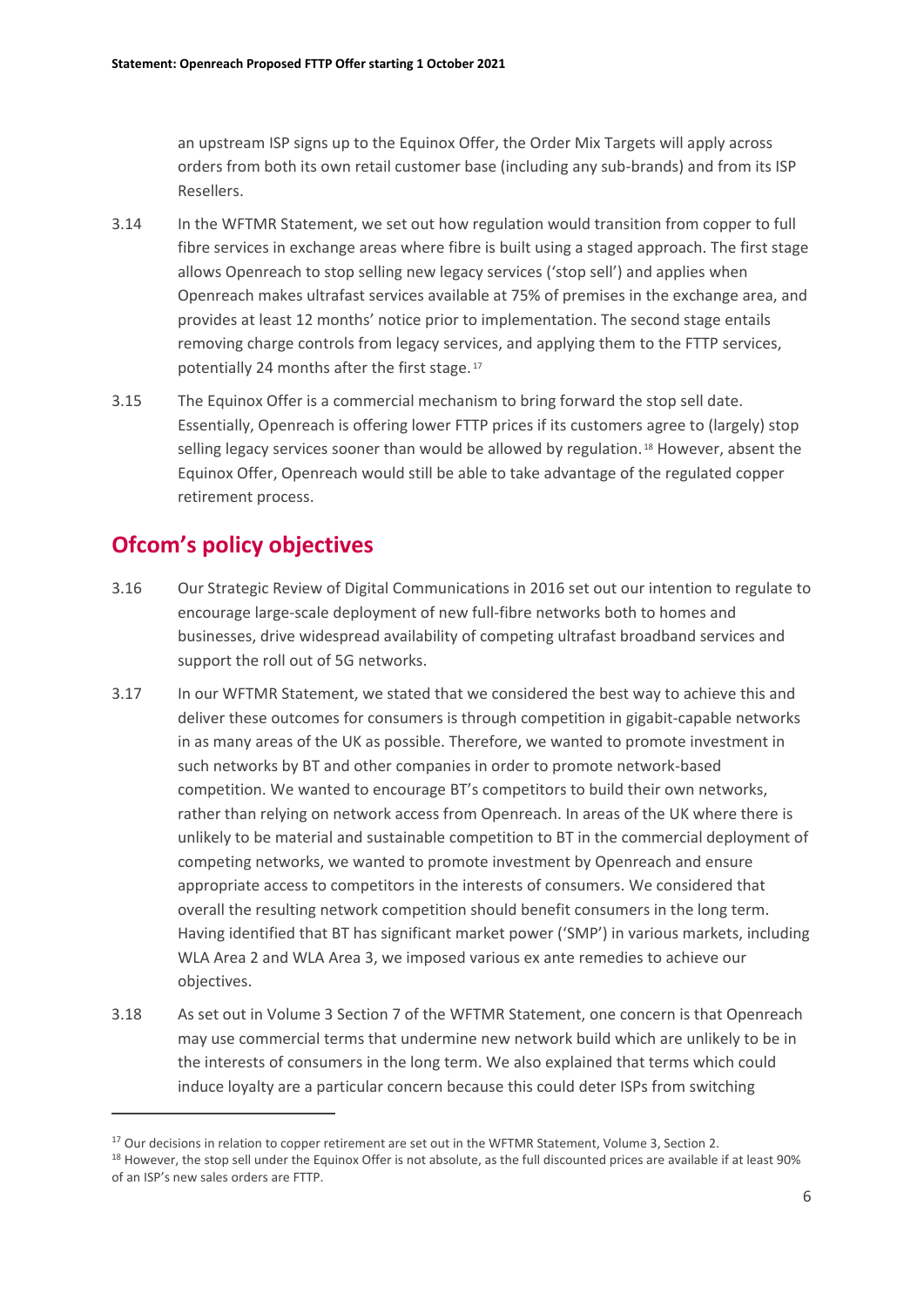an upstream ISP signs up to the Equinox Offer, the Order Mix Targets will apply across orders from both its own retail customer base (including any sub-brands) and from its ISP Resellers.

3.14 In the WFTMR Statement, we set out how regulation would transition from copper to full fibre services in exchange areas where fibre is built using a staged approach. The first stage allows Openreach to stop selling new legacy services ('stop sell') and applies when Openreach makes ultrafast services available at 75% of premises in the exchange area, and provides at least 12 months' notice prior to implementation. The second stage entails removing charge controls from legacy services, and applying them to the FTTP services, potentially 24 months after the first stage.[17]

3.15 The Equinox Offer is a commercial mechanism to bring forward the stop sell date. Essentially, Openreach is offering lower FTTP prices if its customers agree to (largely) stop selling legacy services sooner than would be allowed by regulation.[18] However, absent the Equinox Offer, Openreach would still be able to take advantage of the regulated copper retirement process.

## Ofcom's policy objectives

3.16 Our Strategic Review of Digital Communications in 2016 set out our intention to regulate to encourage large-scale deployment of new full-fibre networks both to homes and businesses, drive widespread availability of competing ultrafast broadband services and support the roll out of 5G networks.

3.17 In our WFTMR Statement, we stated that we considered the best way to achieve this and deliver these outcomes for consumers is through competition in gigabit-capable networks in as many areas of the UK as possible. Therefore, we wanted to promote investment in such networks by BT and other companies in order to promote network-based competition. We wanted to encourage BT's competitors to build their own networks, rather than relying on network access from Openreach. In areas of the UK where there is unlikely to be material and sustainable competition to BT in the commercial deployment of competing networks, we wanted to promote investment by Openreach and ensure appropriate access to competitors in the interests of consumers. We considered that overall the resulting network competition should benefit consumers in the long term. Having identified that BT has significant market power ('SMP') in various markets, including WLA Area 2 and WLA Area 3, we imposed various ex ante remedies to achieve our objectives.

3.18 As set out in Volume 3 Section 7 of the WFTMR Statement, one concern is that Openreach may use commercial terms that undermine new network build which are unlikely to be in the interests of consumers in the long term. We also explained that terms which could induce loyalty are a particular concern because this could deter ISPs from switching

[17] Our decisions in relation to copper retirement are set out in the WFTMR Statement, Volume 3, Section 2.

[18] However, the stop sell under the Equinox Offer is not absolute, as the full discounted prices are available if at least 90% of an ISP's new sales orders are FTTP.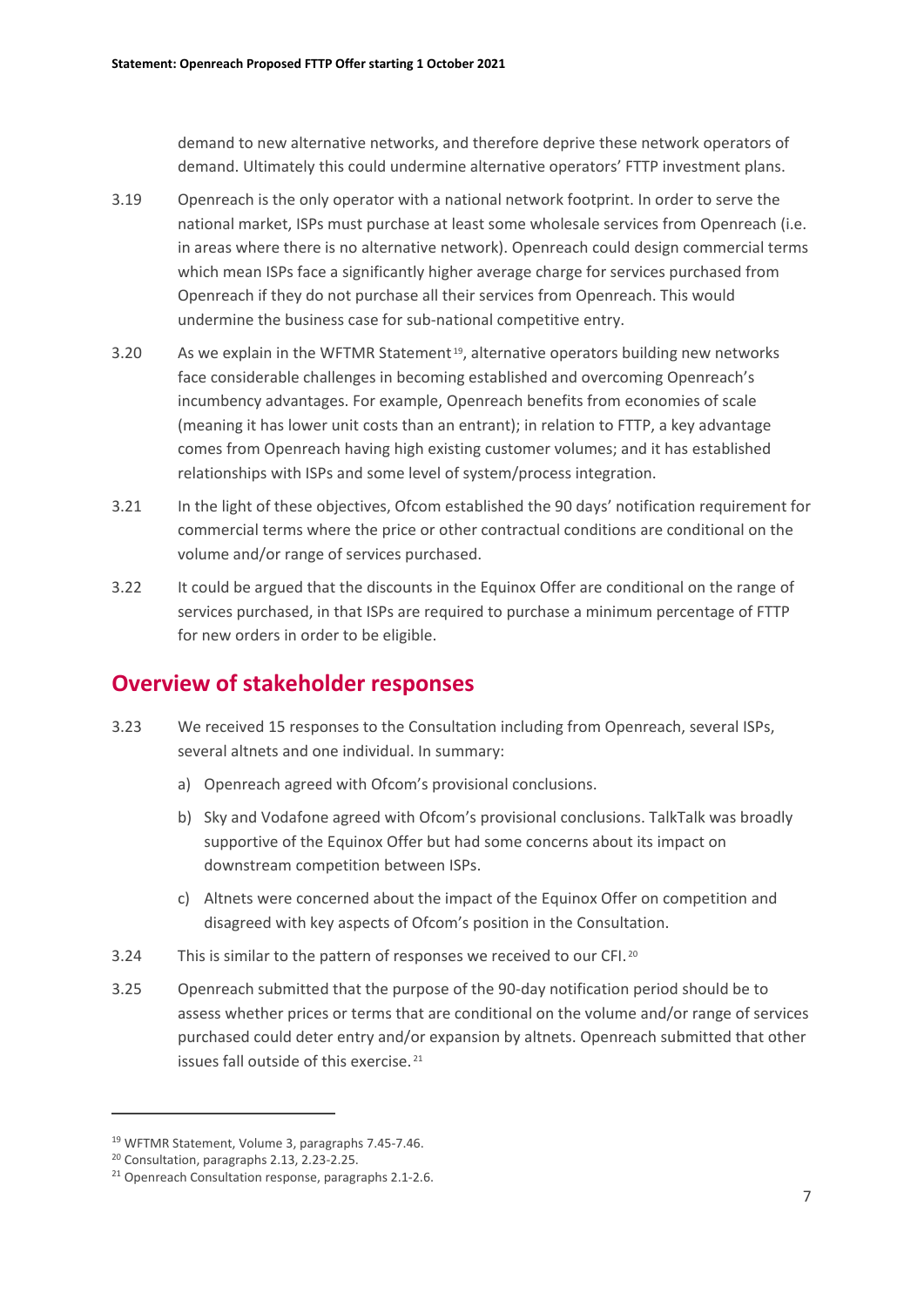demand to new alternative networks, and therefore deprive these network operators of demand. Ultimately this could undermine alternative operators' FTTP investment plans.

3.19 Openreach is the only operator with a national network footprint. In order to serve the national market, ISPs must purchase at least some wholesale services from Openreach (i.e. in areas where there is no alternative network). Openreach could design commercial terms which mean ISPs face a significantly higher average charge for services purchased from Openreach if they do not purchase all their services from Openreach. This would undermine the business case for sub-national competitive entry.

3.20 As we explain in the WFTMR Statement[19], alternative operators building new networks face considerable challenges in becoming established and overcoming Openreach's incumbency advantages. For example, Openreach benefits from economies of scale (meaning it has lower unit costs than an entrant); in relation to FTTP, a key advantage comes from Openreach having high existing customer volumes; and it has established relationships with ISPs and some level of system/process integration.

3.21 In the light of these objectives, Ofcom established the 90 days' notification requirement for commercial terms where the price or other contractual conditions are conditional on the volume and/or range of services purchased.

3.22 It could be argued that the discounts in the Equinox Offer are conditional on the range of services purchased, in that ISPs are required to purchase a minimum percentage of FTTP for new orders in order to be eligible.

## Overview of stakeholder responses

3.23 We received 15 responses to the Consultation including from Openreach, several ISPs, several altnets and one individual. In summary:

a) Openreach agreed with Ofcom's provisional conclusions.

b) Sky and Vodafone agreed with Ofcom's provisional conclusions. TalkTalk was broadly supportive of the Equinox Offer but had some concerns about its impact on downstream competition between ISPs.

c) Altnets were concerned about the impact of the Equinox Offer on competition and disagreed with key aspects of Ofcom's position in the Consultation.

3.24 This is similar to the pattern of responses we received to our CFI.[20]

3.25 Openreach submitted that the purpose of the 90-day notification period should be to assess whether prices or terms that are conditional on the volume and/or range of services purchased could deter entry and/or expansion by altnets. Openreach submitted that other issues fall outside of this exercise.[21]

---

[19] WFTMR Statement, Volume 3, paragraphs 7.45-7.46.

[20] Consultation, paragraphs 2.13, 2.23-2.25.

[21] Openreach Consultation response, paragraphs 2.1-2.6.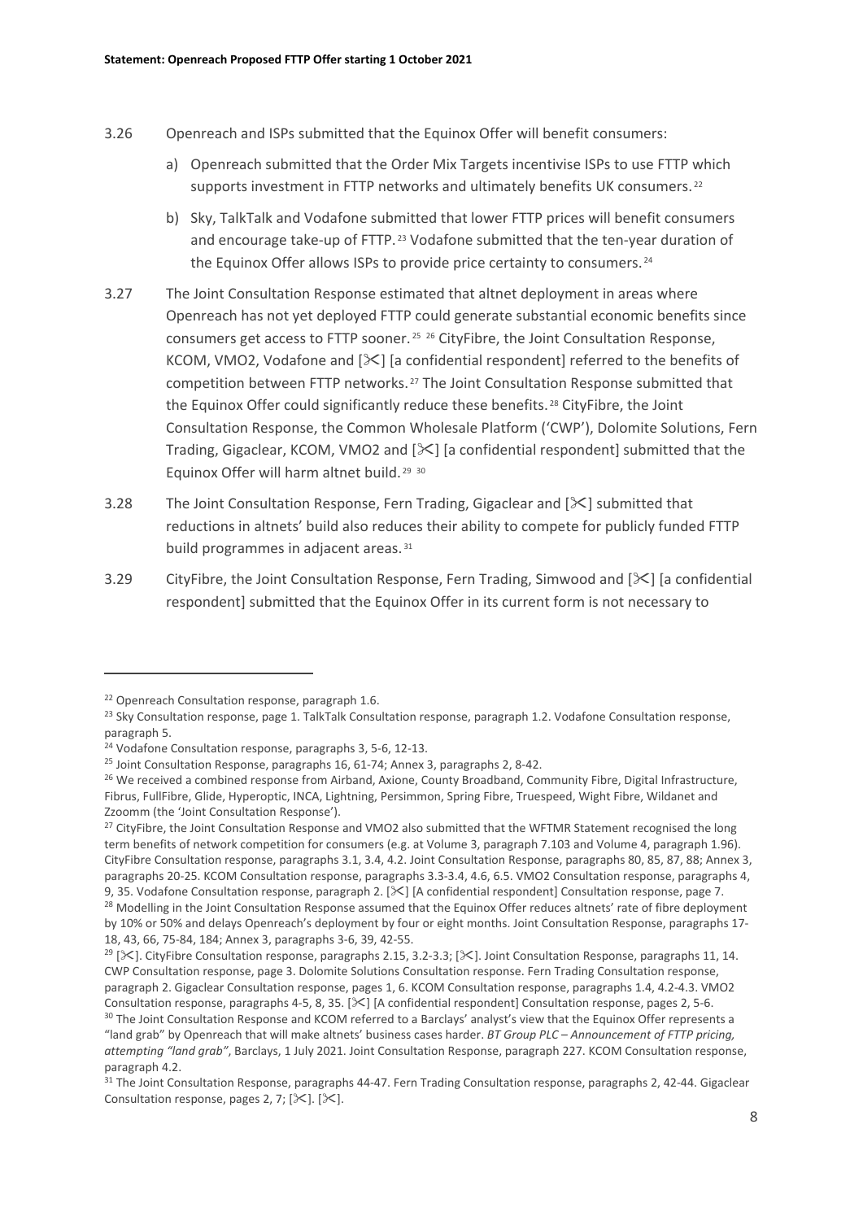3.26 Openreach and ISPs submitted that the Equinox Offer will benefit consumers:

a) Openreach submitted that the Order Mix Targets incentivise ISPs to use FTTP which supports investment in FTTP networks and ultimately benefits UK consumers.[22]

b) Sky, TalkTalk and Vodafone submitted that lower FTTP prices will benefit consumers and encourage take-up of FTTP.[23] Vodafone submitted that the ten-year duration of the Equinox Offer allows ISPs to provide price certainty to consumers.[24]

3.27 The Joint Consultation Response estimated that altnet deployment in areas where Openreach has not yet deployed FTTP could generate substantial economic benefits since consumers get access to FTTP sooner.[25] [26] CityFibre, the Joint Consultation Response, KCOM, VMO2, Vodafone and [✂] [a confidential respondent] referred to the benefits of competition between FTTP networks.[27] The Joint Consultation Response submitted that the Equinox Offer could significantly reduce these benefits.[28] CityFibre, the Joint Consultation Response, the Common Wholesale Platform ('CWP'), Dolomite Solutions, Fern Trading, Gigaclear, KCOM, VMO2 and [✂] [a confidential respondent] submitted that the Equinox Offer will harm altnet build.[29] [30]

3.28 The Joint Consultation Response, Fern Trading, Gigaclear and [✂] submitted that reductions in altnets' build also reduces their ability to compete for publicly funded FTTP build programmes in adjacent areas.[31]

3.29 CityFibre, the Joint Consultation Response, Fern Trading, Simwood and [✂] [a confidential respondent] submitted that the Equinox Offer in its current form is not necessary to

---

[22] Openreach Consultation response, paragraph 1.6.

[23] Sky Consultation response, page 1. TalkTalk Consultation response, paragraph 1.2. Vodafone Consultation response, paragraph 5.

[24] Vodafone Consultation response, paragraphs 3, 5-6, 12-13.

[25] Joint Consultation Response, paragraphs 16, 61-74; Annex 3, paragraphs 2, 8-42.

[26] We received a combined response from Airband, Axione, County Broadband, Community Fibre, Digital Infrastructure, Fibrus, FullFibre, Glide, Hyperoptic, INCA, Lightning, Persimmon, Spring Fibre, Truespeed, Wight Fibre, Wildanet and Zzoomm (the 'Joint Consultation Response').

[27] CityFibre, the Joint Consultation Response and VMO2 also submitted that the WFTMR Statement recognised the long term benefits of network competition for consumers (e.g. at Volume 3, paragraph 7.103 and Volume 4, paragraph 1.96). CityFibre Consultation response, paragraphs 3.1, 3.4, 4.2. Joint Consultation Response, paragraphs 80, 85, 87, 88; Annex 3, paragraphs 20-25. KCOM Consultation response, paragraphs 3.3-3.4, 4.6, 6.5. VMO2 Consultation response, paragraphs 4, 9, 35. Vodafone Consultation response, paragraph 2. [✂] [A confidential respondent] Consultation response, page 7.

[28] Modelling in the Joint Consultation Response assumed that the Equinox Offer reduces altnets' rate of fibre deployment by 10% or 50% and delays Openreach's deployment by four or eight months. Joint Consultation Response, paragraphs 17-18, 43, 66, 75-84, 184; Annex 3, paragraphs 3-6, 39, 42-55.

[29] [✂]. CityFibre Consultation response, paragraphs 2.15, 3.2-3.3; [✂]. Joint Consultation Response, paragraphs 11, 14. CWP Consultation response, page 3. Dolomite Solutions Consultation response. Fern Trading Consultation response, paragraph 2. Gigaclear Consultation response, pages 1, 6. KCOM Consultation response, paragraphs 1.4, 4.2-4.3. VMO2 Consultation response, paragraphs 4-5, 8, 35. [✂] [A confidential respondent] Consultation response, pages 2, 5-6.

[30] The Joint Consultation Response and KCOM referred to a Barclays' analyst's view that the Equinox Offer represents a "land grab" by Openreach that will make altnets' business cases harder. *BT Group PLC – Announcement of FTTP pricing, attempting "land grab"*, Barclays, 1 July 2021. Joint Consultation Response, paragraph 227. KCOM Consultation response, paragraph 4.2.

[31] The Joint Consultation Response, paragraphs 44-47. Fern Trading Consultation response, paragraphs 2, 42-44. Gigaclear Consultation response, pages 2, 7; [✂]. [✂].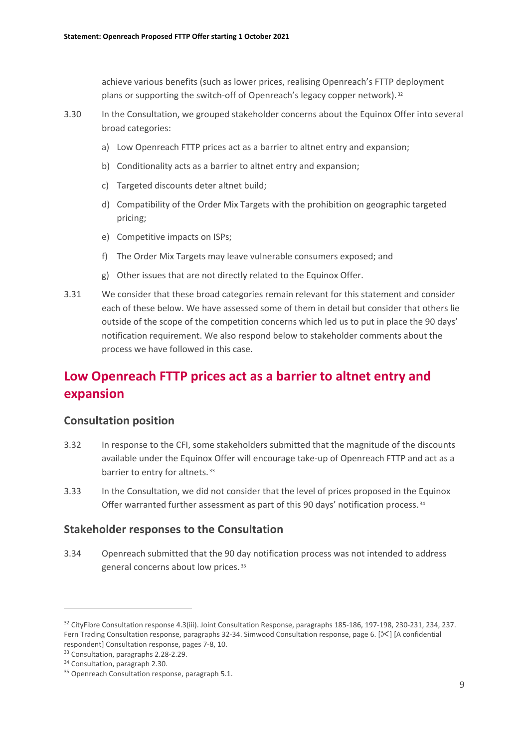achieve various benefits (such as lower prices, realising Openreach's FTTP deployment plans or supporting the switch-off of Openreach's legacy copper network).[32]

3.30 In the Consultation, we grouped stakeholder concerns about the Equinox Offer into several broad categories:

a) Low Openreach FTTP prices act as a barrier to altnet entry and expansion;

b) Conditionality acts as a barrier to altnet entry and expansion;

c) Targeted discounts deter altnet build;

d) Compatibility of the Order Mix Targets with the prohibition on geographic targeted pricing;

e) Competitive impacts on ISPs;

f) The Order Mix Targets may leave vulnerable consumers exposed; and

g) Other issues that are not directly related to the Equinox Offer.

3.31 We consider that these broad categories remain relevant for this statement and consider each of these below. We have assessed some of them in detail but consider that others lie outside of the scope of the competition concerns which led us to put in place the 90 days' notification requirement. We also respond below to stakeholder comments about the process we have followed in this case.

## Low Openreach FTTP prices act as a barrier to altnet entry and expansion

### Consultation position

3.32 In response to the CFI, some stakeholders submitted that the magnitude of the discounts available under the Equinox Offer will encourage take-up of Openreach FTTP and act as a barrier to entry for altnets.[33]

3.33 In the Consultation, we did not consider that the level of prices proposed in the Equinox Offer warranted further assessment as part of this 90 days' notification process.[34]

### Stakeholder responses to the Consultation

3.34 Openreach submitted that the 90 day notification process was not intended to address general concerns about low prices.[35]

---

[32] CityFibre Consultation response 4.3(iii). Joint Consultation Response, paragraphs 185-186, 197-198, 230-231, 234, 237. Fern Trading Consultation response, paragraphs 32-34. Simwood Consultation response, page 6. [✂] [A confidential respondent] Consultation response, pages 7-8, 10.

[33] Consultation, paragraphs 2.28-2.29.

[34] Consultation, paragraph 2.30.

[35] Openreach Consultation response, paragraph 5.1.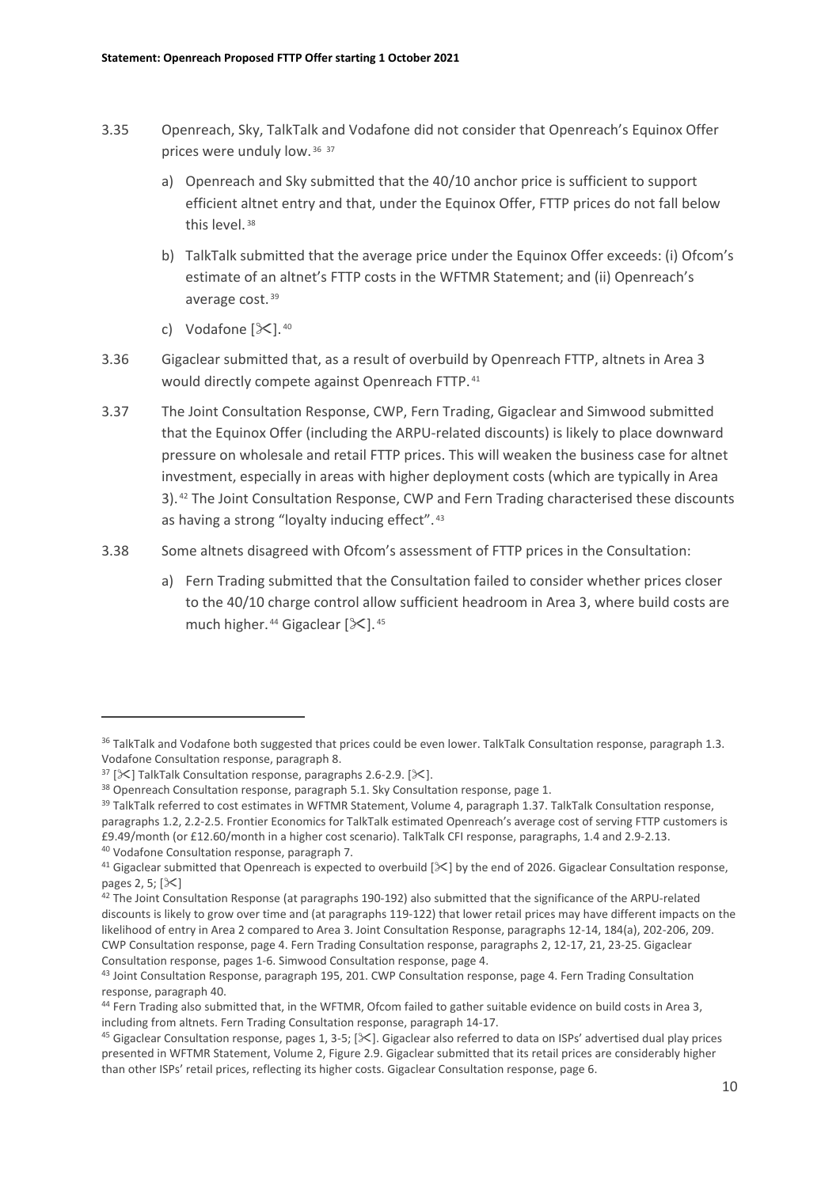3.35 Openreach, Sky, TalkTalk and Vodafone did not consider that Openreach's Equinox Offer prices were unduly low.[36] [37]

a) Openreach and Sky submitted that the 40/10 anchor price is sufficient to support efficient altnet entry and that, under the Equinox Offer, FTTP prices do not fall below this level.[38]

b) TalkTalk submitted that the average price under the Equinox Offer exceeds: (i) Ofcom's estimate of an altnet's FTTP costs in the WFTMR Statement; and (ii) Openreach's average cost.[39]

c) Vodafone [✂].[40]

3.36 Gigaclear submitted that, as a result of overbuild by Openreach FTTP, altnets in Area 3 would directly compete against Openreach FTTP.[41]

3.37 The Joint Consultation Response, CWP, Fern Trading, Gigaclear and Simwood submitted that the Equinox Offer (including the ARPU-related discounts) is likely to place downward pressure on wholesale and retail FTTP prices. This will weaken the business case for altnet investment, especially in areas with higher deployment costs (which are typically in Area 3).[42] The Joint Consultation Response, CWP and Fern Trading characterised these discounts as having a strong "loyalty inducing effect".[43]

3.38 Some altnets disagreed with Ofcom's assessment of FTTP prices in the Consultation:

a) Fern Trading submitted that the Consultation failed to consider whether prices closer to the 40/10 charge control allow sufficient headroom in Area 3, where build costs are much higher.[44] Gigaclear [✂].[45]

---

[36] TalkTalk and Vodafone both suggested that prices could be even lower. TalkTalk Consultation response, paragraph 1.3. Vodafone Consultation response, paragraph 8.

[37] [✂] TalkTalk Consultation response, paragraphs 2.6-2.9. [✂].

[38] Openreach Consultation response, paragraph 5.1. Sky Consultation response, page 1.

[39] TalkTalk referred to cost estimates in WFTMR Statement, Volume 4, paragraph 1.37. TalkTalk Consultation response, paragraphs 1.2, 2.2-2.5. Frontier Economics for TalkTalk estimated Openreach's average cost of serving FTTP customers is £9.49/month (or £12.60/month in a higher cost scenario). TalkTalk CFI response, paragraphs, 1.4 and 2.9-2.13.

[40] Vodafone Consultation response, paragraph 7.

[41] Gigaclear submitted that Openreach is expected to overbuild [✂] by the end of 2026. Gigaclear Consultation response, pages 2, 5; [✂]

[42] The Joint Consultation Response (at paragraphs 190-192) also submitted that the significance of the ARPU-related discounts is likely to grow over time and (at paragraphs 119-122) that lower retail prices may have different impacts on the likelihood of entry in Area 2 compared to Area 3. Joint Consultation Response, paragraphs 12-14, 184(a), 202-206, 209. CWP Consultation response, page 4. Fern Trading Consultation response, paragraphs 2, 12-17, 21, 23-25. Gigaclear Consultation response, pages 1-6. Simwood Consultation response, page 4.

[43] Joint Consultation Response, paragraph 195, 201. CWP Consultation response, page 4. Fern Trading Consultation response, paragraph 40.

[44] Fern Trading also submitted that, in the WFTMR, Ofcom failed to gather suitable evidence on build costs in Area 3, including from altnets. Fern Trading Consultation response, paragraph 14-17.

[45] Gigaclear Consultation response, pages 1, 3-5; [✂]. Gigaclear also referred to data on ISPs' advertised dual play prices presented in WFTMR Statement, Volume 2, Figure 2.9. Gigaclear submitted that its retail prices are considerably higher than other ISPs' retail prices, reflecting its higher costs. Gigaclear Consultation response, page 6.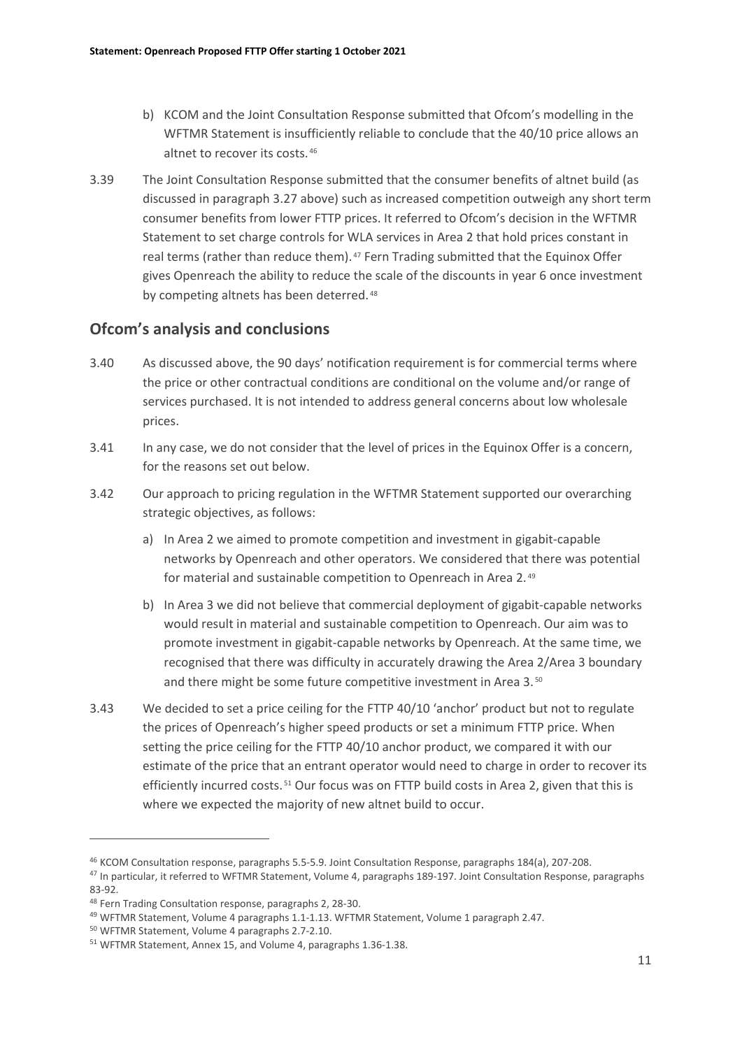b) KCOM and the Joint Consultation Response submitted that Ofcom's modelling in the WFTMR Statement is insufficiently reliable to conclude that the 40/10 price allows an altnet to recover its costs.[46]

3.39 The Joint Consultation Response submitted that the consumer benefits of altnet build (as discussed in paragraph 3.27 above) such as increased competition outweigh any short term consumer benefits from lower FTTP prices. It referred to Ofcom's decision in the WFTMR Statement to set charge controls for WLA services in Area 2 that hold prices constant in real terms (rather than reduce them).[47] Fern Trading submitted that the Equinox Offer gives Openreach the ability to reduce the scale of the discounts in year 6 once investment by competing altnets has been deterred.[48]

## Ofcom's analysis and conclusions

3.40 As discussed above, the 90 days' notification requirement is for commercial terms where the price or other contractual conditions are conditional on the volume and/or range of services purchased. It is not intended to address general concerns about low wholesale prices.

3.41 In any case, we do not consider that the level of prices in the Equinox Offer is a concern, for the reasons set out below.

3.42 Our approach to pricing regulation in the WFTMR Statement supported our overarching strategic objectives, as follows:

a) In Area 2 we aimed to promote competition and investment in gigabit-capable networks by Openreach and other operators. We considered that there was potential for material and sustainable competition to Openreach in Area 2.[49]

b) In Area 3 we did not believe that commercial deployment of gigabit-capable networks would result in material and sustainable competition to Openreach. Our aim was to promote investment in gigabit-capable networks by Openreach. At the same time, we recognised that there was difficulty in accurately drawing the Area 2/Area 3 boundary and there might be some future competitive investment in Area 3.[50]

3.43 We decided to set a price ceiling for the FTTP 40/10 'anchor' product but not to regulate the prices of Openreach's higher speed products or set a minimum FTTP price. When setting the price ceiling for the FTTP 40/10 anchor product, we compared it with our estimate of the price that an entrant operator would need to charge in order to recover its efficiently incurred costs.[51] Our focus was on FTTP build costs in Area 2, given that this is where we expected the majority of new altnet build to occur.

---

[46] KCOM Consultation response, paragraphs 5.5-5.9. Joint Consultation Response, paragraphs 184(a), 207-208.

[47] In particular, it referred to WFTMR Statement, Volume 4, paragraphs 189-197. Joint Consultation Response, paragraphs 83-92.

[48] Fern Trading Consultation response, paragraphs 2, 28-30.

[49] WFTMR Statement, Volume 4 paragraphs 1.1-1.13. WFTMR Statement, Volume 1 paragraph 2.47.

[50] WFTMR Statement, Volume 4 paragraphs 2.7-2.10.

[51] WFTMR Statement, Annex 15, and Volume 4, paragraphs 1.36-1.38.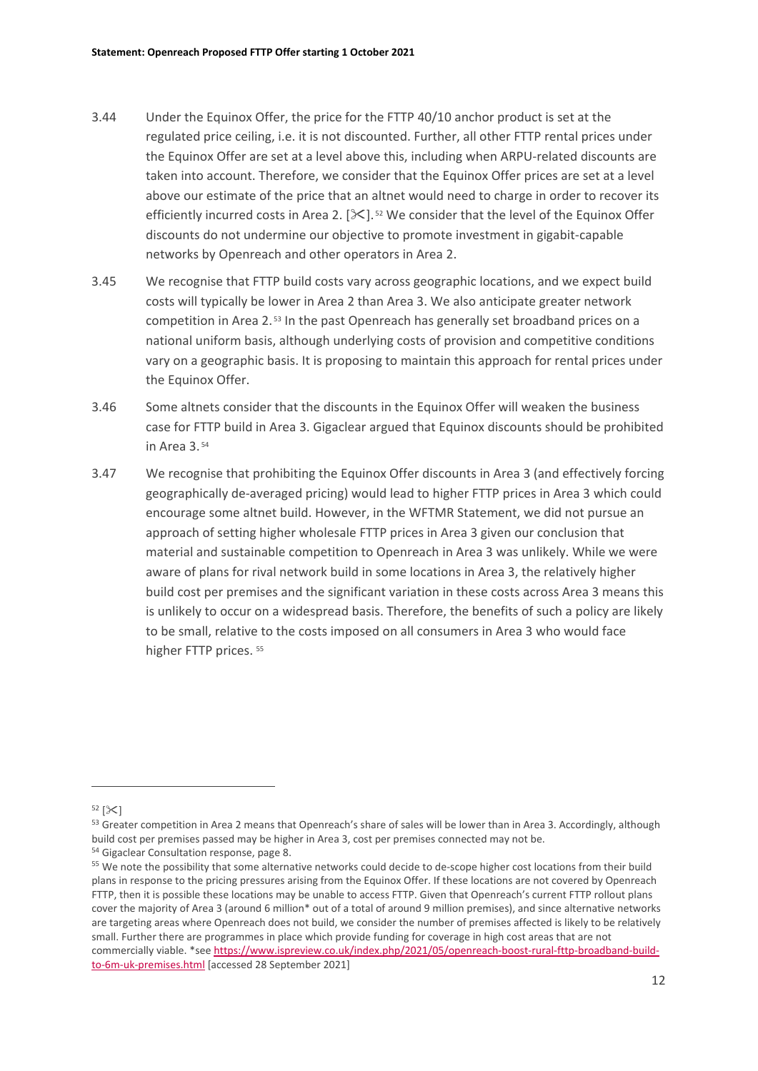3.44 Under the Equinox Offer, the price for the FTTP 40/10 anchor product is set at the regulated price ceiling, i.e. it is not discounted. Further, all other FTTP rental prices under the Equinox Offer are set at a level above this, including when ARPU-related discounts are taken into account. Therefore, we consider that the Equinox Offer prices are set at a level above our estimate of the price that an altnet would need to charge in order to recover its efficiently incurred costs in Area 2. [✂].[52] We consider that the level of the Equinox Offer discounts do not undermine our objective to promote investment in gigabit-capable networks by Openreach and other operators in Area 2.

3.45 We recognise that FTTP build costs vary across geographic locations, and we expect build costs will typically be lower in Area 2 than Area 3. We also anticipate greater network competition in Area 2.[53] In the past Openreach has generally set broadband prices on a national uniform basis, although underlying costs of provision and competitive conditions vary on a geographic basis. It is proposing to maintain this approach for rental prices under the Equinox Offer.

3.46 Some altnets consider that the discounts in the Equinox Offer will weaken the business case for FTTP build in Area 3. Gigaclear argued that Equinox discounts should be prohibited in Area 3.[54]

3.47 We recognise that prohibiting the Equinox Offer discounts in Area 3 (and effectively forcing geographically de-averaged pricing) would lead to higher FTTP prices in Area 3 which could encourage some altnet build. However, in the WFTMR Statement, we did not pursue an approach of setting higher wholesale FTTP prices in Area 3 given our conclusion that material and sustainable competition to Openreach in Area 3 was unlikely. While we were aware of plans for rival network build in some locations in Area 3, the relatively higher build cost per premises and the significant variation in these costs across Area 3 means this is unlikely to occur on a widespread basis. Therefore, the benefits of such a policy are likely to be small, relative to the costs imposed on all consumers in Area 3 who would face higher FTTP prices.[55]

---

[52] [✂]

[53] Greater competition in Area 2 means that Openreach's share of sales will be lower than in Area 3. Accordingly, although build cost per premises passed may be higher in Area 3, cost per premises connected may not be.

[54] Gigaclear Consultation response, page 8.

[55] We note the possibility that some alternative networks could decide to de-scope higher cost locations from their build plans in response to the pricing pressures arising from the Equinox Offer. If these locations are not covered by Openreach FTTP, then it is possible these locations may be unable to access FTTP. Given that Openreach's current FTTP rollout plans cover the majority of Area 3 (around 6 million* out of a total of around 9 million premises), and since alternative networks are targeting areas where Openreach does not build, we consider the number of premises affected is likely to be relatively small. Further there are programmes in place which provide funding for coverage in high cost areas that are not commercially viable. *see https://www.ispreview.co.uk/index.php/2021/05/openreach-boost-rural-fttp-broadband-build-to-6m-uk-premises.html [accessed 28 September 2021]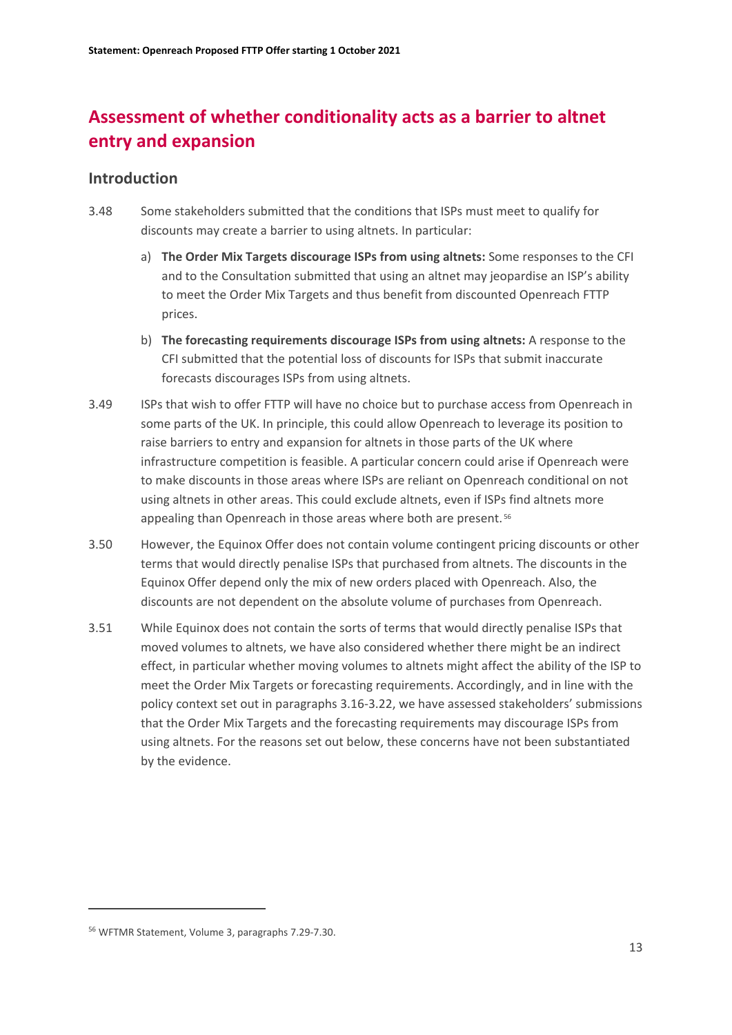## Assessment of whether conditionality acts as a barrier to altnet entry and expansion

### Introduction

3.48 Some stakeholders submitted that the conditions that ISPs must meet to qualify for discounts may create a barrier to using altnets. In particular:

a) **The Order Mix Targets discourage ISPs from using altnets:** Some responses to the CFI and to the Consultation submitted that using an altnet may jeopardise an ISP's ability to meet the Order Mix Targets and thus benefit from discounted Openreach FTTP prices.

b) **The forecasting requirements discourage ISPs from using altnets:** A response to the CFI submitted that the potential loss of discounts for ISPs that submit inaccurate forecasts discourages ISPs from using altnets.

3.49 ISPs that wish to offer FTTP will have no choice but to purchase access from Openreach in some parts of the UK. In principle, this could allow Openreach to leverage its position to raise barriers to entry and expansion for altnets in those parts of the UK where infrastructure competition is feasible. A particular concern could arise if Openreach were to make discounts in those areas where ISPs are reliant on Openreach conditional on not using altnets in other areas. This could exclude altnets, even if ISPs find altnets more appealing than Openreach in those areas where both are present.[56]

3.50 However, the Equinox Offer does not contain volume contingent pricing discounts or other terms that would directly penalise ISPs that purchased from altnets. The discounts in the Equinox Offer depend only the mix of new orders placed with Openreach. Also, the discounts are not dependent on the absolute volume of purchases from Openreach.

3.51 While Equinox does not contain the sorts of terms that would directly penalise ISPs that moved volumes to altnets, we have also considered whether there might be an indirect effect, in particular whether moving volumes to altnets might affect the ability of the ISP to meet the Order Mix Targets or forecasting requirements. Accordingly, and in line with the policy context set out in paragraphs 3.16-3.22, we have assessed stakeholders' submissions that the Order Mix Targets and the forecasting requirements may discourage ISPs from using altnets. For the reasons set out below, these concerns have not been substantiated by the evidence.

[56] WFTMR Statement, Volume 3, paragraphs 7.29-7.30.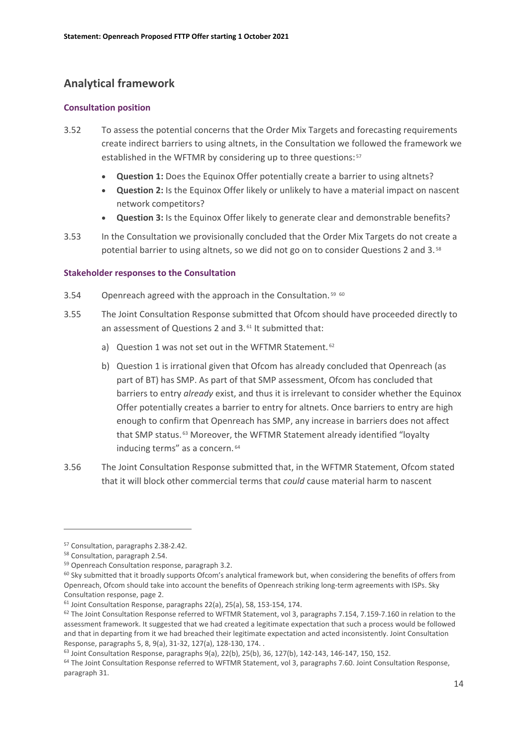## Analytical framework

### Consultation position

3.52 To assess the potential concerns that the Order Mix Targets and forecasting requirements create indirect barriers to using altnets, in the Consultation we followed the framework we established in the WFTMR by considering up to three questions:[57]

- **Question 1:** Does the Equinox Offer potentially create a barrier to using altnets?
- **Question 2:** Is the Equinox Offer likely or unlikely to have a material impact on nascent network competitors?
- **Question 3:** Is the Equinox Offer likely to generate clear and demonstrable benefits?

3.53 In the Consultation we provisionally concluded that the Order Mix Targets do not create a potential barrier to using altnets, so we did not go on to consider Questions 2 and 3.[58]

### Stakeholder responses to the Consultation

3.54 Openreach agreed with the approach in the Consultation.[59] [60]

3.55 The Joint Consultation Response submitted that Ofcom should have proceeded directly to an assessment of Questions 2 and 3.[61] It submitted that:

a) Question 1 was not set out in the WFTMR Statement.[62]

b) Question 1 is irrational given that Ofcom has already concluded that Openreach (as part of BT) has SMP. As part of that SMP assessment, Ofcom has concluded that barriers to entry *already* exist, and thus it is irrelevant to consider whether the Equinox Offer potentially creates a barrier to entry for altnets. Once barriers to entry are high enough to confirm that Openreach has SMP, any increase in barriers does not affect that SMP status.[63] Moreover, the WFTMR Statement already identified "loyalty inducing terms" as a concern.[64]

3.56 The Joint Consultation Response submitted that, in the WFTMR Statement, Ofcom stated that it will block other commercial terms that *could* cause material harm to nascent

---

[57] Consultation, paragraphs 2.38-2.42.

[58] Consultation, paragraph 2.54.

[59] Openreach Consultation response, paragraph 3.2.

[60] Sky submitted that it broadly supports Ofcom's analytical framework but, when considering the benefits of offers from Openreach, Ofcom should take into account the benefits of Openreach striking long-term agreements with ISPs. Sky Consultation response, page 2.

[61] Joint Consultation Response, paragraphs 22(a), 25(a), 58, 153-154, 174.

[62] The Joint Consultation Response referred to WFTMR Statement, vol 3, paragraphs 7.154, 7.159-7.160 in relation to the assessment framework. It suggested that we had created a legitimate expectation that such a process would be followed and that in departing from it we had breached their legitimate expectation and acted inconsistently. Joint Consultation Response, paragraphs 5, 8, 9(a), 31-32, 127(a), 128-130, 174. .

[63] Joint Consultation Response, paragraphs 9(a), 22(b), 25(b), 36, 127(b), 142-143, 146-147, 150, 152.

[64] The Joint Consultation Response referred to WFTMR Statement, vol 3, paragraphs 7.60. Joint Consultation Response, paragraph 31.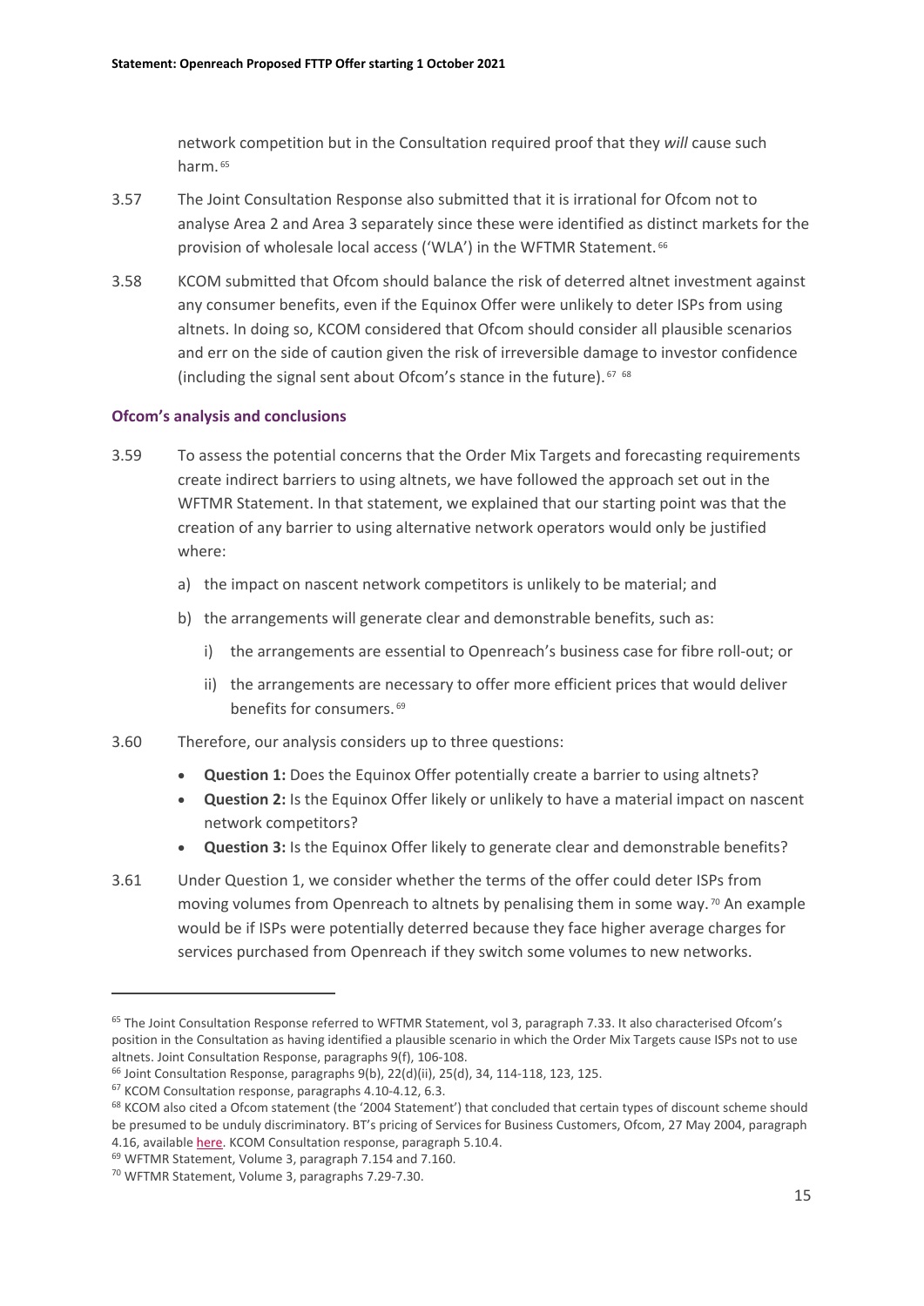network competition but in the Consultation required proof that they *will* cause such harm.[65]

3.57 The Joint Consultation Response also submitted that it is irrational for Ofcom not to analyse Area 2 and Area 3 separately since these were identified as distinct markets for the provision of wholesale local access ('WLA') in the WFTMR Statement.[66]

3.58 KCOM submitted that Ofcom should balance the risk of deterred altnet investment against any consumer benefits, even if the Equinox Offer were unlikely to deter ISPs from using altnets. In doing so, KCOM considered that Ofcom should consider all plausible scenarios and err on the side of caution given the risk of irreversible damage to investor confidence (including the signal sent about Ofcom's stance in the future).[67] [68]

### Ofcom's analysis and conclusions

3.59 To assess the potential concerns that the Order Mix Targets and forecasting requirements create indirect barriers to using altnets, we have followed the approach set out in the WFTMR Statement. In that statement, we explained that our starting point was that the creation of any barrier to using alternative network operators would only be justified where:

a) the impact on nascent network competitors is unlikely to be material; and

b) the arrangements will generate clear and demonstrable benefits, such as:

   i) the arrangements are essential to Openreach's business case for fibre roll-out; or

   ii) the arrangements are necessary to offer more efficient prices that would deliver benefits for consumers.[69]

3.60 Therefore, our analysis considers up to three questions:

- **Question 1:** Does the Equinox Offer potentially create a barrier to using altnets?
- **Question 2:** Is the Equinox Offer likely or unlikely to have a material impact on nascent network competitors?
- **Question 3:** Is the Equinox Offer likely to generate clear and demonstrable benefits?

3.61 Under Question 1, we consider whether the terms of the offer could deter ISPs from moving volumes from Openreach to altnets by penalising them in some way.[70] An example would be if ISPs were potentially deterred because they face higher average charges for services purchased from Openreach if they switch some volumes to new networks.

---

[65] The Joint Consultation Response referred to WFTMR Statement, vol 3, paragraph 7.33. It also characterised Ofcom's position in the Consultation as having identified a plausible scenario in which the Order Mix Targets cause ISPs not to use altnets. Joint Consultation Response, paragraphs 9(f), 106-108.

[66] Joint Consultation Response, paragraphs 9(b), 22(d)(ii), 25(d), 34, 114-118, 123, 125.

[67] KCOM Consultation response, paragraphs 4.10-4.12, 6.3.

[68] KCOM also cited a Ofcom statement (the '2004 Statement') that concluded that certain types of discount scheme should be presumed to be unduly discriminatory. BT's pricing of Services for Business Customers, Ofcom, 27 May 2004, paragraph 4.16, available here. KCOM Consultation response, paragraph 5.10.4.

[69] WFTMR Statement, Volume 3, paragraph 7.154 and 7.160.

[70] WFTMR Statement, Volume 3, paragraphs 7.29-7.30.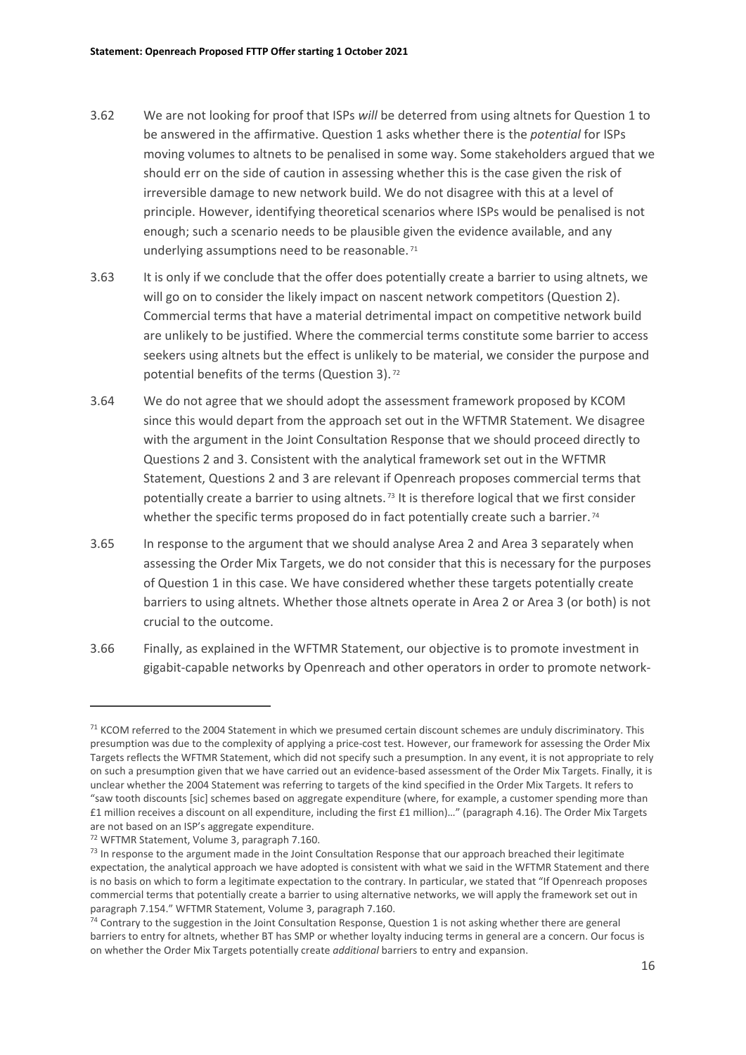3.62 We are not looking for proof that ISPs *will* be deterred from using altnets for Question 1 to be answered in the affirmative. Question 1 asks whether there is the *potential* for ISPs moving volumes to altnets to be penalised in some way. Some stakeholders argued that we should err on the side of caution in assessing whether this is the case given the risk of irreversible damage to new network build. We do not disagree with this at a level of principle. However, identifying theoretical scenarios where ISPs would be penalised is not enough; such a scenario needs to be plausible given the evidence available, and any underlying assumptions need to be reasonable.[71]

3.63 It is only if we conclude that the offer does potentially create a barrier to using altnets, we will go on to consider the likely impact on nascent network competitors (Question 2). Commercial terms that have a material detrimental impact on competitive network build are unlikely to be justified. Where the commercial terms constitute some barrier to access seekers using altnets but the effect is unlikely to be material, we consider the purpose and potential benefits of the terms (Question 3).[72]

3.64 We do not agree that we should adopt the assessment framework proposed by KCOM since this would depart from the approach set out in the WFTMR Statement. We disagree with the argument in the Joint Consultation Response that we should proceed directly to Questions 2 and 3. Consistent with the analytical framework set out in the WFTMR Statement, Questions 2 and 3 are relevant if Openreach proposes commercial terms that potentially create a barrier to using altnets.[73] It is therefore logical that we first consider whether the specific terms proposed do in fact potentially create such a barrier.[74]

3.65 In response to the argument that we should analyse Area 2 and Area 3 separately when assessing the Order Mix Targets, we do not consider that this is necessary for the purposes of Question 1 in this case. We have considered whether these targets potentially create barriers to using altnets. Whether those altnets operate in Area 2 or Area 3 (or both) is not crucial to the outcome.

3.66 Finally, as explained in the WFTMR Statement, our objective is to promote investment in gigabit-capable networks by Openreach and other operators in order to promote network-

---

[71] KCOM referred to the 2004 Statement in which we presumed certain discount schemes are unduly discriminatory. This presumption was due to the complexity of applying a price-cost test. However, our framework for assessing the Order Mix Targets reflects the WFTMR Statement, which did not specify such a presumption. In any event, it is not appropriate to rely on such a presumption given that we have carried out an evidence-based assessment of the Order Mix Targets. Finally, it is unclear whether the 2004 Statement was referring to targets of the kind specified in the Order Mix Targets. It refers to "saw tooth discounts [sic] schemes based on aggregate expenditure (where, for example, a customer spending more than £1 million receives a discount on all expenditure, including the first £1 million)…" (paragraph 4.16). The Order Mix Targets are not based on an ISP's aggregate expenditure.

[72] WFTMR Statement, Volume 3, paragraph 7.160.

[73] In response to the argument made in the Joint Consultation Response that our approach breached their legitimate expectation, the analytical approach we have adopted is consistent with what we said in the WFTMR Statement and there is no basis on which to form a legitimate expectation to the contrary. In particular, we stated that "If Openreach proposes commercial terms that potentially create a barrier to using alternative networks, we will apply the framework set out in paragraph 7.154." WFTMR Statement, Volume 3, paragraph 7.160.

[74] Contrary to the suggestion in the Joint Consultation Response, Question 1 is not asking whether there are general barriers to entry for altnets, whether BT has SMP or whether loyalty inducing terms in general are a concern. Our focus is on whether the Order Mix Targets potentially create *additional* barriers to entry and expansion.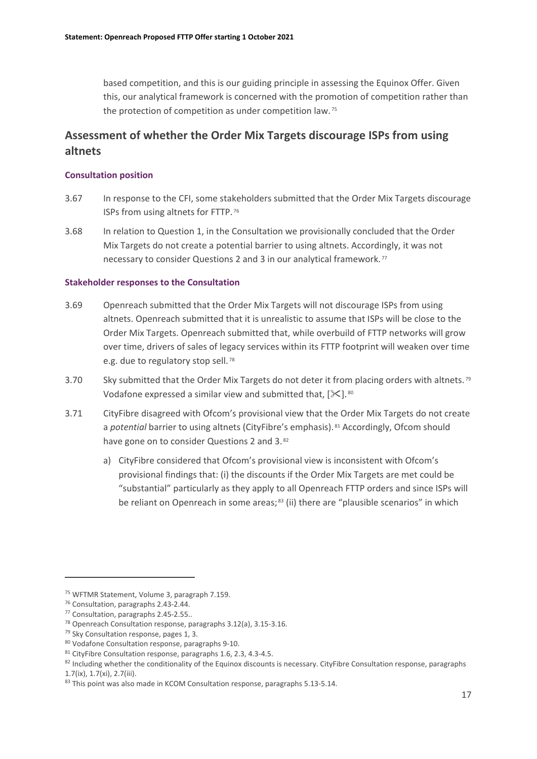based competition, and this is our guiding principle in assessing the Equinox Offer. Given this, our analytical framework is concerned with the promotion of competition rather than the protection of competition as under competition law.[75]

## Assessment of whether the Order Mix Targets discourage ISPs from using altnets

### Consultation position

3.67 In response to the CFI, some stakeholders submitted that the Order Mix Targets discourage ISPs from using altnets for FTTP.[76]

3.68 In relation to Question 1, in the Consultation we provisionally concluded that the Order Mix Targets do not create a potential barrier to using altnets. Accordingly, it was not necessary to consider Questions 2 and 3 in our analytical framework.[77]

### Stakeholder responses to the Consultation

3.69 Openreach submitted that the Order Mix Targets will not discourage ISPs from using altnets. Openreach submitted that it is unrealistic to assume that ISPs will be close to the Order Mix Targets. Openreach submitted that, while overbuild of FTTP networks will grow over time, drivers of sales of legacy services within its FTTP footprint will weaken over time e.g. due to regulatory stop sell.[78]

3.70 Sky submitted that the Order Mix Targets do not deter it from placing orders with altnets.[79] Vodafone expressed a similar view and submitted that, [✂].[80]

3.71 CityFibre disagreed with Ofcom's provisional view that the Order Mix Targets do not create a *potential* barrier to using altnets (CityFibre's emphasis).[81] Accordingly, Ofcom should have gone on to consider Questions 2 and 3.[82]

a) CityFibre considered that Ofcom's provisional view is inconsistent with Ofcom's provisional findings that: (i) the discounts if the Order Mix Targets are met could be "substantial" particularly as they apply to all Openreach FTTP orders and since ISPs will be reliant on Openreach in some areas;[83] (ii) there are "plausible scenarios" in which

---

[75] WFTMR Statement, Volume 3, paragraph 7.159.

[76] Consultation, paragraphs 2.43-2.44.

[77] Consultation, paragraphs 2.45-2.55..

[78] Openreach Consultation response, paragraphs 3.12(a), 3.15-3.16.

[79] Sky Consultation response, pages 1, 3.

[80] Vodafone Consultation response, paragraphs 9-10.

[81] CityFibre Consultation response, paragraphs 1.6, 2.3, 4.3-4.5.

[82] Including whether the conditionality of the Equinox discounts is necessary. CityFibre Consultation response, paragraphs 1.7(ix), 1.7(xi), 2.7(iii).

[83] This point was also made in KCOM Consultation response, paragraphs 5.13-5.14.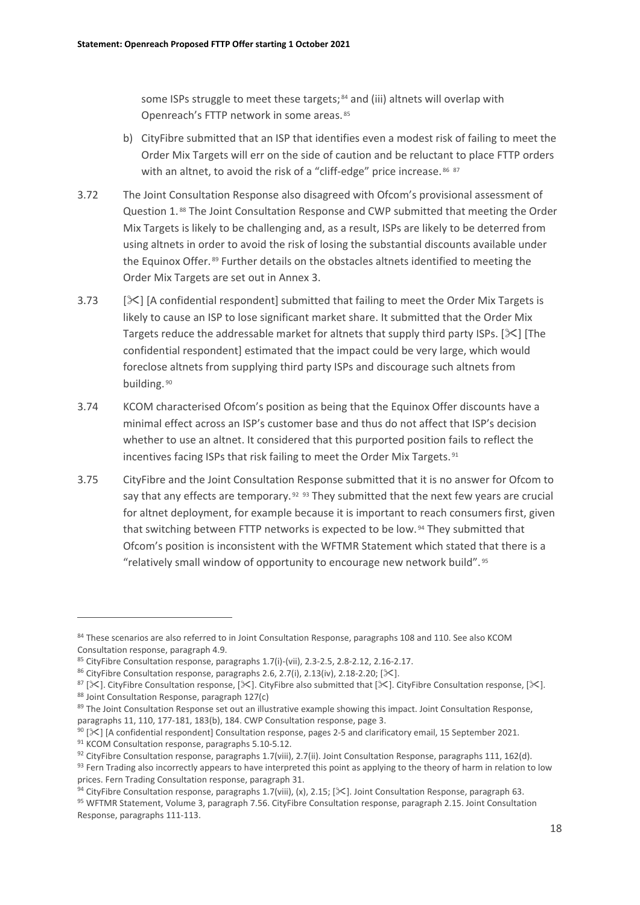some ISPs struggle to meet these targets;[84] and (iii) altnets will overlap with Openreach's FTTP network in some areas.[85]

b) CityFibre submitted that an ISP that identifies even a modest risk of failing to meet the Order Mix Targets will err on the side of caution and be reluctant to place FTTP orders with an altnet, to avoid the risk of a "cliff-edge" price increase.[86] [87]

3.72 The Joint Consultation Response also disagreed with Ofcom's provisional assessment of Question 1.[88] The Joint Consultation Response and CWP submitted that meeting the Order Mix Targets is likely to be challenging and, as a result, ISPs are likely to be deterred from using altnets in order to avoid the risk of losing the substantial discounts available under the Equinox Offer.[89] Further details on the obstacles altnets identified to meeting the Order Mix Targets are set out in Annex 3.

3.73 [✂] [A confidential respondent] submitted that failing to meet the Order Mix Targets is likely to cause an ISP to lose significant market share. It submitted that the Order Mix Targets reduce the addressable market for altnets that supply third party ISPs. [✂] [The confidential respondent] estimated that the impact could be very large, which would foreclose altnets from supplying third party ISPs and discourage such altnets from building.[90]

3.74 KCOM characterised Ofcom's position as being that the Equinox Offer discounts have a minimal effect across an ISP's customer base and thus do not affect that ISP's decision whether to use an altnet. It considered that this purported position fails to reflect the incentives facing ISPs that risk failing to meet the Order Mix Targets.[91]

3.75 CityFibre and the Joint Consultation Response submitted that it is no answer for Ofcom to say that any effects are temporary.[92] [93] They submitted that the next few years are crucial for altnet deployment, for example because it is important to reach consumers first, given that switching between FTTP networks is expected to be low.[94] They submitted that Ofcom's position is inconsistent with the WFTMR Statement which stated that there is a "relatively small window of opportunity to encourage new network build".[95]

---

[84] These scenarios are also referred to in Joint Consultation Response, paragraphs 108 and 110. See also KCOM Consultation response, paragraph 4.9.

[85] CityFibre Consultation response, paragraphs 1.7(i)-(vii), 2.3-2.5, 2.8-2.12, 2.16-2.17.

[86] CityFibre Consultation response, paragraphs 2.6, 2.7(i), 2.13(iv), 2.18-2.20; [✂].

[87] [✂]. CityFibre Consultation response, [✂]. CityFibre also submitted that [✂]. CityFibre Consultation response, [✂].

[88] Joint Consultation Response, paragraph 127(c)

[89] The Joint Consultation Response set out an illustrative example showing this impact. Joint Consultation Response, paragraphs 11, 110, 177-181, 183(b), 184. CWP Consultation response, page 3.

[90] [✂] [A confidential respondent] Consultation response, pages 2-5 and clarificatory email, 15 September 2021.

[91] KCOM Consultation response, paragraphs 5.10-5.12.

[92] CityFibre Consultation response, paragraphs 1.7(viii), 2.7(ii). Joint Consultation Response, paragraphs 111, 162(d).

[93] Fern Trading also incorrectly appears to have interpreted this point as applying to the theory of harm in relation to low prices. Fern Trading Consultation response, paragraph 31.

[94] CityFibre Consultation response, paragraphs 1.7(viii), (x), 2.15; [✂]. Joint Consultation Response, paragraph 63.

[95] WFTMR Statement, Volume 3, paragraph 7.56. CityFibre Consultation response, paragraph 2.15. Joint Consultation Response, paragraphs 111-113.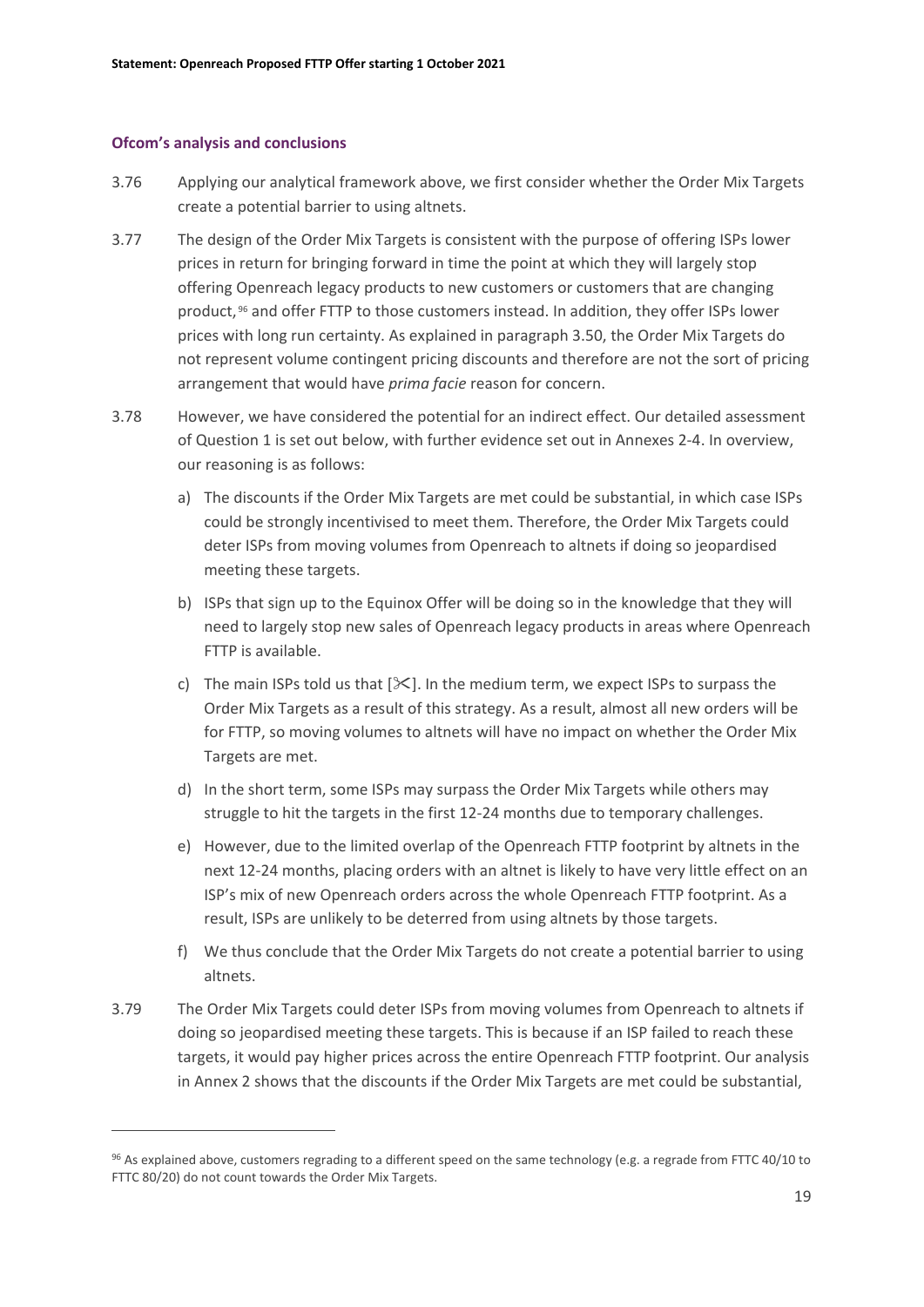### Ofcom's analysis and conclusions

3.76 Applying our analytical framework above, we first consider whether the Order Mix Targets create a potential barrier to using altnets.

3.77 The design of the Order Mix Targets is consistent with the purpose of offering ISPs lower prices in return for bringing forward in time the point at which they will largely stop offering Openreach legacy products to new customers or customers that are changing product,[96] and offer FTTP to those customers instead. In addition, they offer ISPs lower prices with long run certainty. As explained in paragraph 3.50, the Order Mix Targets do not represent volume contingent pricing discounts and therefore are not the sort of pricing arrangement that would have *prima facie* reason for concern.

3.78 However, we have considered the potential for an indirect effect. Our detailed assessment of Question 1 is set out below, with further evidence set out in Annexes 2-4. In overview, our reasoning is as follows:

a) The discounts if the Order Mix Targets are met could be substantial, in which case ISPs could be strongly incentivised to meet them. Therefore, the Order Mix Targets could deter ISPs from moving volumes from Openreach to altnets if doing so jeopardised meeting these targets.

b) ISPs that sign up to the Equinox Offer will be doing so in the knowledge that they will need to largely stop new sales of Openreach legacy products in areas where Openreach FTTP is available.

c) The main ISPs told us that [✂]. In the medium term, we expect ISPs to surpass the Order Mix Targets as a result of this strategy. As a result, almost all new orders will be for FTTP, so moving volumes to altnets will have no impact on whether the Order Mix Targets are met.

d) In the short term, some ISPs may surpass the Order Mix Targets while others may struggle to hit the targets in the first 12-24 months due to temporary challenges.

e) However, due to the limited overlap of the Openreach FTTP footprint by altnets in the next 12-24 months, placing orders with an altnet is likely to have very little effect on an ISP's mix of new Openreach orders across the whole Openreach FTTP footprint. As a result, ISPs are unlikely to be deterred from using altnets by those targets.

f) We thus conclude that the Order Mix Targets do not create a potential barrier to using altnets.

3.79 The Order Mix Targets could deter ISPs from moving volumes from Openreach to altnets if doing so jeopardised meeting these targets. This is because if an ISP failed to reach these targets, it would pay higher prices across the entire Openreach FTTP footprint. Our analysis in Annex 2 shows that the discounts if the Order Mix Targets are met could be substantial,

[96] As explained above, customers regrading to a different speed on the same technology (e.g. a regrade from FTTC 40/10 to FTTC 80/20) do not count towards the Order Mix Targets.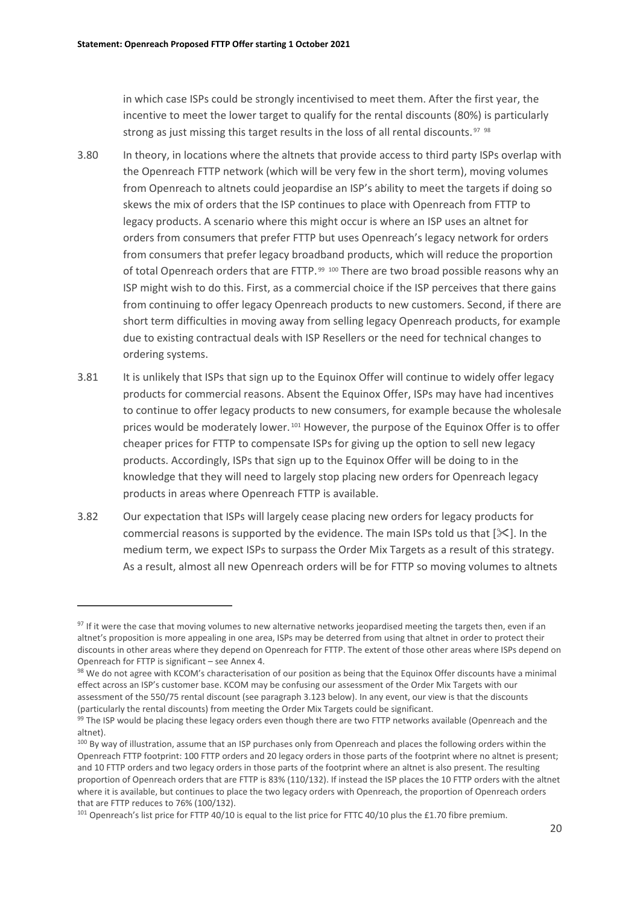in which case ISPs could be strongly incentivised to meet them. After the first year, the incentive to meet the lower target to qualify for the rental discounts (80%) is particularly strong as just missing this target results in the loss of all rental discounts.[97] [98]

3.80 In theory, in locations where the altnets that provide access to third party ISPs overlap with the Openreach FTTP network (which will be very few in the short term), moving volumes from Openreach to altnets could jeopardise an ISP's ability to meet the targets if doing so skews the mix of orders that the ISP continues to place with Openreach from FTTP to legacy products. A scenario where this might occur is where an ISP uses an altnet for orders from consumers that prefer FTTP but uses Openreach's legacy network for orders from consumers that prefer legacy broadband products, which will reduce the proportion of total Openreach orders that are FTTP.[99] [100] There are two broad possible reasons why an ISP might wish to do this. First, as a commercial choice if the ISP perceives that there gains from continuing to offer legacy Openreach products to new customers. Second, if there are short term difficulties in moving away from selling legacy Openreach products, for example due to existing contractual deals with ISP Resellers or the need for technical changes to ordering systems.

3.81 It is unlikely that ISPs that sign up to the Equinox Offer will continue to widely offer legacy products for commercial reasons. Absent the Equinox Offer, ISPs may have had incentives to continue to offer legacy products to new consumers, for example because the wholesale prices would be moderately lower.[101] However, the purpose of the Equinox Offer is to offer cheaper prices for FTTP to compensate ISPs for giving up the option to sell new legacy products. Accordingly, ISPs that sign up to the Equinox Offer will be doing to in the knowledge that they will need to largely stop placing new orders for Openreach legacy products in areas where Openreach FTTP is available.

3.82 Our expectation that ISPs will largely cease placing new orders for legacy products for commercial reasons is supported by the evidence. The main ISPs told us that [✂]. In the medium term, we expect ISPs to surpass the Order Mix Targets as a result of this strategy. As a result, almost all new Openreach orders will be for FTTP so moving volumes to altnets

---

[97] If it were the case that moving volumes to new alternative networks jeopardised meeting the targets then, even if an altnet's proposition is more appealing in one area, ISPs may be deterred from using that altnet in order to protect their discounts in other areas where they depend on Openreach for FTTP. The extent of those other areas where ISPs depend on Openreach for FTTP is significant – see Annex 4.

[98] We do not agree with KCOM's characterisation of our position as being that the Equinox Offer discounts have a minimal effect across an ISP's customer base. KCOM may be confusing our assessment of the Order Mix Targets with our assessment of the 550/75 rental discount (see paragraph 3.123 below). In any event, our view is that the discounts (particularly the rental discounts) from meeting the Order Mix Targets could be significant.

[99] The ISP would be placing these legacy orders even though there are two FTTP networks available (Openreach and the altnet).

[100] By way of illustration, assume that an ISP purchases only from Openreach and places the following orders within the Openreach FTTP footprint: 100 FTTP orders and 20 legacy orders in those parts of the footprint where no altnet is present; and 10 FTTP orders and two legacy orders in those parts of the footprint where an altnet is also present. The resulting proportion of Openreach orders that are FTTP is 83% (110/132). If instead the ISP places the 10 FTTP orders with the altnet where it is available, but continues to place the two legacy orders with Openreach, the proportion of Openreach orders that are FTTP reduces to 76% (100/132).

[101] Openreach's list price for FTTP 40/10 is equal to the list price for FTTC 40/10 plus the £1.70 fibre premium.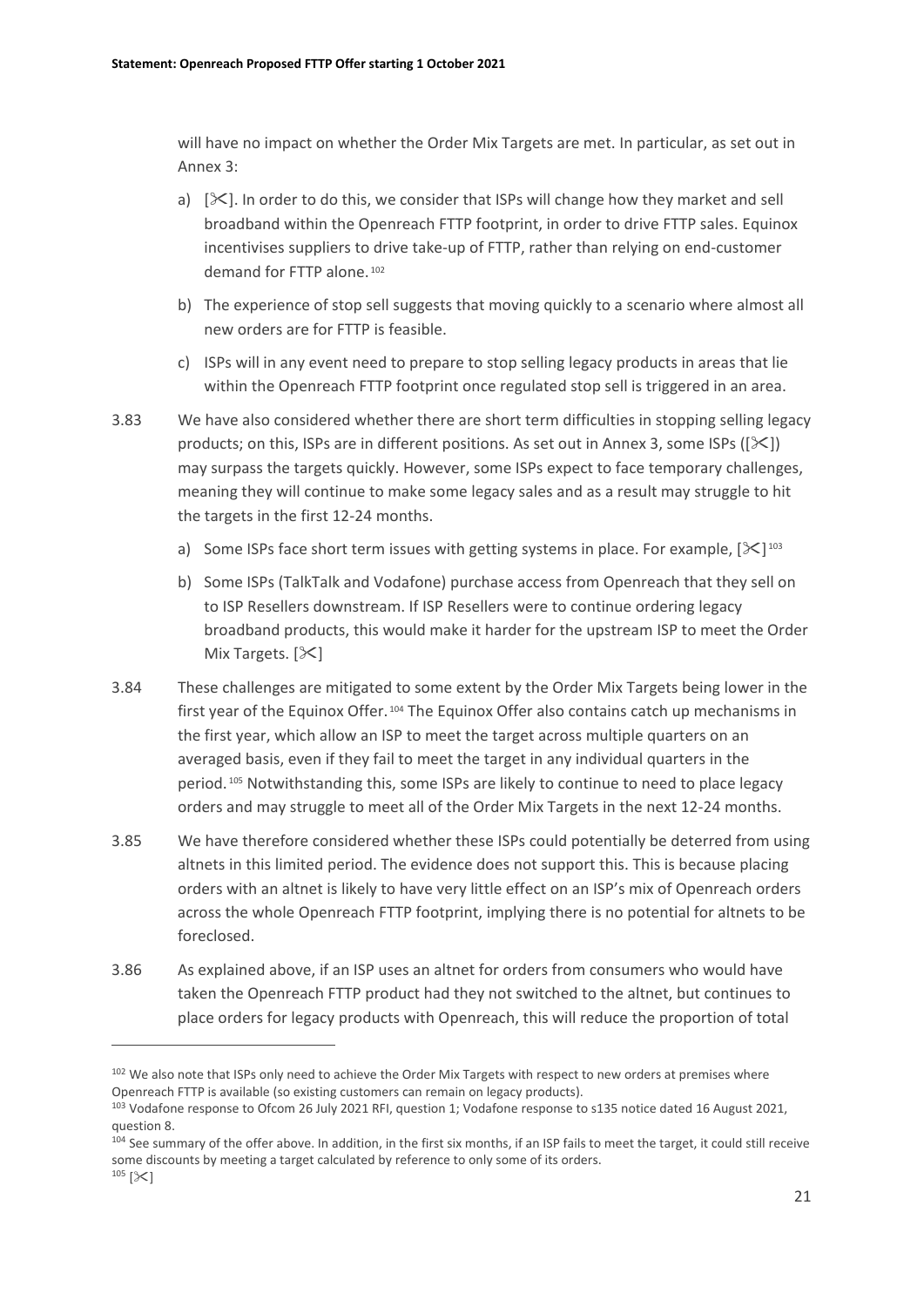will have no impact on whether the Order Mix Targets are met. In particular, as set out in Annex 3:

a) [✂]. In order to do this, we consider that ISPs will change how they market and sell broadband within the Openreach FTTP footprint, in order to drive FTTP sales. Equinox incentivises suppliers to drive take-up of FTTP, rather than relying on end-customer demand for FTTP alone.[102]

b) The experience of stop sell suggests that moving quickly to a scenario where almost all new orders are for FTTP is feasible.

c) ISPs will in any event need to prepare to stop selling legacy products in areas that lie within the Openreach FTTP footprint once regulated stop sell is triggered in an area.

3.83 We have also considered whether there are short term difficulties in stopping selling legacy products; on this, ISPs are in different positions. As set out in Annex 3, some ISPs ([✂]) may surpass the targets quickly. However, some ISPs expect to face temporary challenges, meaning they will continue to make some legacy sales and as a result may struggle to hit the targets in the first 12-24 months.

a) Some ISPs face short term issues with getting systems in place. For example, [✂][103]

b) Some ISPs (TalkTalk and Vodafone) purchase access from Openreach that they sell on to ISP Resellers downstream. If ISP Resellers were to continue ordering legacy broadband products, this would make it harder for the upstream ISP to meet the Order Mix Targets. [✂]

3.84 These challenges are mitigated to some extent by the Order Mix Targets being lower in the first year of the Equinox Offer.[104] The Equinox Offer also contains catch up mechanisms in the first year, which allow an ISP to meet the target across multiple quarters on an averaged basis, even if they fail to meet the target in any individual quarters in the period.[105] Notwithstanding this, some ISPs are likely to continue to need to place legacy orders and may struggle to meet all of the Order Mix Targets in the next 12-24 months.

3.85 We have therefore considered whether these ISPs could potentially be deterred from using altnets in this limited period. The evidence does not support this. This is because placing orders with an altnet is likely to have very little effect on an ISP's mix of Openreach orders across the whole Openreach FTTP footprint, implying there is no potential for altnets to be foreclosed.

3.86 As explained above, if an ISP uses an altnet for orders from consumers who would have taken the Openreach FTTP product had they not switched to the altnet, but continues to place orders for legacy products with Openreach, this will reduce the proportion of total

---

[102] We also note that ISPs only need to achieve the Order Mix Targets with respect to new orders at premises where Openreach FTTP is available (so existing customers can remain on legacy products).

[103] Vodafone response to Ofcom 26 July 2021 RFI, question 1; Vodafone response to s135 notice dated 16 August 2021, question 8.

[104] See summary of the offer above. In addition, in the first six months, if an ISP fails to meet the target, it could still receive some discounts by meeting a target calculated by reference to only some of its orders.

[105] [✂]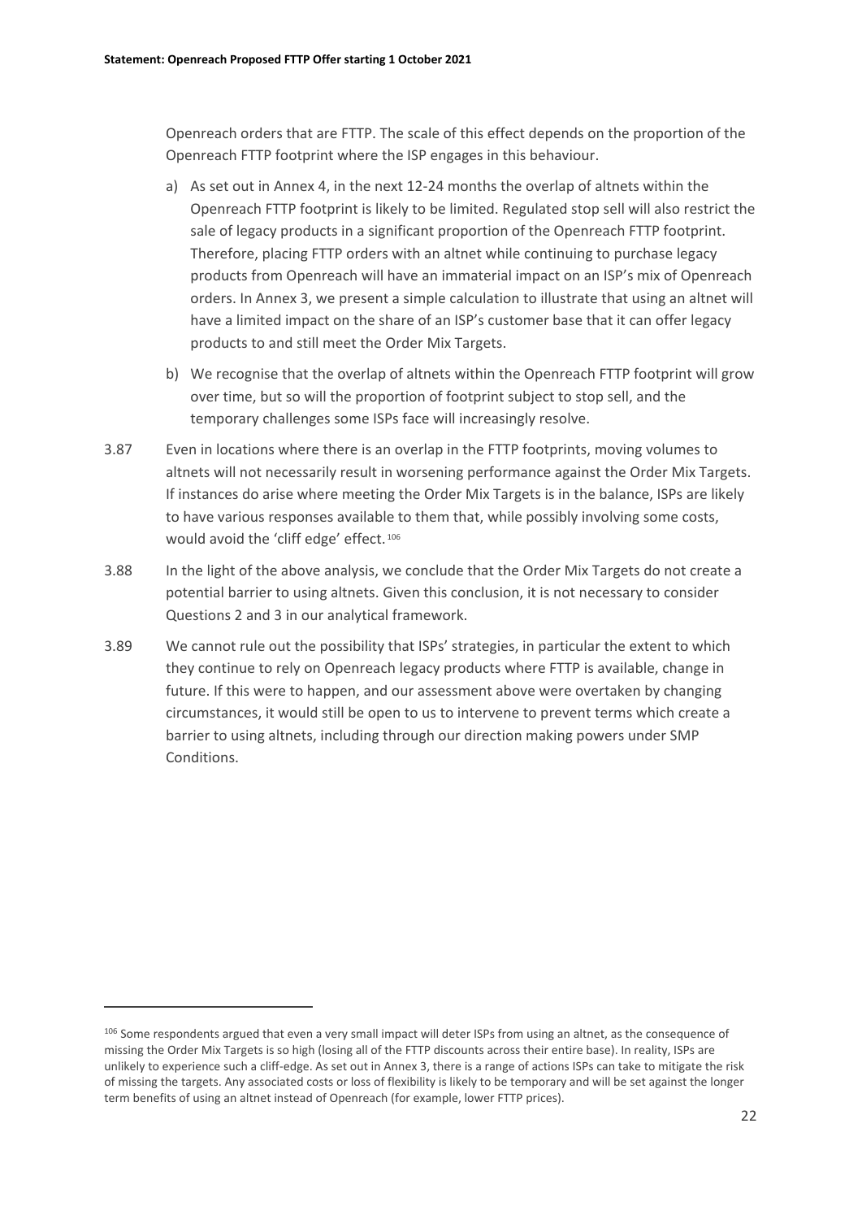Openreach orders that are FTTP. The scale of this effect depends on the proportion of the Openreach FTTP footprint where the ISP engages in this behaviour.

a) As set out in Annex 4, in the next 12-24 months the overlap of altnets within the Openreach FTTP footprint is likely to be limited. Regulated stop sell will also restrict the sale of legacy products in a significant proportion of the Openreach FTTP footprint. Therefore, placing FTTP orders with an altnet while continuing to purchase legacy products from Openreach will have an immaterial impact on an ISP's mix of Openreach orders. In Annex 3, we present a simple calculation to illustrate that using an altnet will have a limited impact on the share of an ISP's customer base that it can offer legacy products to and still meet the Order Mix Targets.

b) We recognise that the overlap of altnets within the Openreach FTTP footprint will grow over time, but so will the proportion of footprint subject to stop sell, and the temporary challenges some ISPs face will increasingly resolve.

3.87 Even in locations where there is an overlap in the FTTP footprints, moving volumes to altnets will not necessarily result in worsening performance against the Order Mix Targets. If instances do arise where meeting the Order Mix Targets is in the balance, ISPs are likely to have various responses available to them that, while possibly involving some costs, would avoid the 'cliff edge' effect.[106]

3.88 In the light of the above analysis, we conclude that the Order Mix Targets do not create a potential barrier to using altnets. Given this conclusion, it is not necessary to consider Questions 2 and 3 in our analytical framework.

3.89 We cannot rule out the possibility that ISPs' strategies, in particular the extent to which they continue to rely on Openreach legacy products where FTTP is available, change in future. If this were to happen, and our assessment above were overtaken by changing circumstances, it would still be open to us to intervene to prevent terms which create a barrier to using altnets, including through our direction making powers under SMP Conditions.

[106] Some respondents argued that even a very small impact will deter ISPs from using an altnet, as the consequence of missing the Order Mix Targets is so high (losing all of the FTTP discounts across their entire base). In reality, ISPs are unlikely to experience such a cliff-edge. As set out in Annex 3, there is a range of actions ISPs can take to mitigate the risk of missing the targets. Any associated costs or loss of flexibility is likely to be temporary and will be set against the longer term benefits of using an altnet instead of Openreach (for example, lower FTTP prices).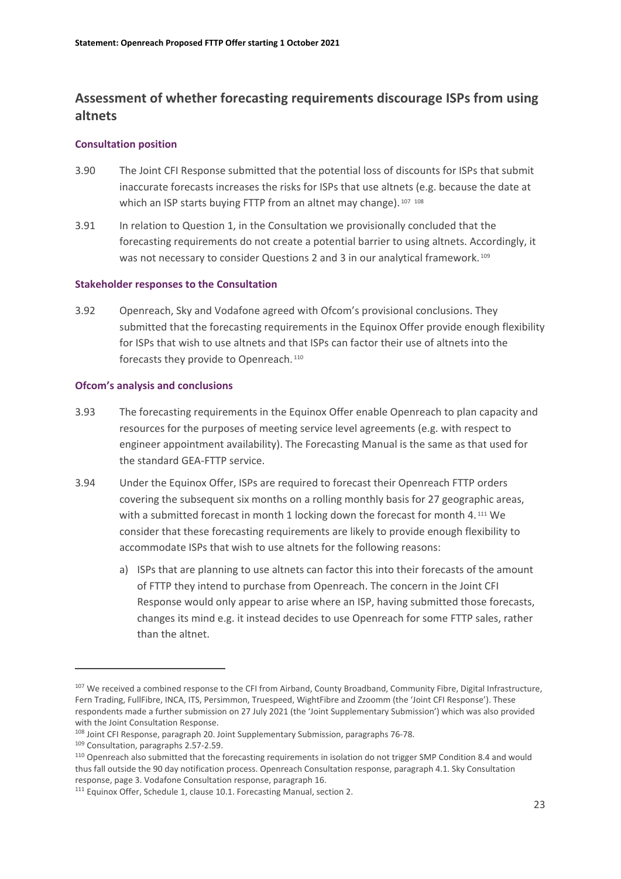## Assessment of whether forecasting requirements discourage ISPs from using altnets

### Consultation position

3.90 The Joint CFI Response submitted that the potential loss of discounts for ISPs that submit inaccurate forecasts increases the risks for ISPs that use altnets (e.g. because the date at which an ISP starts buying FTTP from an altnet may change).[107] [108]

3.91 In relation to Question 1, in the Consultation we provisionally concluded that the forecasting requirements do not create a potential barrier to using altnets. Accordingly, it was not necessary to consider Questions 2 and 3 in our analytical framework.[109]

### Stakeholder responses to the Consultation

3.92 Openreach, Sky and Vodafone agreed with Ofcom's provisional conclusions. They submitted that the forecasting requirements in the Equinox Offer provide enough flexibility for ISPs that wish to use altnets and that ISPs can factor their use of altnets into the forecasts they provide to Openreach.[110]

### Ofcom's analysis and conclusions

3.93 The forecasting requirements in the Equinox Offer enable Openreach to plan capacity and resources for the purposes of meeting service level agreements (e.g. with respect to engineer appointment availability). The Forecasting Manual is the same as that used for the standard GEA-FTTP service.

3.94 Under the Equinox Offer, ISPs are required to forecast their Openreach FTTP orders covering the subsequent six months on a rolling monthly basis for 27 geographic areas, with a submitted forecast in month 1 locking down the forecast for month 4.[111] We consider that these forecasting requirements are likely to provide enough flexibility to accommodate ISPs that wish to use altnets for the following reasons:

a) ISPs that are planning to use altnets can factor this into their forecasts of the amount of FTTP they intend to purchase from Openreach. The concern in the Joint CFI Response would only appear to arise where an ISP, having submitted those forecasts, changes its mind e.g. it instead decides to use Openreach for some FTTP sales, rather than the altnet.

---

[107] We received a combined response to the CFI from Airband, County Broadband, Community Fibre, Digital Infrastructure, Fern Trading, FullFibre, INCA, ITS, Persimmon, Truespeed, WightFibre and Zzoomm (the 'Joint CFI Response'). These respondents made a further submission on 27 July 2021 (the 'Joint Supplementary Submission') which was also provided with the Joint Consultation Response.

[108] Joint CFI Response, paragraph 20. Joint Supplementary Submission, paragraphs 76-78.

[109] Consultation, paragraphs 2.57-2.59.

[110] Openreach also submitted that the forecasting requirements in isolation do not trigger SMP Condition 8.4 and would thus fall outside the 90 day notification process. Openreach Consultation response, paragraph 4.1. Sky Consultation response, page 3. Vodafone Consultation response, paragraph 16.

[111] Equinox Offer, Schedule 1, clause 10.1. Forecasting Manual, section 2.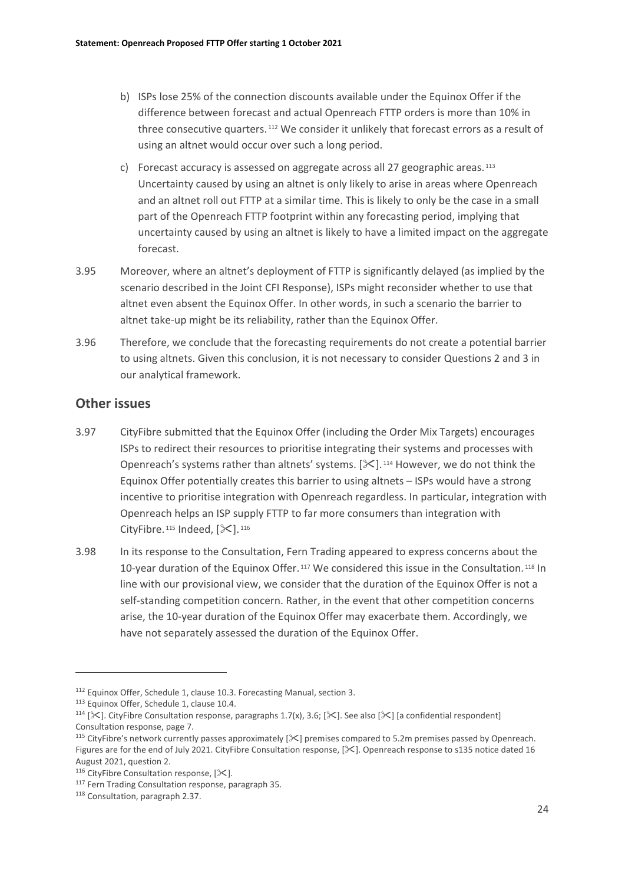b) ISPs lose 25% of the connection discounts available under the Equinox Offer if the difference between forecast and actual Openreach FTTP orders is more than 10% in three consecutive quarters.[112] We consider it unlikely that forecast errors as a result of using an altnet would occur over such a long period.

c) Forecast accuracy is assessed on aggregate across all 27 geographic areas.[113] Uncertainty caused by using an altnet is only likely to arise in areas where Openreach and an altnet roll out FTTP at a similar time. This is likely to only be the case in a small part of the Openreach FTTP footprint within any forecasting period, implying that uncertainty caused by using an altnet is likely to have a limited impact on the aggregate forecast.

3.95 Moreover, where an altnet's deployment of FTTP is significantly delayed (as implied by the scenario described in the Joint CFI Response), ISPs might reconsider whether to use that altnet even absent the Equinox Offer. In other words, in such a scenario the barrier to altnet take-up might be its reliability, rather than the Equinox Offer.

3.96 Therefore, we conclude that the forecasting requirements do not create a potential barrier to using altnets. Given this conclusion, it is not necessary to consider Questions 2 and 3 in our analytical framework.

## Other issues

3.97 CityFibre submitted that the Equinox Offer (including the Order Mix Targets) encourages ISPs to redirect their resources to prioritise integrating their systems and processes with Openreach's systems rather than altnets' systems. [✂].[114] However, we do not think the Equinox Offer potentially creates this barrier to using altnets – ISPs would have a strong incentive to prioritise integration with Openreach regardless. In particular, integration with Openreach helps an ISP supply FTTP to far more consumers than integration with CityFibre.[115] Indeed, [✂].[116]

3.98 In its response to the Consultation, Fern Trading appeared to express concerns about the 10-year duration of the Equinox Offer.[117] We considered this issue in the Consultation.[118] In line with our provisional view, we consider that the duration of the Equinox Offer is not a self-standing competition concern. Rather, in the event that other competition concerns arise, the 10-year duration of the Equinox Offer may exacerbate them. Accordingly, we have not separately assessed the duration of the Equinox Offer.

---

[112] Equinox Offer, Schedule 1, clause 10.3. Forecasting Manual, section 3.

[113] Equinox Offer, Schedule 1, clause 10.4.

[114] [✂]. CityFibre Consultation response, paragraphs 1.7(x), 3.6; [✂]. See also [✂] [a confidential respondent] Consultation response, page 7.

[115] CityFibre's network currently passes approximately [✂] premises compared to 5.2m premises passed by Openreach. Figures are for the end of July 2021. CityFibre Consultation response, [✂]. Openreach response to s135 notice dated 16 August 2021, question 2.

[116] CityFibre Consultation response, [✂].

[117] Fern Trading Consultation response, paragraph 35.

[118] Consultation, paragraph 2.37.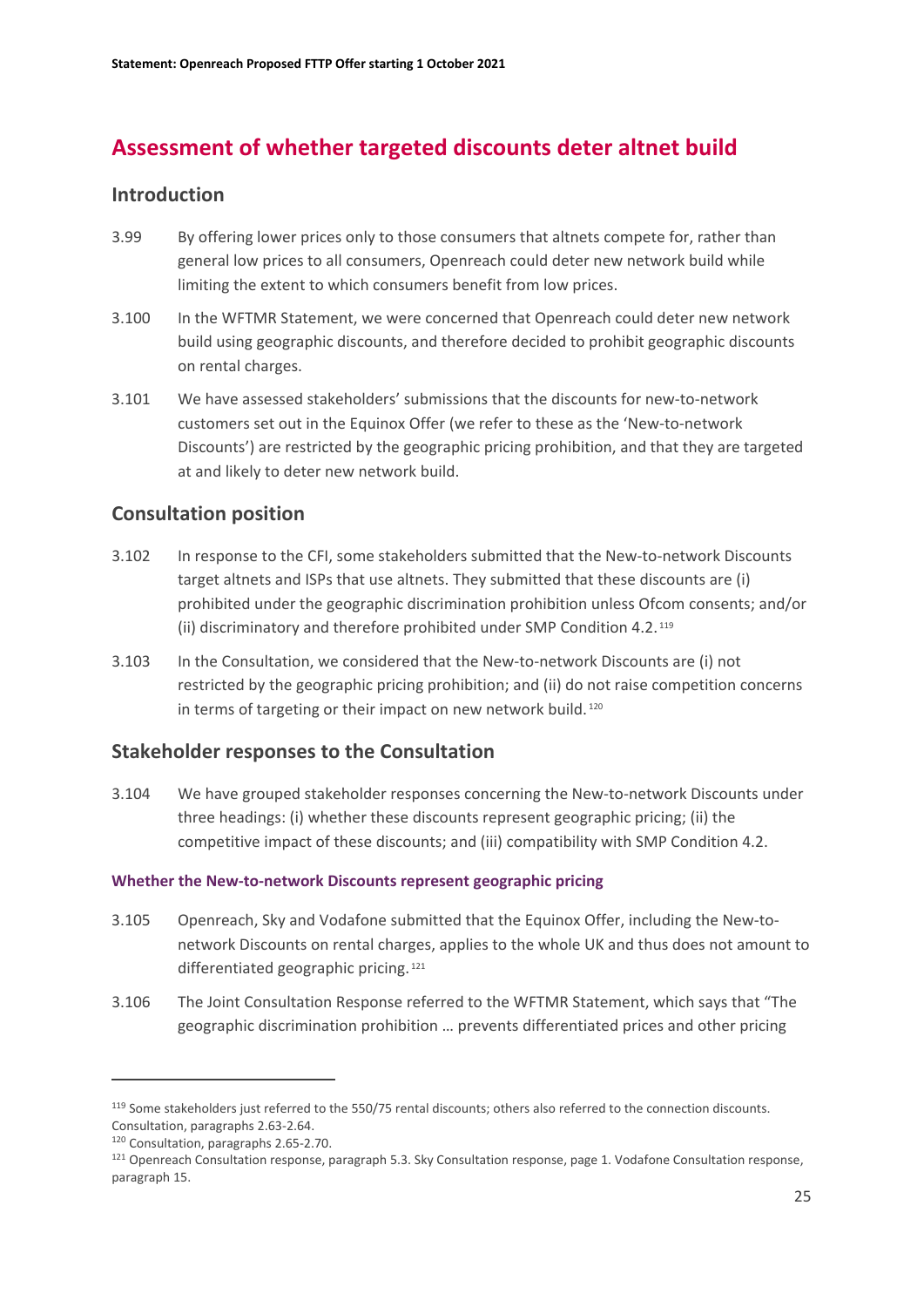## Assessment of whether targeted discounts deter altnet build

### Introduction

3.99 By offering lower prices only to those consumers that altnets compete for, rather than general low prices to all consumers, Openreach could deter new network build while limiting the extent to which consumers benefit from low prices.

3.100 In the WFTMR Statement, we were concerned that Openreach could deter new network build using geographic discounts, and therefore decided to prohibit geographic discounts on rental charges.

3.101 We have assessed stakeholders' submissions that the discounts for new-to-network customers set out in the Equinox Offer (we refer to these as the 'New-to-network Discounts') are restricted by the geographic pricing prohibition, and that they are targeted at and likely to deter new network build.

### Consultation position

3.102 In response to the CFI, some stakeholders submitted that the New-to-network Discounts target altnets and ISPs that use altnets. They submitted that these discounts are (i) prohibited under the geographic discrimination prohibition unless Ofcom consents; and/or (ii) discriminatory and therefore prohibited under SMP Condition 4.2.[119]

3.103 In the Consultation, we considered that the New-to-network Discounts are (i) not restricted by the geographic pricing prohibition; and (ii) do not raise competition concerns in terms of targeting or their impact on new network build.[120]

### Stakeholder responses to the Consultation

3.104 We have grouped stakeholder responses concerning the New-to-network Discounts under three headings: (i) whether these discounts represent geographic pricing; (ii) the competitive impact of these discounts; and (iii) compatibility with SMP Condition 4.2.

#### Whether the New-to-network Discounts represent geographic pricing

3.105 Openreach, Sky and Vodafone submitted that the Equinox Offer, including the New-to-network Discounts on rental charges, applies to the whole UK and thus does not amount to differentiated geographic pricing.[121]

3.106 The Joint Consultation Response referred to the WFTMR Statement, which says that "The geographic discrimination prohibition … prevents differentiated prices and other pricing

---

[119] Some stakeholders just referred to the 550/75 rental discounts; others also referred to the connection discounts. Consultation, paragraphs 2.63-2.64.

[120] Consultation, paragraphs 2.65-2.70.

[121] Openreach Consultation response, paragraph 5.3. Sky Consultation response, page 1. Vodafone Consultation response, paragraph 15.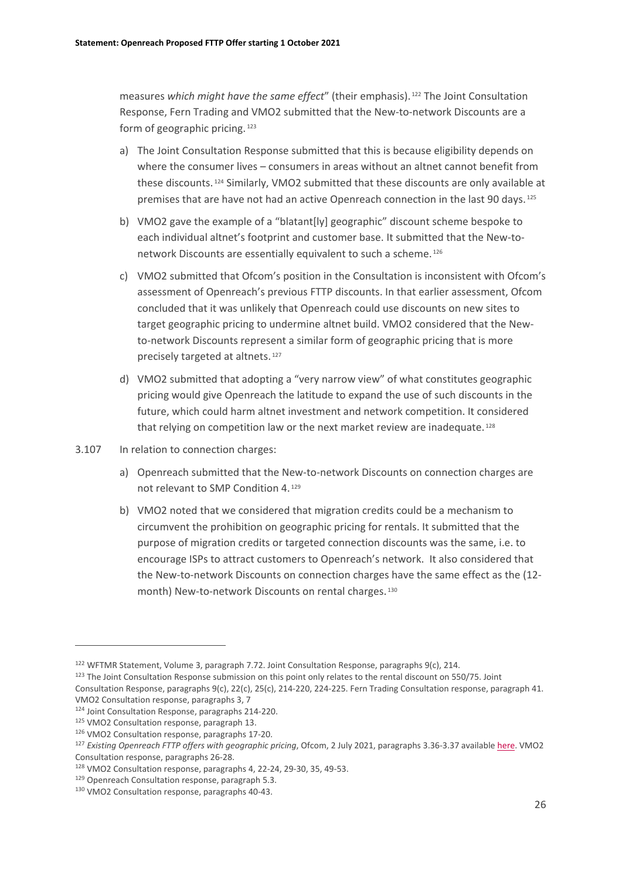measures *which might have the same effect*" (their emphasis).[122] The Joint Consultation Response, Fern Trading and VMO2 submitted that the New-to-network Discounts are a form of geographic pricing.[123]

a) The Joint Consultation Response submitted that this is because eligibility depends on where the consumer lives – consumers in areas without an altnet cannot benefit from these discounts.[124] Similarly, VMO2 submitted that these discounts are only available at premises that are have not had an active Openreach connection in the last 90 days.[125]

b) VMO2 gave the example of a "blatant[ly] geographic" discount scheme bespoke to each individual altnet's footprint and customer base. It submitted that the New-to-network Discounts are essentially equivalent to such a scheme.[126]

c) VMO2 submitted that Ofcom's position in the Consultation is inconsistent with Ofcom's assessment of Openreach's previous FTTP discounts. In that earlier assessment, Ofcom concluded that it was unlikely that Openreach could use discounts on new sites to target geographic pricing to undermine altnet build. VMO2 considered that the New-to-network Discounts represent a similar form of geographic pricing that is more precisely targeted at altnets.[127]

d) VMO2 submitted that adopting a "very narrow view" of what constitutes geographic pricing would give Openreach the latitude to expand the use of such discounts in the future, which could harm altnet investment and network competition. It considered that relying on competition law or the next market review are inadequate.[128]

3.107 In relation to connection charges:

a) Openreach submitted that the New-to-network Discounts on connection charges are not relevant to SMP Condition 4.[129]

b) VMO2 noted that we considered that migration credits could be a mechanism to circumvent the prohibition on geographic pricing for rentals. It submitted that the purpose of migration credits or targeted connection discounts was the same, i.e. to encourage ISPs to attract customers to Openreach's network. It also considered that the New-to-network Discounts on connection charges have the same effect as the (12-month) New-to-network Discounts on rental charges.[130]

---

[122] WFTMR Statement, Volume 3, paragraph 7.72. Joint Consultation Response, paragraphs 9(c), 214.

[123] The Joint Consultation Response submission on this point only relates to the rental discount on 550/75. Joint Consultation Response, paragraphs 9(c), 22(c), 25(c), 214-220, 224-225. Fern Trading Consultation response, paragraph 41. VMO2 Consultation response, paragraphs 3, 7

[124] Joint Consultation Response, paragraphs 214-220.

[125] VMO2 Consultation response, paragraph 13.

[126] VMO2 Consultation response, paragraphs 17-20.

[127] *Existing Openreach FTTP offers with geographic pricing*, Ofcom, 2 July 2021, paragraphs 3.36-3.37 available here. VMO2 Consultation response, paragraphs 26-28.

[128] VMO2 Consultation response, paragraphs 4, 22-24, 29-30, 35, 49-53.

[129] Openreach Consultation response, paragraph 5.3.

[130] VMO2 Consultation response, paragraphs 40-43.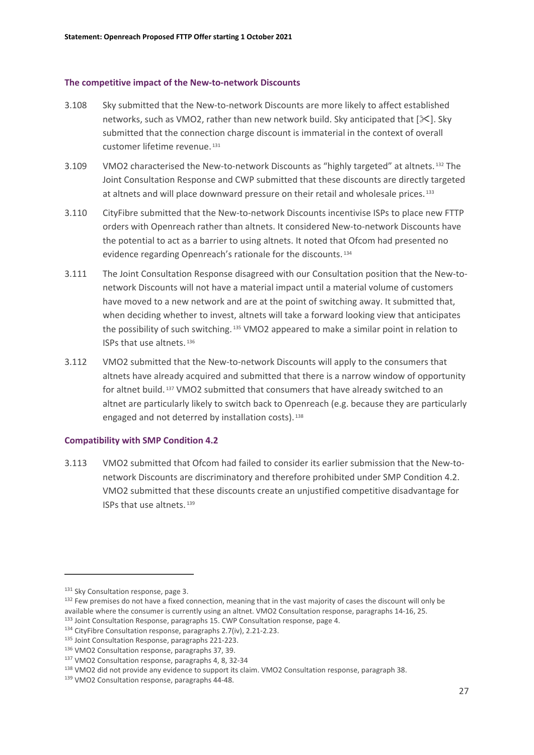### The competitive impact of the New-to-network Discounts

3.108 Sky submitted that the New-to-network Discounts are more likely to affect established networks, such as VMO2, rather than new network build. Sky anticipated that [✂]. Sky submitted that the connection charge discount is immaterial in the context of overall customer lifetime revenue.[131]

3.109 VMO2 characterised the New-to-network Discounts as "highly targeted" at altnets.[132] The Joint Consultation Response and CWP submitted that these discounts are directly targeted at altnets and will place downward pressure on their retail and wholesale prices.[133]

3.110 CityFibre submitted that the New-to-network Discounts incentivise ISPs to place new FTTP orders with Openreach rather than altnets. It considered New-to-network Discounts have the potential to act as a barrier to using altnets. It noted that Ofcom had presented no evidence regarding Openreach's rationale for the discounts.[134]

3.111 The Joint Consultation Response disagreed with our Consultation position that the New-to-network Discounts will not have a material impact until a material volume of customers have moved to a new network and are at the point of switching away. It submitted that, when deciding whether to invest, altnets will take a forward looking view that anticipates the possibility of such switching.[135] VMO2 appeared to make a similar point in relation to ISPs that use altnets.[136]

3.112 VMO2 submitted that the New-to-network Discounts will apply to the consumers that altnets have already acquired and submitted that there is a narrow window of opportunity for altnet build.[137] VMO2 submitted that consumers that have already switched to an altnet are particularly likely to switch back to Openreach (e.g. because they are particularly engaged and not deterred by installation costs).[138]

### Compatibility with SMP Condition 4.2

3.113 VMO2 submitted that Ofcom had failed to consider its earlier submission that the New-to-network Discounts are discriminatory and therefore prohibited under SMP Condition 4.2. VMO2 submitted that these discounts create an unjustified competitive disadvantage for ISPs that use altnets.[139]

---

[131] Sky Consultation response, page 3.

[132] Few premises do not have a fixed connection, meaning that in the vast majority of cases the discount will only be available where the consumer is currently using an altnet. VMO2 Consultation response, paragraphs 14-16, 25.

[133] Joint Consultation Response, paragraphs 15. CWP Consultation response, page 4.

[134] CityFibre Consultation response, paragraphs 2.7(iv), 2.21-2.23.

[135] Joint Consultation Response, paragraphs 221-223.

[136] VMO2 Consultation response, paragraphs 37, 39.

[137] VMO2 Consultation response, paragraphs 4, 8, 32-34

[138] VMO2 did not provide any evidence to support its claim. VMO2 Consultation response, paragraph 38.

[139] VMO2 Consultation response, paragraphs 44-48.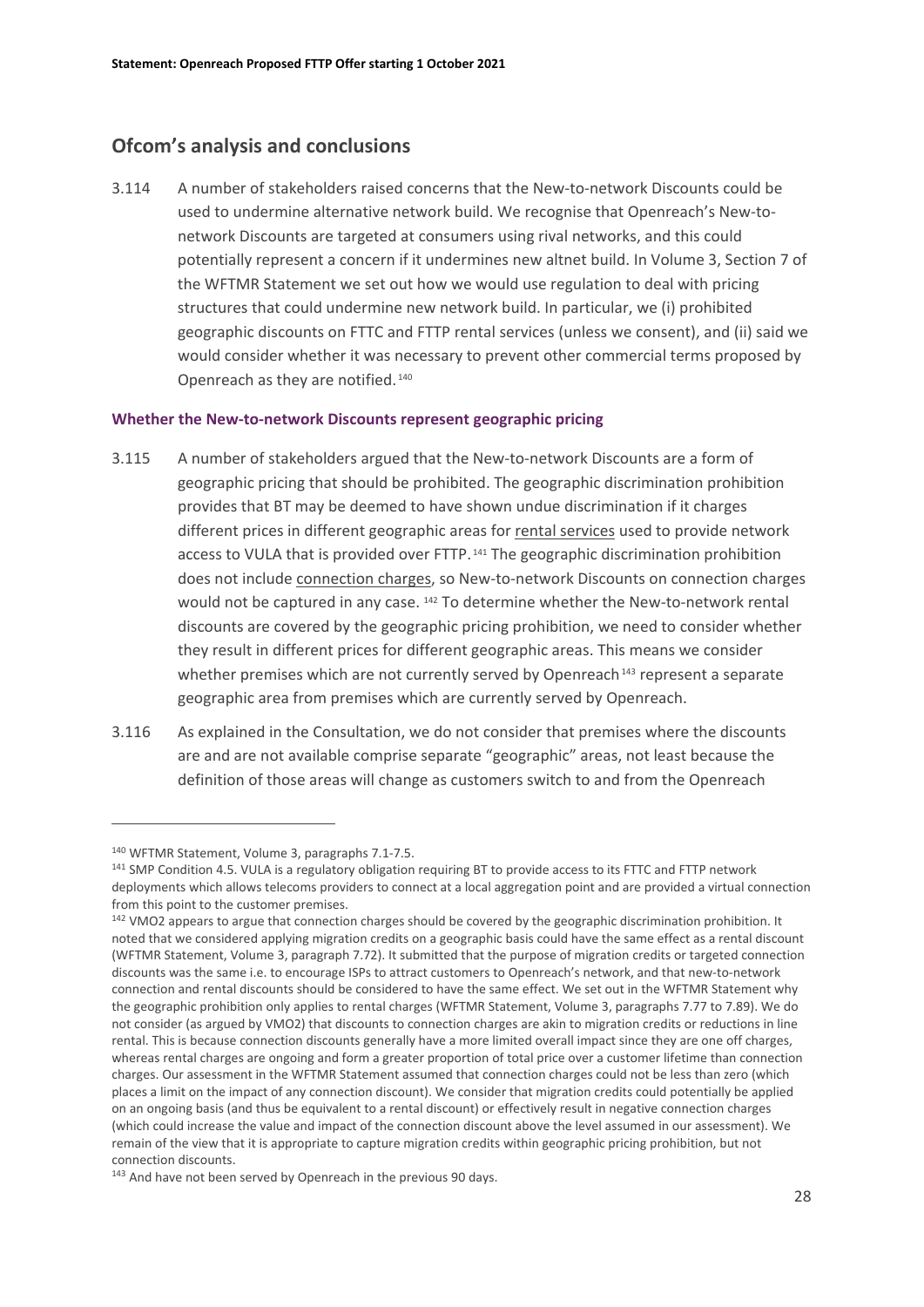## Ofcom's analysis and conclusions

3.114 A number of stakeholders raised concerns that the New-to-network Discounts could be used to undermine alternative network build. We recognise that Openreach's New-to-network Discounts are targeted at consumers using rival networks, and this could potentially represent a concern if it undermines new altnet build. In Volume 3, Section 7 of the WFTMR Statement we set out how we would use regulation to deal with pricing structures that could undermine new network build. In particular, we (i) prohibited geographic discounts on FTTC and FTTP rental services (unless we consent), and (ii) said we would consider whether it was necessary to prevent other commercial terms proposed by Openreach as they are notified.[140]

### Whether the New-to-network Discounts represent geographic pricing

3.115 A number of stakeholders argued that the New-to-network Discounts are a form of geographic pricing that should be prohibited. The geographic discrimination prohibition provides that BT may be deemed to have shown undue discrimination if it charges different prices in different geographic areas for rental services used to provide network access to VULA that is provided over FTTP.[141] The geographic discrimination prohibition does not include connection charges, so New-to-network Discounts on connection charges would not be captured in any case.[142] To determine whether the New-to-network rental discounts are covered by the geographic pricing prohibition, we need to consider whether they result in different prices for different geographic areas. This means we consider whether premises which are not currently served by Openreach[143] represent a separate geographic area from premises which are currently served by Openreach.

3.116 As explained in the Consultation, we do not consider that premises where the discounts are and are not available comprise separate "geographic" areas, not least because the definition of those areas will change as customers switch to and from the Openreach

---

[140] WFTMR Statement, Volume 3, paragraphs 7.1-7.5.

[141] SMP Condition 4.5. VULA is a regulatory obligation requiring BT to provide access to its FTTC and FTTP network deployments which allows telecoms providers to connect at a local aggregation point and are provided a virtual connection from this point to the customer premises.

[142] VMO2 appears to argue that connection charges should be covered by the geographic discrimination prohibition. It noted that we considered applying migration credits on a geographic basis could have the same effect as a rental discount (WFTMR Statement, Volume 3, paragraph 7.72). It submitted that the purpose of migration credits or targeted connection discounts was the same i.e. to encourage ISPs to attract customers to Openreach's network, and that new-to-network connection and rental discounts should be considered to have the same effect. We set out in the WFTMR Statement why the geographic prohibition only applies to rental charges (WFTMR Statement, Volume 3, paragraphs 7.77 to 7.89). We do not consider (as argued by VMO2) that discounts to connection charges are akin to migration credits or reductions in line rental. This is because connection discounts generally have a more limited overall impact since they are one off charges, whereas rental charges are ongoing and form a greater proportion of total price over a customer lifetime than connection charges. Our assessment in the WFTMR Statement assumed that connection charges could not be less than zero (which places a limit on the impact of any connection discount). We consider that migration credits could potentially be applied on an ongoing basis (and thus be equivalent to a rental discount) or effectively result in negative connection charges (which could increase the value and impact of the connection discount above the level assumed in our assessment). We remain of the view that it is appropriate to capture migration credits within geographic pricing prohibition, but not connection discounts.

[143] And have not been served by Openreach in the previous 90 days.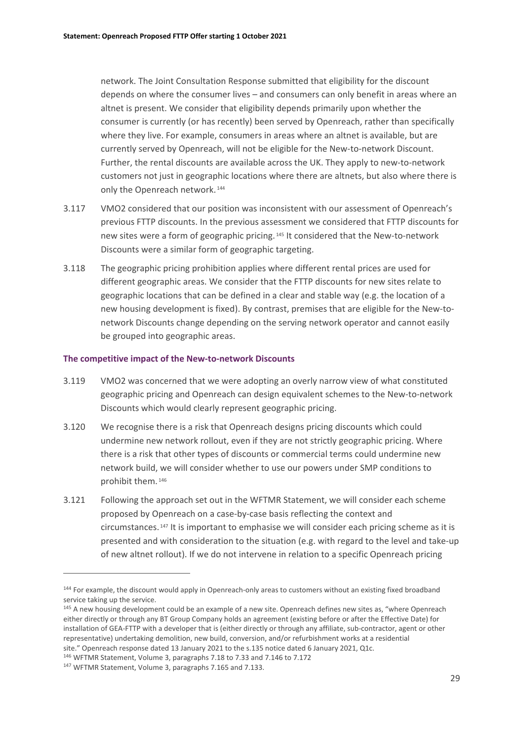network. The Joint Consultation Response submitted that eligibility for the discount depends on where the consumer lives – and consumers can only benefit in areas where an altnet is present. We consider that eligibility depends primarily upon whether the consumer is currently (or has recently) been served by Openreach, rather than specifically where they live. For example, consumers in areas where an altnet is available, but are currently served by Openreach, will not be eligible for the New-to-network Discount. Further, the rental discounts are available across the UK. They apply to new-to-network customers not just in geographic locations where there are altnets, but also where there is only the Openreach network.[144]

3.117 VMO2 considered that our position was inconsistent with our assessment of Openreach's previous FTTP discounts. In the previous assessment we considered that FTTP discounts for new sites were a form of geographic pricing.[145] It considered that the New-to-network Discounts were a similar form of geographic targeting.

3.118 The geographic pricing prohibition applies where different rental prices are used for different geographic areas. We consider that the FTTP discounts for new sites relate to geographic locations that can be defined in a clear and stable way (e.g. the location of a new housing development is fixed). By contrast, premises that are eligible for the New-to-network Discounts change depending on the serving network operator and cannot easily be grouped into geographic areas.

### The competitive impact of the New-to-network Discounts

3.119 VMO2 was concerned that we were adopting an overly narrow view of what constituted geographic pricing and Openreach can design equivalent schemes to the New-to-network Discounts which would clearly represent geographic pricing.

3.120 We recognise there is a risk that Openreach designs pricing discounts which could undermine new network rollout, even if they are not strictly geographic pricing. Where there is a risk that other types of discounts or commercial terms could undermine new network build, we will consider whether to use our powers under SMP conditions to prohibit them.[146]

3.121 Following the approach set out in the WFTMR Statement, we will consider each scheme proposed by Openreach on a case-by-case basis reflecting the context and circumstances.[147] It is important to emphasise we will consider each pricing scheme as it is presented and with consideration to the situation (e.g. with regard to the level and take-up of new altnet rollout). If we do not intervene in relation to a specific Openreach pricing

---

[144] For example, the discount would apply in Openreach-only areas to customers without an existing fixed broadband service taking up the service.

[145] A new housing development could be an example of a new site. Openreach defines new sites as, "where Openreach either directly or through any BT Group Company holds an agreement (existing before or after the Effective Date) for installation of GEA-FTTP with a developer that is (either directly or through any affiliate, sub-contractor, agent or other representative) undertaking demolition, new build, conversion, and/or refurbishment works at a residential site." Openreach response dated 13 January 2021 to the s.135 notice dated 6 January 2021, Q1c.

[146] WFTMR Statement, Volume 3, paragraphs 7.18 to 7.33 and 7.146 to 7.172

[147] WFTMR Statement, Volume 3, paragraphs 7.165 and 7.133.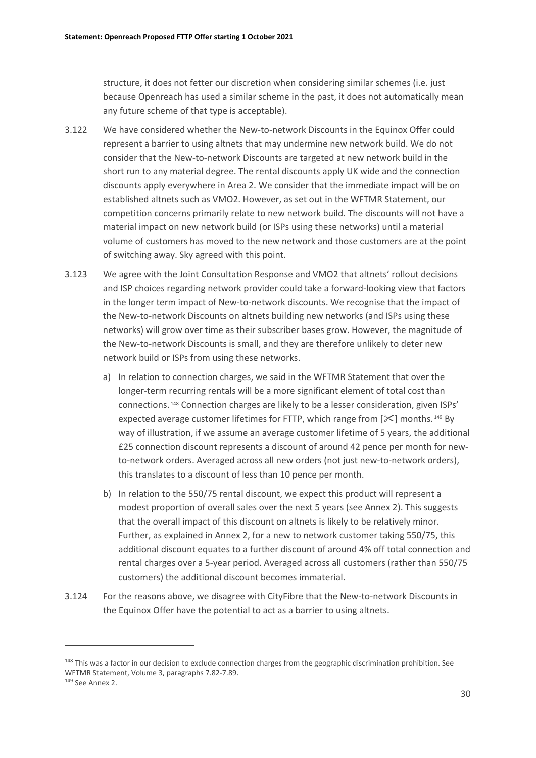structure, it does not fetter our discretion when considering similar schemes (i.e. just because Openreach has used a similar scheme in the past, it does not automatically mean any future scheme of that type is acceptable).

3.122 We have considered whether the New-to-network Discounts in the Equinox Offer could represent a barrier to using altnets that may undermine new network build. We do not consider that the New-to-network Discounts are targeted at new network build in the short run to any material degree. The rental discounts apply UK wide and the connection discounts apply everywhere in Area 2. We consider that the immediate impact will be on established altnets such as VMO2. However, as set out in the WFTMR Statement, our competition concerns primarily relate to new network build. The discounts will not have a material impact on new network build (or ISPs using these networks) until a material volume of customers has moved to the new network and those customers are at the point of switching away. Sky agreed with this point.

3.123 We agree with the Joint Consultation Response and VMO2 that altnets' rollout decisions and ISP choices regarding network provider could take a forward-looking view that factors in the longer term impact of New-to-network discounts. We recognise that the impact of the New-to-network Discounts on altnets building new networks (and ISPs using these networks) will grow over time as their subscriber bases grow. However, the magnitude of the New-to-network Discounts is small, and they are therefore unlikely to deter new network build or ISPs from using these networks.

a) In relation to connection charges, we said in the WFTMR Statement that over the longer-term recurring rentals will be a more significant element of total cost than connections.[148] Connection charges are likely to be a lesser consideration, given ISPs' expected average customer lifetimes for FTTP, which range from [✂] months.[149] By way of illustration, if we assume an average customer lifetime of 5 years, the additional £25 connection discount represents a discount of around 42 pence per month for new-to-network orders. Averaged across all new orders (not just new-to-network orders), this translates to a discount of less than 10 pence per month.

b) In relation to the 550/75 rental discount, we expect this product will represent a modest proportion of overall sales over the next 5 years (see Annex 2). This suggests that the overall impact of this discount on altnets is likely to be relatively minor. Further, as explained in Annex 2, for a new to network customer taking 550/75, this additional discount equates to a further discount of around 4% off total connection and rental charges over a 5-year period. Averaged across all customers (rather than 550/75 customers) the additional discount becomes immaterial.

3.124 For the reasons above, we disagree with CityFibre that the New-to-network Discounts in the Equinox Offer have the potential to act as a barrier to using altnets.

---

[148] This was a factor in our decision to exclude connection charges from the geographic discrimination prohibition. See WFTMR Statement, Volume 3, paragraphs 7.82-7.89.

[149] See Annex 2.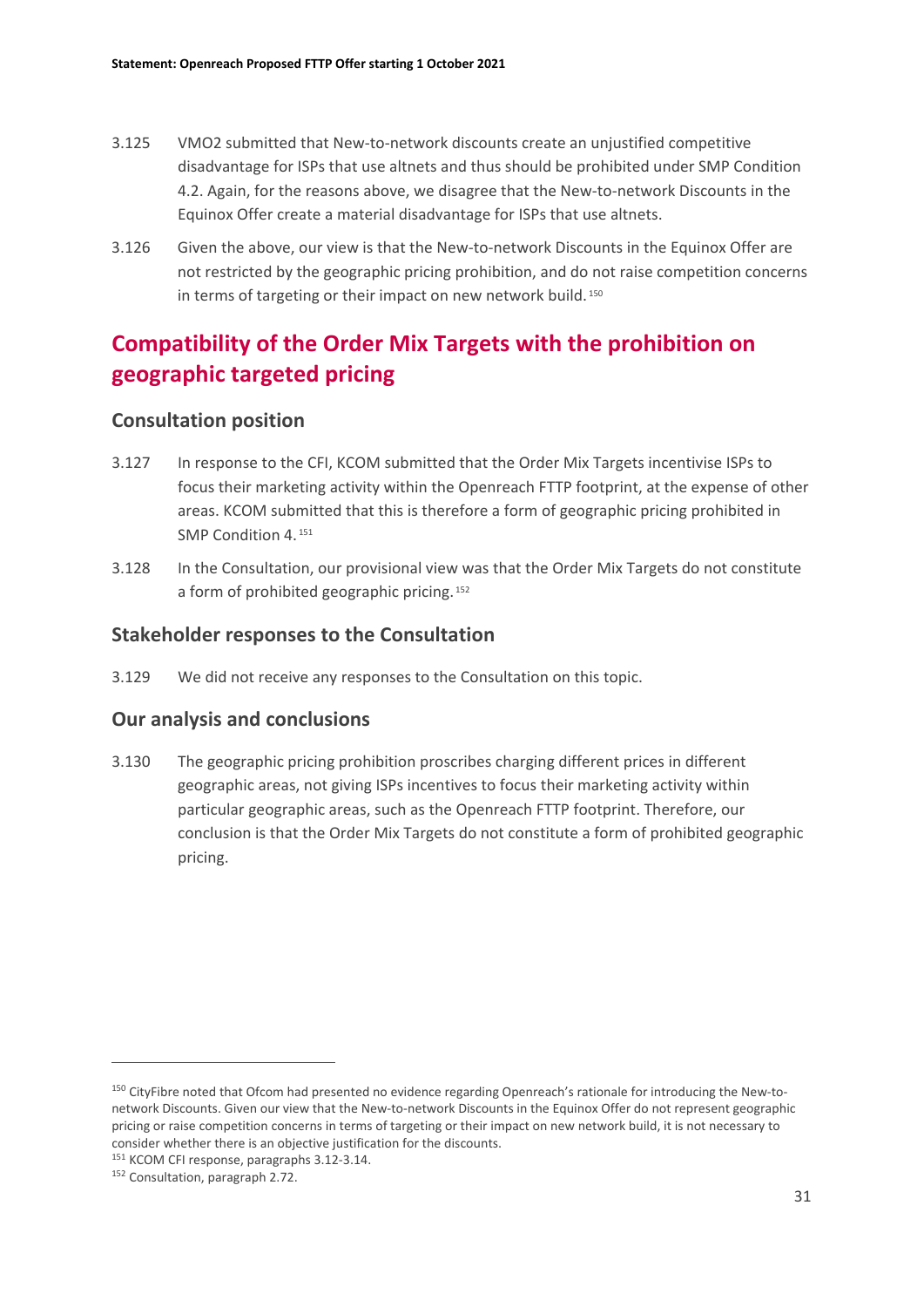3.125 VMO2 submitted that New-to-network discounts create an unjustified competitive disadvantage for ISPs that use altnets and thus should be prohibited under SMP Condition 4.2. Again, for the reasons above, we disagree that the New-to-network Discounts in the Equinox Offer create a material disadvantage for ISPs that use altnets.

3.126 Given the above, our view is that the New-to-network Discounts in the Equinox Offer are not restricted by the geographic pricing prohibition, and do not raise competition concerns in terms of targeting or their impact on new network build.[150]

## Compatibility of the Order Mix Targets with the prohibition on geographic targeted pricing

### Consultation position

3.127 In response to the CFI, KCOM submitted that the Order Mix Targets incentivise ISPs to focus their marketing activity within the Openreach FTTP footprint, at the expense of other areas. KCOM submitted that this is therefore a form of geographic pricing prohibited in SMP Condition 4.[151]

3.128 In the Consultation, our provisional view was that the Order Mix Targets do not constitute a form of prohibited geographic pricing.[152]

### Stakeholder responses to the Consultation

3.129 We did not receive any responses to the Consultation on this topic.

### Our analysis and conclusions

3.130 The geographic pricing prohibition proscribes charging different prices in different geographic areas, not giving ISPs incentives to focus their marketing activity within particular geographic areas, such as the Openreach FTTP footprint. Therefore, our conclusion is that the Order Mix Targets do not constitute a form of prohibited geographic pricing.

---

[150] CityFibre noted that Ofcom had presented no evidence regarding Openreach's rationale for introducing the New-to-network Discounts. Given our view that the New-to-network Discounts in the Equinox Offer do not represent geographic pricing or raise competition concerns in terms of targeting or their impact on new network build, it is not necessary to consider whether there is an objective justification for the discounts.

[151] KCOM CFI response, paragraphs 3.12-3.14.

[152] Consultation, paragraph 2.72.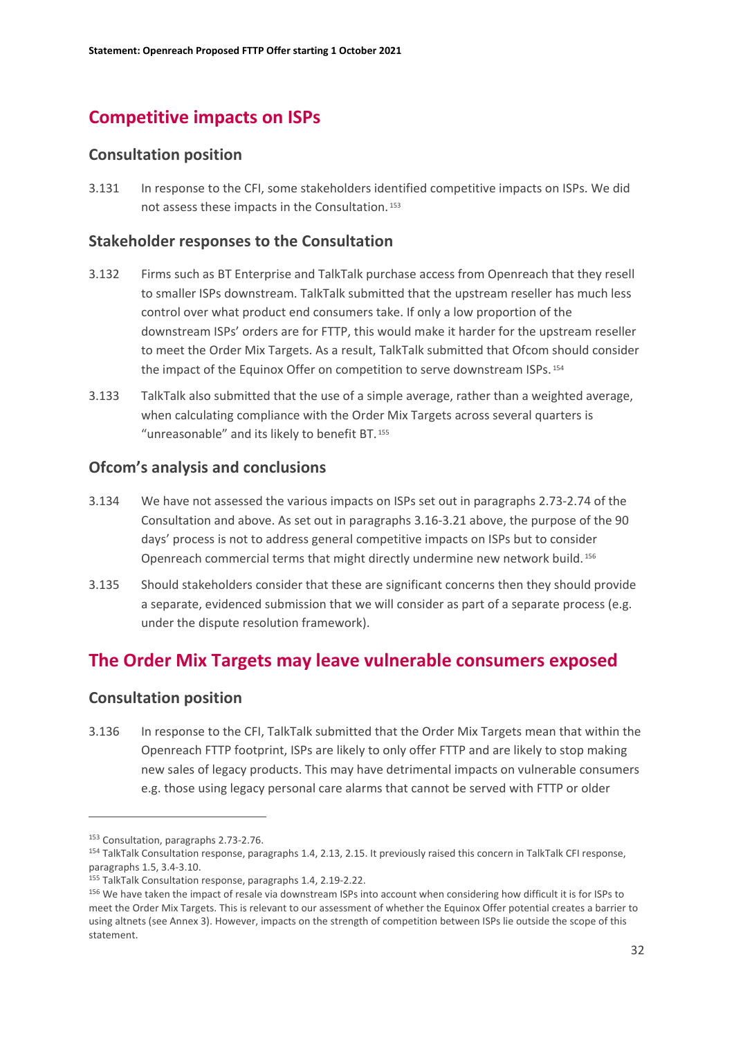## Competitive impacts on ISPs

### Consultation position

3.131 In response to the CFI, some stakeholders identified competitive impacts on ISPs. We did not assess these impacts in the Consultation.[153]

### Stakeholder responses to the Consultation

3.132 Firms such as BT Enterprise and TalkTalk purchase access from Openreach that they resell to smaller ISPs downstream. TalkTalk submitted that the upstream reseller has much less control over what product end consumers take. If only a low proportion of the downstream ISPs' orders are for FTTP, this would make it harder for the upstream reseller to meet the Order Mix Targets. As a result, TalkTalk submitted that Ofcom should consider the impact of the Equinox Offer on competition to serve downstream ISPs.[154]

3.133 TalkTalk also submitted that the use of a simple average, rather than a weighted average, when calculating compliance with the Order Mix Targets across several quarters is "unreasonable" and its likely to benefit BT.[155]

### Ofcom's analysis and conclusions

3.134 We have not assessed the various impacts on ISPs set out in paragraphs 2.73-2.74 of the Consultation and above. As set out in paragraphs 3.16-3.21 above, the purpose of the 90 days' process is not to address general competitive impacts on ISPs but to consider Openreach commercial terms that might directly undermine new network build.[156]

3.135 Should stakeholders consider that these are significant concerns then they should provide a separate, evidenced submission that we will consider as part of a separate process (e.g. under the dispute resolution framework).

## The Order Mix Targets may leave vulnerable consumers exposed

### Consultation position

3.136 In response to the CFI, TalkTalk submitted that the Order Mix Targets mean that within the Openreach FTTP footprint, ISPs are likely to only offer FTTP and are likely to stop making new sales of legacy products. This may have detrimental impacts on vulnerable consumers e.g. those using legacy personal care alarms that cannot be served with FTTP or older

---

[153] Consultation, paragraphs 2.73-2.76.

[154] TalkTalk Consultation response, paragraphs 1.4, 2.13, 2.15. It previously raised this concern in TalkTalk CFI response, paragraphs 1.5, 3.4-3.10.

[155] TalkTalk Consultation response, paragraphs 1.4, 2.19-2.22.

[156] We have taken the impact of resale via downstream ISPs into account when considering how difficult it is for ISPs to meet the Order Mix Targets. This is relevant to our assessment of whether the Equinox Offer potential creates a barrier to using altnets (see Annex 3). However, impacts on the strength of competition between ISPs lie outside the scope of this statement.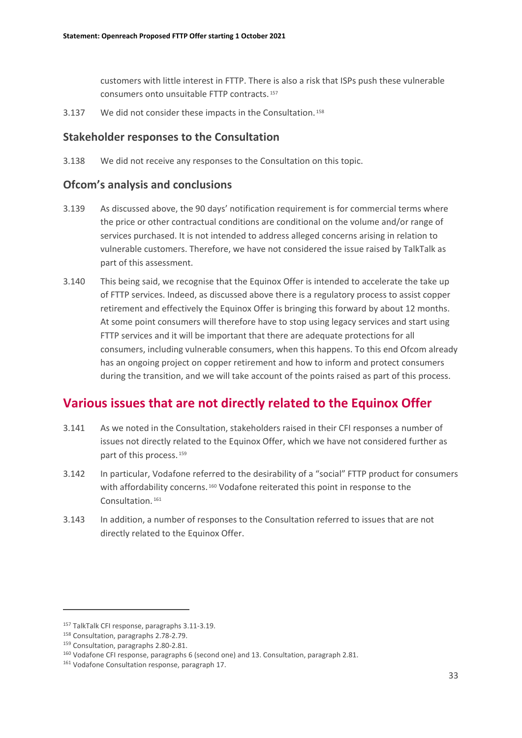customers with little interest in FTTP. There is also a risk that ISPs push these vulnerable consumers onto unsuitable FTTP contracts.[157]

3.137 We did not consider these impacts in the Consultation.[158]

### Stakeholder responses to the Consultation

3.138 We did not receive any responses to the Consultation on this topic.

### Ofcom's analysis and conclusions

3.139 As discussed above, the 90 days' notification requirement is for commercial terms where the price or other contractual conditions are conditional on the volume and/or range of services purchased. It is not intended to address alleged concerns arising in relation to vulnerable customers. Therefore, we have not considered the issue raised by TalkTalk as part of this assessment.

3.140 This being said, we recognise that the Equinox Offer is intended to accelerate the take up of FTTP services. Indeed, as discussed above there is a regulatory process to assist copper retirement and effectively the Equinox Offer is bringing this forward by about 12 months. At some point consumers will therefore have to stop using legacy services and start using FTTP services and it will be important that there are adequate protections for all consumers, including vulnerable consumers, when this happens. To this end Ofcom already has an ongoing project on copper retirement and how to inform and protect consumers during the transition, and we will take account of the points raised as part of this process.

## Various issues that are not directly related to the Equinox Offer

3.141 As we noted in the Consultation, stakeholders raised in their CFI responses a number of issues not directly related to the Equinox Offer, which we have not considered further as part of this process.[159]

3.142 In particular, Vodafone referred to the desirability of a "social" FTTP product for consumers with affordability concerns.[160] Vodafone reiterated this point in response to the Consultation.[161]

3.143 In addition, a number of responses to the Consultation referred to issues that are not directly related to the Equinox Offer.

---

[157] TalkTalk CFI response, paragraphs 3.11-3.19.

[158] Consultation, paragraphs 2.78-2.79.

[159] Consultation, paragraphs 2.80-2.81.

[160] Vodafone CFI response, paragraphs 6 (second one) and 13. Consultation, paragraph 2.81.

[161] Vodafone Consultation response, paragraph 17.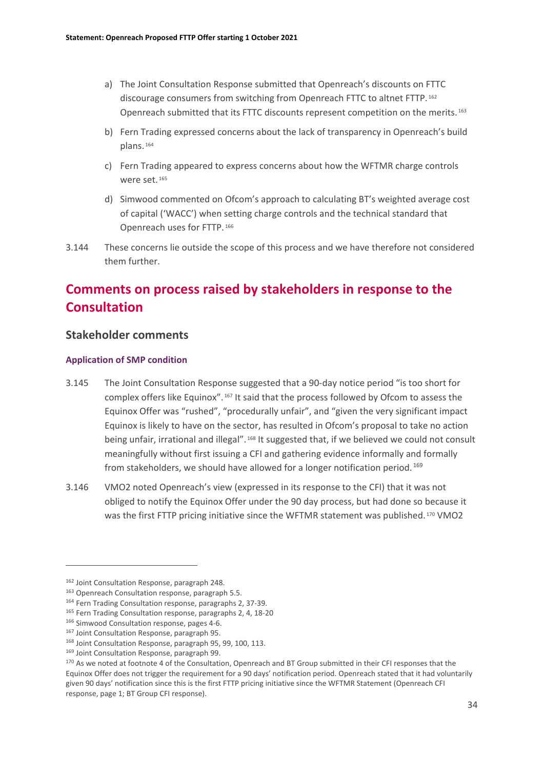a) The Joint Consultation Response submitted that Openreach's discounts on FTTC discourage consumers from switching from Openreach FTTC to altnet FTTP.[162] Openreach submitted that its FTTC discounts represent competition on the merits.[163]

b) Fern Trading expressed concerns about the lack of transparency in Openreach's build plans.[164]

c) Fern Trading appeared to express concerns about how the WFTMR charge controls were set.[165]

d) Simwood commented on Ofcom's approach to calculating BT's weighted average cost of capital ('WACC') when setting charge controls and the technical standard that Openreach uses for FTTP.[166]

3.144 These concerns lie outside the scope of this process and we have therefore not considered them further.

## Comments on process raised by stakeholders in response to the Consultation

### Stakeholder comments

#### Application of SMP condition

3.145 The Joint Consultation Response suggested that a 90-day notice period "is too short for complex offers like Equinox".[167] It said that the process followed by Ofcom to assess the Equinox Offer was "rushed", "procedurally unfair", and "given the very significant impact Equinox is likely to have on the sector, has resulted in Ofcom's proposal to take no action being unfair, irrational and illegal".[168] It suggested that, if we believed we could not consult meaningfully without first issuing a CFI and gathering evidence informally and formally from stakeholders, we should have allowed for a longer notification period.[169]

3.146 VMO2 noted Openreach's view (expressed in its response to the CFI) that it was not obliged to notify the Equinox Offer under the 90 day process, but had done so because it was the first FTTP pricing initiative since the WFTMR statement was published.[170] VMO2

---

[162] Joint Consultation Response, paragraph 248.

[163] Openreach Consultation response, paragraph 5.5.

[164] Fern Trading Consultation response, paragraphs 2, 37-39.

[165] Fern Trading Consultation response, paragraphs 2, 4, 18-20

[166] Simwood Consultation response, pages 4-6.

[167] Joint Consultation Response, paragraph 95.

[168] Joint Consultation Response, paragraph 95, 99, 100, 113.

[169] Joint Consultation Response, paragraph 99.

[170] As we noted at footnote 4 of the Consultation, Openreach and BT Group submitted in their CFI responses that the Equinox Offer does not trigger the requirement for a 90 days' notification period. Openreach stated that it had voluntarily given 90 days' notification since this is the first FTTP pricing initiative since the WFTMR Statement (Openreach CFI response, page 1; BT Group CFI response).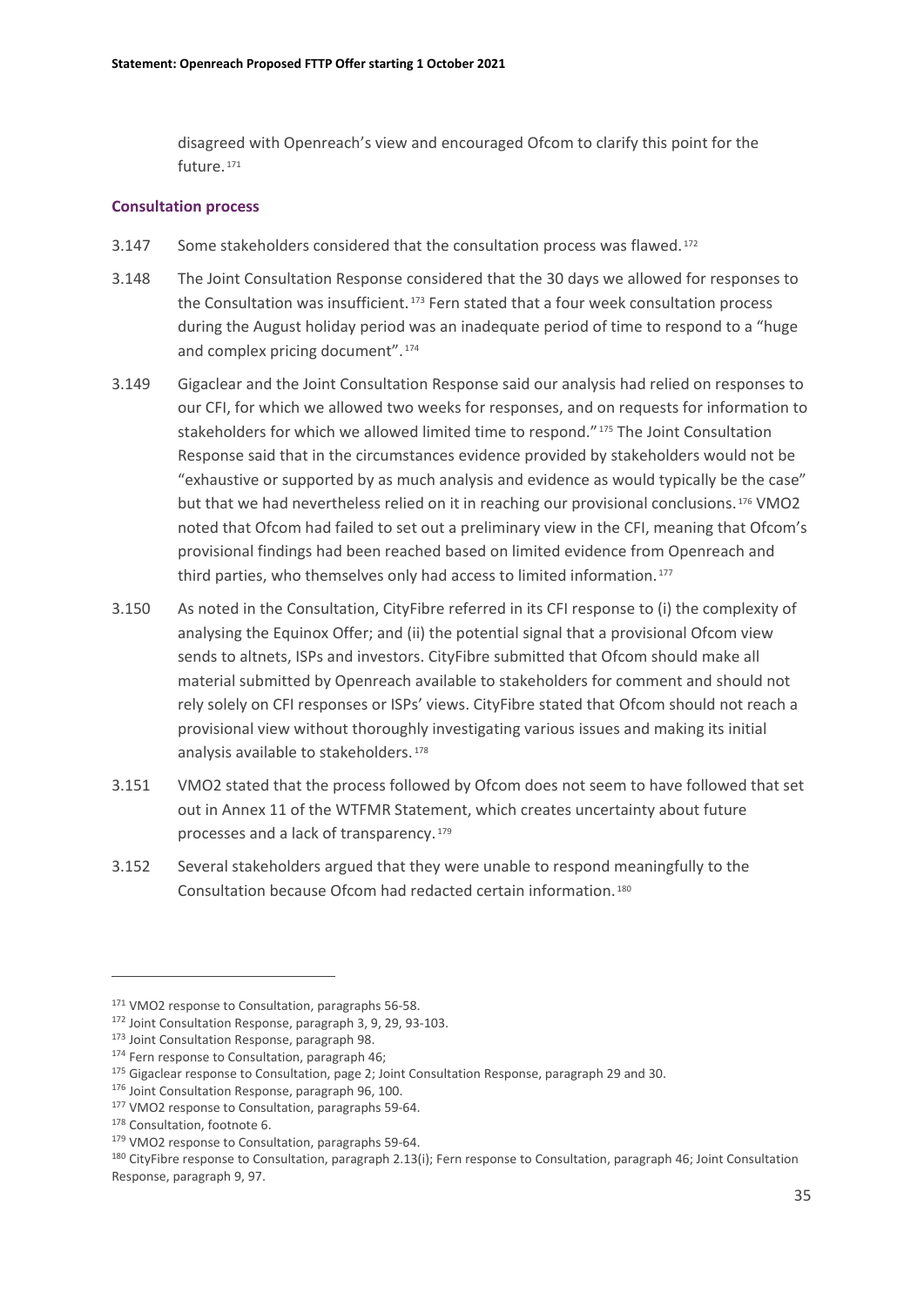disagreed with Openreach's view and encouraged Ofcom to clarify this point for the future.[171]

### Consultation process

3.147 Some stakeholders considered that the consultation process was flawed.[172]

3.148 The Joint Consultation Response considered that the 30 days we allowed for responses to the Consultation was insufficient.[173] Fern stated that a four week consultation process during the August holiday period was an inadequate period of time to respond to a "huge and complex pricing document".[174]

3.149 Gigaclear and the Joint Consultation Response said our analysis had relied on responses to our CFI, for which we allowed two weeks for responses, and on requests for information to stakeholders for which we allowed limited time to respond."[175] The Joint Consultation Response said that in the circumstances evidence provided by stakeholders would not be "exhaustive or supported by as much analysis and evidence as would typically be the case" but that we had nevertheless relied on it in reaching our provisional conclusions.[176] VMO2 noted that Ofcom had failed to set out a preliminary view in the CFI, meaning that Ofcom's provisional findings had been reached based on limited evidence from Openreach and third parties, who themselves only had access to limited information.[177]

3.150 As noted in the Consultation, CityFibre referred in its CFI response to (i) the complexity of analysing the Equinox Offer; and (ii) the potential signal that a provisional Ofcom view sends to altnets, ISPs and investors. CityFibre submitted that Ofcom should make all material submitted by Openreach available to stakeholders for comment and should not rely solely on CFI responses or ISPs' views. CityFibre stated that Ofcom should not reach a provisional view without thoroughly investigating various issues and making its initial analysis available to stakeholders.[178]

3.151 VMO2 stated that the process followed by Ofcom does not seem to have followed that set out in Annex 11 of the WTFMR Statement, which creates uncertainty about future processes and a lack of transparency.[179]

3.152 Several stakeholders argued that they were unable to respond meaningfully to the Consultation because Ofcom had redacted certain information.[180]

---

[171] VMO2 response to Consultation, paragraphs 56-58.

[172] Joint Consultation Response, paragraph 3, 9, 29, 93-103.

[173] Joint Consultation Response, paragraph 98.

[174] Fern response to Consultation, paragraph 46;

[175] Gigaclear response to Consultation, page 2; Joint Consultation Response, paragraph 29 and 30.

[176] Joint Consultation Response, paragraph 96, 100.

[177] VMO2 response to Consultation, paragraphs 59-64.

[178] Consultation, footnote 6.

[179] VMO2 response to Consultation, paragraphs 59-64.

[180] CityFibre response to Consultation, paragraph 2.13(i); Fern response to Consultation, paragraph 46; Joint Consultation Response, paragraph 9, 97.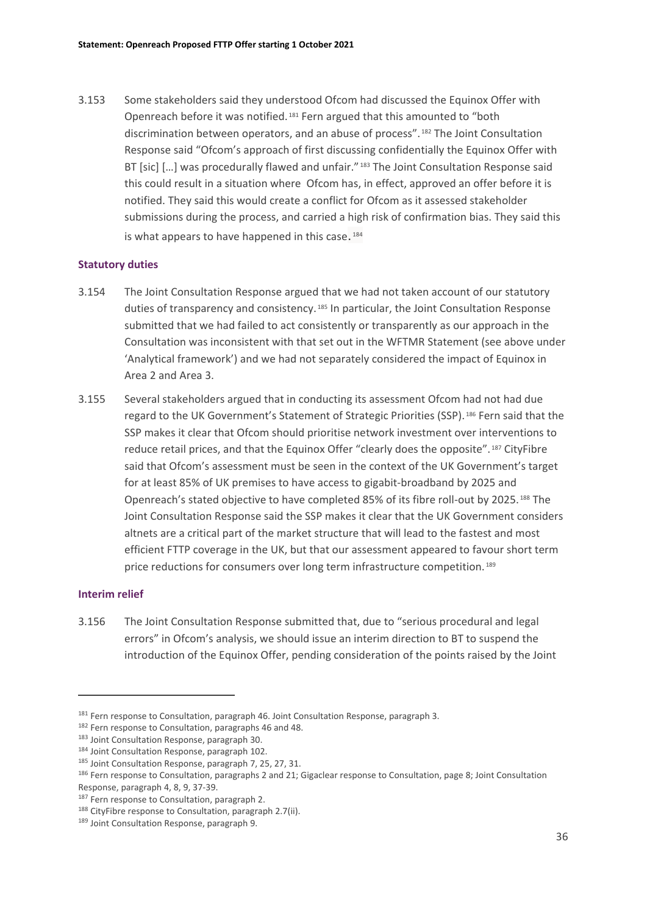3.153 Some stakeholders said they understood Ofcom had discussed the Equinox Offer with Openreach before it was notified.[181] Fern argued that this amounted to "both discrimination between operators, and an abuse of process".[182] The Joint Consultation Response said "Ofcom's approach of first discussing confidentially the Equinox Offer with BT [sic] […] was procedurally flawed and unfair."[183] The Joint Consultation Response said this could result in a situation where Ofcom has, in effect, approved an offer before it is notified. They said this would create a conflict for Ofcom as it assessed stakeholder submissions during the process, and carried a high risk of confirmation bias. They said this is what appears to have happened in this case.[184]

### Statutory duties

3.154 The Joint Consultation Response argued that we had not taken account of our statutory duties of transparency and consistency.[185] In particular, the Joint Consultation Response submitted that we had failed to act consistently or transparently as our approach in the Consultation was inconsistent with that set out in the WFTMR Statement (see above under 'Analytical framework') and we had not separately considered the impact of Equinox in Area 2 and Area 3.

3.155 Several stakeholders argued that in conducting its assessment Ofcom had not had due regard to the UK Government's Statement of Strategic Priorities (SSP).[186] Fern said that the SSP makes it clear that Ofcom should prioritise network investment over interventions to reduce retail prices, and that the Equinox Offer "clearly does the opposite".[187] CityFibre said that Ofcom's assessment must be seen in the context of the UK Government's target for at least 85% of UK premises to have access to gigabit-broadband by 2025 and Openreach's stated objective to have completed 85% of its fibre roll-out by 2025.[188] The Joint Consultation Response said the SSP makes it clear that the UK Government considers altnets are a critical part of the market structure that will lead to the fastest and most efficient FTTP coverage in the UK, but that our assessment appeared to favour short term price reductions for consumers over long term infrastructure competition.[189]

### Interim relief

3.156 The Joint Consultation Response submitted that, due to "serious procedural and legal errors" in Ofcom's analysis, we should issue an interim direction to BT to suspend the introduction of the Equinox Offer, pending consideration of the points raised by the Joint

---

[181] Fern response to Consultation, paragraph 46. Joint Consultation Response, paragraph 3.

[182] Fern response to Consultation, paragraphs 46 and 48.

[183] Joint Consultation Response, paragraph 30.

[184] Joint Consultation Response, paragraph 102.

[185] Joint Consultation Response, paragraph 7, 25, 27, 31.

[186] Fern response to Consultation, paragraphs 2 and 21; Gigaclear response to Consultation, page 8; Joint Consultation Response, paragraph 4, 8, 9, 37-39.

[187] Fern response to Consultation, paragraph 2.

[188] CityFibre response to Consultation, paragraph 2.7(ii).

[189] Joint Consultation Response, paragraph 9.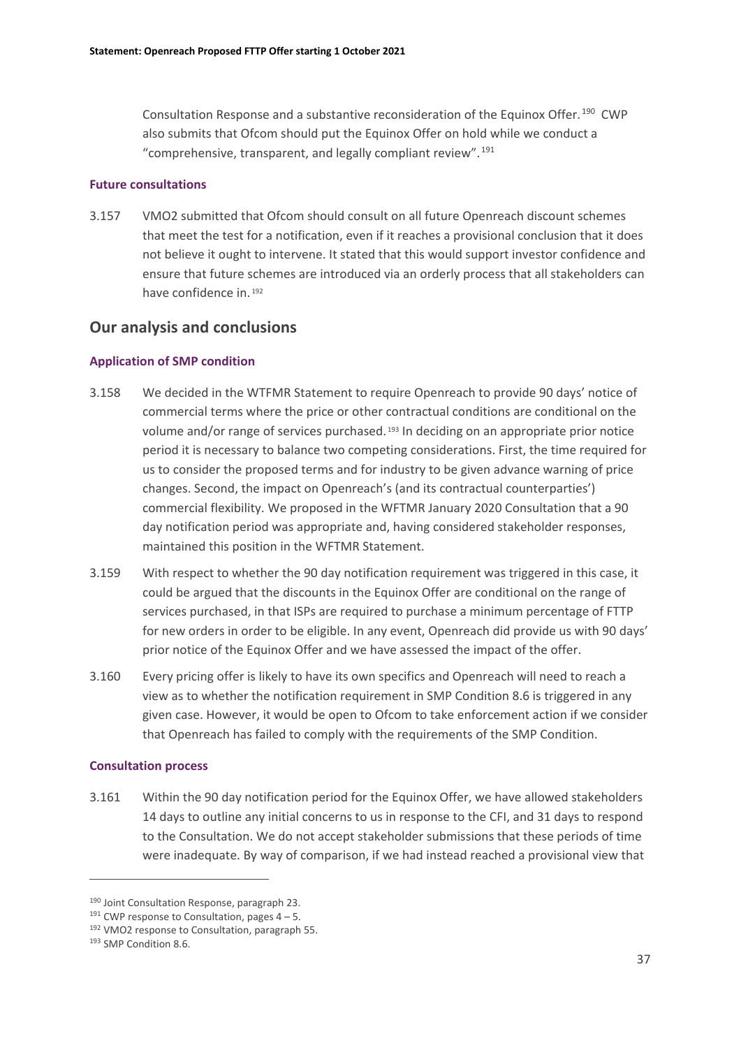Consultation Response and a substantive reconsideration of the Equinox Offer.[190] CWP also submits that Ofcom should put the Equinox Offer on hold while we conduct a "comprehensive, transparent, and legally compliant review".[191]

#### Future consultations

3.157 VMO2 submitted that Ofcom should consult on all future Openreach discount schemes that meet the test for a notification, even if it reaches a provisional conclusion that it does not believe it ought to intervene. It stated that this would support investor confidence and ensure that future schemes are introduced via an orderly process that all stakeholders can have confidence in.[192]

## Our analysis and conclusions

#### Application of SMP condition

3.158 We decided in the WTFMR Statement to require Openreach to provide 90 days' notice of commercial terms where the price or other contractual conditions are conditional on the volume and/or range of services purchased.[193] In deciding on an appropriate prior notice period it is necessary to balance two competing considerations. First, the time required for us to consider the proposed terms and for industry to be given advance warning of price changes. Second, the impact on Openreach's (and its contractual counterparties') commercial flexibility. We proposed in the WFTMR January 2020 Consultation that a 90 day notification period was appropriate and, having considered stakeholder responses, maintained this position in the WFTMR Statement.

3.159 With respect to whether the 90 day notification requirement was triggered in this case, it could be argued that the discounts in the Equinox Offer are conditional on the range of services purchased, in that ISPs are required to purchase a minimum percentage of FTTP for new orders in order to be eligible. In any event, Openreach did provide us with 90 days' prior notice of the Equinox Offer and we have assessed the impact of the offer.

3.160 Every pricing offer is likely to have its own specifics and Openreach will need to reach a view as to whether the notification requirement in SMP Condition 8.6 is triggered in any given case. However, it would be open to Ofcom to take enforcement action if we consider that Openreach has failed to comply with the requirements of the SMP Condition.

#### Consultation process

3.161 Within the 90 day notification period for the Equinox Offer, we have allowed stakeholders 14 days to outline any initial concerns to us in response to the CFI, and 31 days to respond to the Consultation. We do not accept stakeholder submissions that these periods of time were inadequate. By way of comparison, if we had instead reached a provisional view that

[190] Joint Consultation Response, paragraph 23.

[191] CWP response to Consultation, pages 4 – 5.

[192] VMO2 response to Consultation, paragraph 55.

[193] SMP Condition 8.6.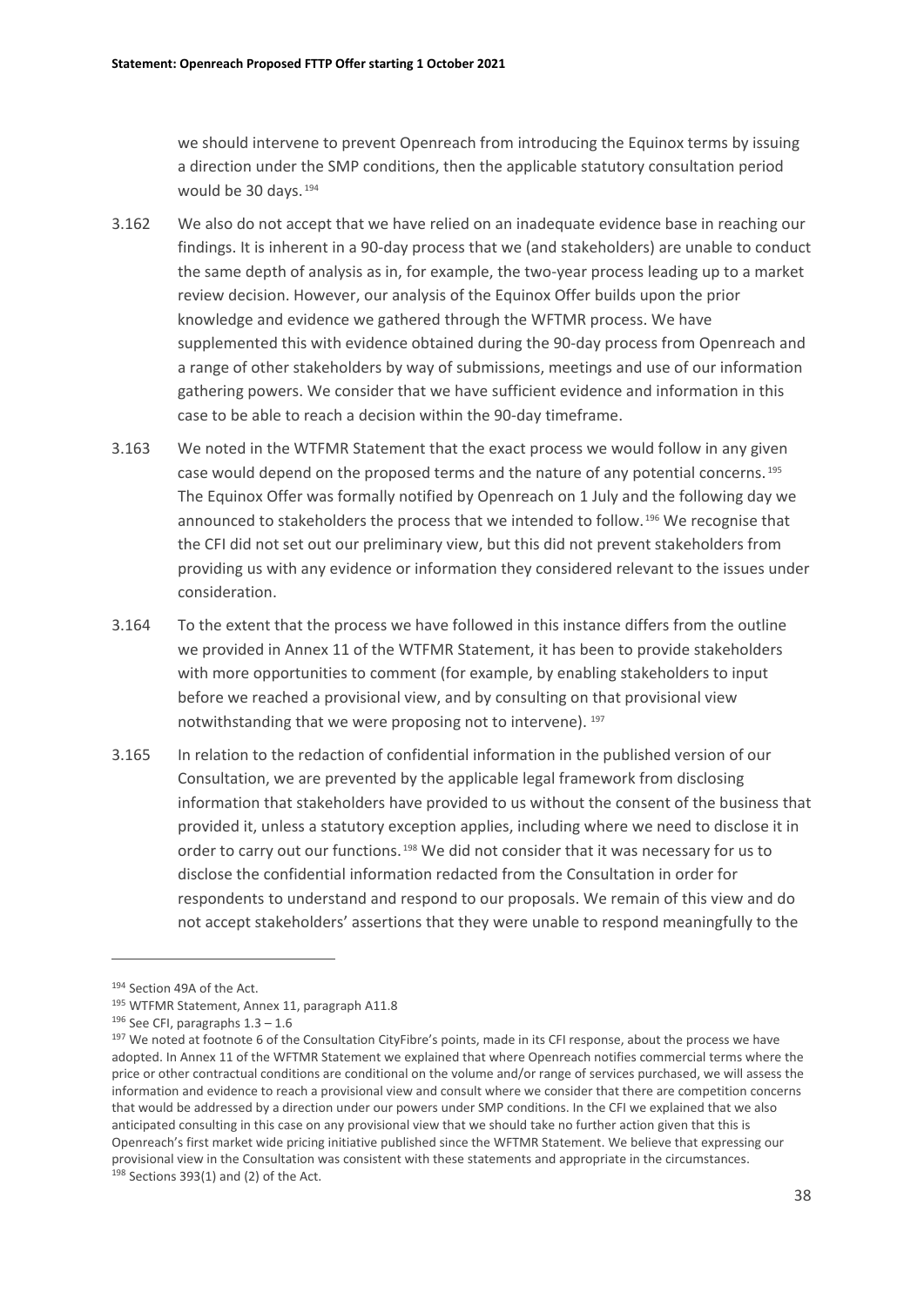we should intervene to prevent Openreach from introducing the Equinox terms by issuing a direction under the SMP conditions, then the applicable statutory consultation period would be 30 days.[194]

3.162 We also do not accept that we have relied on an inadequate evidence base in reaching our findings. It is inherent in a 90-day process that we (and stakeholders) are unable to conduct the same depth of analysis as in, for example, the two-year process leading up to a market review decision. However, our analysis of the Equinox Offer builds upon the prior knowledge and evidence we gathered through the WFTMR process. We have supplemented this with evidence obtained during the 90-day process from Openreach and a range of other stakeholders by way of submissions, meetings and use of our information gathering powers. We consider that we have sufficient evidence and information in this case to be able to reach a decision within the 90-day timeframe.

3.163 We noted in the WTFMR Statement that the exact process we would follow in any given case would depend on the proposed terms and the nature of any potential concerns.[195] The Equinox Offer was formally notified by Openreach on 1 July and the following day we announced to stakeholders the process that we intended to follow.[196] We recognise that the CFI did not set out our preliminary view, but this did not prevent stakeholders from providing us with any evidence or information they considered relevant to the issues under consideration.

3.164 To the extent that the process we have followed in this instance differs from the outline we provided in Annex 11 of the WTFMR Statement, it has been to provide stakeholders with more opportunities to comment (for example, by enabling stakeholders to input before we reached a provisional view, and by consulting on that provisional view notwithstanding that we were proposing not to intervene).[197]

3.165 In relation to the redaction of confidential information in the published version of our Consultation, we are prevented by the applicable legal framework from disclosing information that stakeholders have provided to us without the consent of the business that provided it, unless a statutory exception applies, including where we need to disclose it in order to carry out our functions.[198] We did not consider that it was necessary for us to disclose the confidential information redacted from the Consultation in order for respondents to understand and respond to our proposals. We remain of this view and do not accept stakeholders' assertions that they were unable to respond meaningfully to the

---

[194] Section 49A of the Act.

[195] WTFMR Statement, Annex 11, paragraph A11.8

[196] See CFI, paragraphs 1.3 – 1.6

[197] We noted at footnote 6 of the Consultation CityFibre's points, made in its CFI response, about the process we have adopted. In Annex 11 of the WTFMR Statement we explained that where Openreach notifies commercial terms where the price or other contractual conditions are conditional on the volume and/or range of services purchased, we will assess the information and evidence to reach a provisional view and consult where we consider that there are competition concerns that would be addressed by a direction under our powers under SMP conditions. In the CFI we explained that we also anticipated consulting in this case on any provisional view that we should take no further action given that this is Openreach's first market wide pricing initiative published since the WFTMR Statement. We believe that expressing our provisional view in the Consultation was consistent with these statements and appropriate in the circumstances.

[198] Sections 393(1) and (2) of the Act.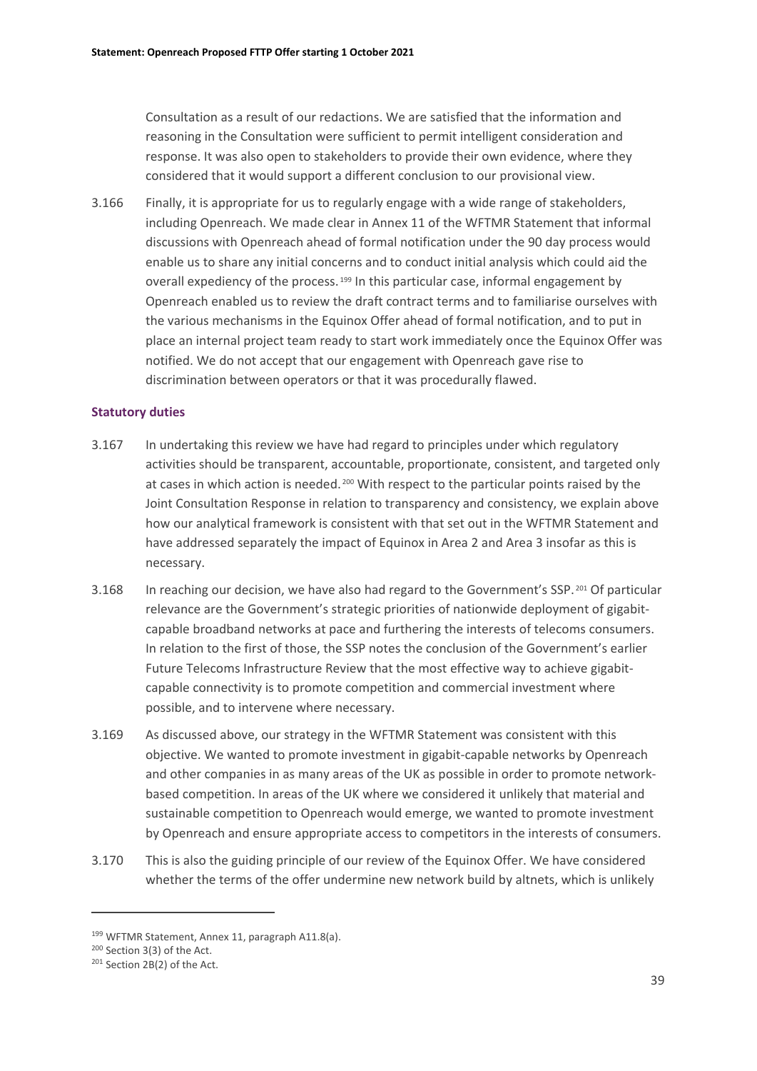Consultation as a result of our redactions. We are satisfied that the information and reasoning in the Consultation were sufficient to permit intelligent consideration and response. It was also open to stakeholders to provide their own evidence, where they considered that it would support a different conclusion to our provisional view.

3.166 Finally, it is appropriate for us to regularly engage with a wide range of stakeholders, including Openreach. We made clear in Annex 11 of the WFTMR Statement that informal discussions with Openreach ahead of formal notification under the 90 day process would enable us to share any initial concerns and to conduct initial analysis which could aid the overall expediency of the process.[199] In this particular case, informal engagement by Openreach enabled us to review the draft contract terms and to familiarise ourselves with the various mechanisms in the Equinox Offer ahead of formal notification, and to put in place an internal project team ready to start work immediately once the Equinox Offer was notified. We do not accept that our engagement with Openreach gave rise to discrimination between operators or that it was procedurally flawed.

### Statutory duties

3.167 In undertaking this review we have had regard to principles under which regulatory activities should be transparent, accountable, proportionate, consistent, and targeted only at cases in which action is needed.[200] With respect to the particular points raised by the Joint Consultation Response in relation to transparency and consistency, we explain above how our analytical framework is consistent with that set out in the WFTMR Statement and have addressed separately the impact of Equinox in Area 2 and Area 3 insofar as this is necessary.

3.168 In reaching our decision, we have also had regard to the Government's SSP.[201] Of particular relevance are the Government's strategic priorities of nationwide deployment of gigabit-capable broadband networks at pace and furthering the interests of telecoms consumers. In relation to the first of those, the SSP notes the conclusion of the Government's earlier Future Telecoms Infrastructure Review that the most effective way to achieve gigabit-capable connectivity is to promote competition and commercial investment where possible, and to intervene where necessary.

3.169 As discussed above, our strategy in the WFTMR Statement was consistent with this objective. We wanted to promote investment in gigabit-capable networks by Openreach and other companies in as many areas of the UK as possible in order to promote network-based competition. In areas of the UK where we considered it unlikely that material and sustainable competition to Openreach would emerge, we wanted to promote investment by Openreach and ensure appropriate access to competitors in the interests of consumers.

3.170 This is also the guiding principle of our review of the Equinox Offer. We have considered whether the terms of the offer undermine new network build by altnets, which is unlikely

---

[199] WFTMR Statement, Annex 11, paragraph A11.8(a).

[200] Section 3(3) of the Act.

[201] Section 2B(2) of the Act.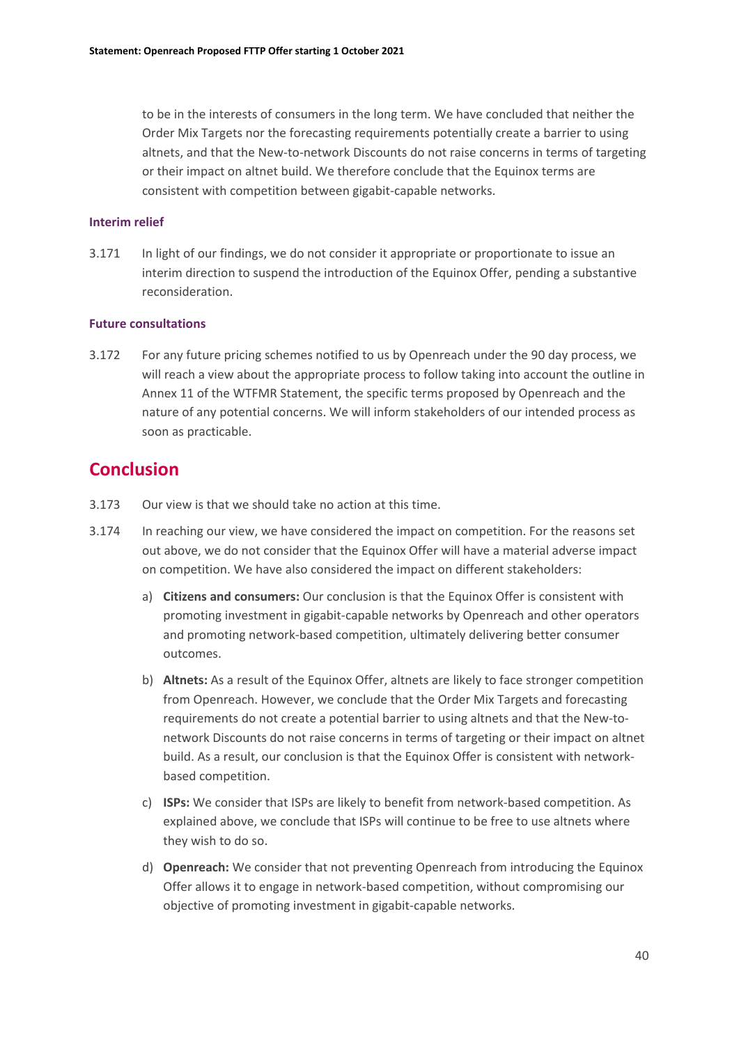to be in the interests of consumers in the long term. We have concluded that neither the Order Mix Targets nor the forecasting requirements potentially create a barrier to using altnets, and that the New-to-network Discounts do not raise concerns in terms of targeting or their impact on altnet build. We therefore conclude that the Equinox terms are consistent with competition between gigabit-capable networks.

#### Interim relief

3.171 In light of our findings, we do not consider it appropriate or proportionate to issue an interim direction to suspend the introduction of the Equinox Offer, pending a substantive reconsideration.

#### Future consultations

3.172 For any future pricing schemes notified to us by Openreach under the 90 day process, we will reach a view about the appropriate process to follow taking into account the outline in Annex 11 of the WTFMR Statement, the specific terms proposed by Openreach and the nature of any potential concerns. We will inform stakeholders of our intended process as soon as practicable.

## Conclusion

3.173 Our view is that we should take no action at this time.

3.174 In reaching our view, we have considered the impact on competition. For the reasons set out above, we do not consider that the Equinox Offer will have a material adverse impact on competition. We have also considered the impact on different stakeholders:

a) **Citizens and consumers:** Our conclusion is that the Equinox Offer is consistent with promoting investment in gigabit-capable networks by Openreach and other operators and promoting network-based competition, ultimately delivering better consumer outcomes.

b) **Altnets:** As a result of the Equinox Offer, altnets are likely to face stronger competition from Openreach. However, we conclude that the Order Mix Targets and forecasting requirements do not create a potential barrier to using altnets and that the New-to-network Discounts do not raise concerns in terms of targeting or their impact on altnet build. As a result, our conclusion is that the Equinox Offer is consistent with network-based competition.

c) **ISPs:** We consider that ISPs are likely to benefit from network-based competition. As explained above, we conclude that ISPs will continue to be free to use altnets where they wish to do so.

d) **Openreach:** We consider that not preventing Openreach from introducing the Equinox Offer allows it to engage in network-based competition, without compromising our objective of promoting investment in gigabit-capable networks.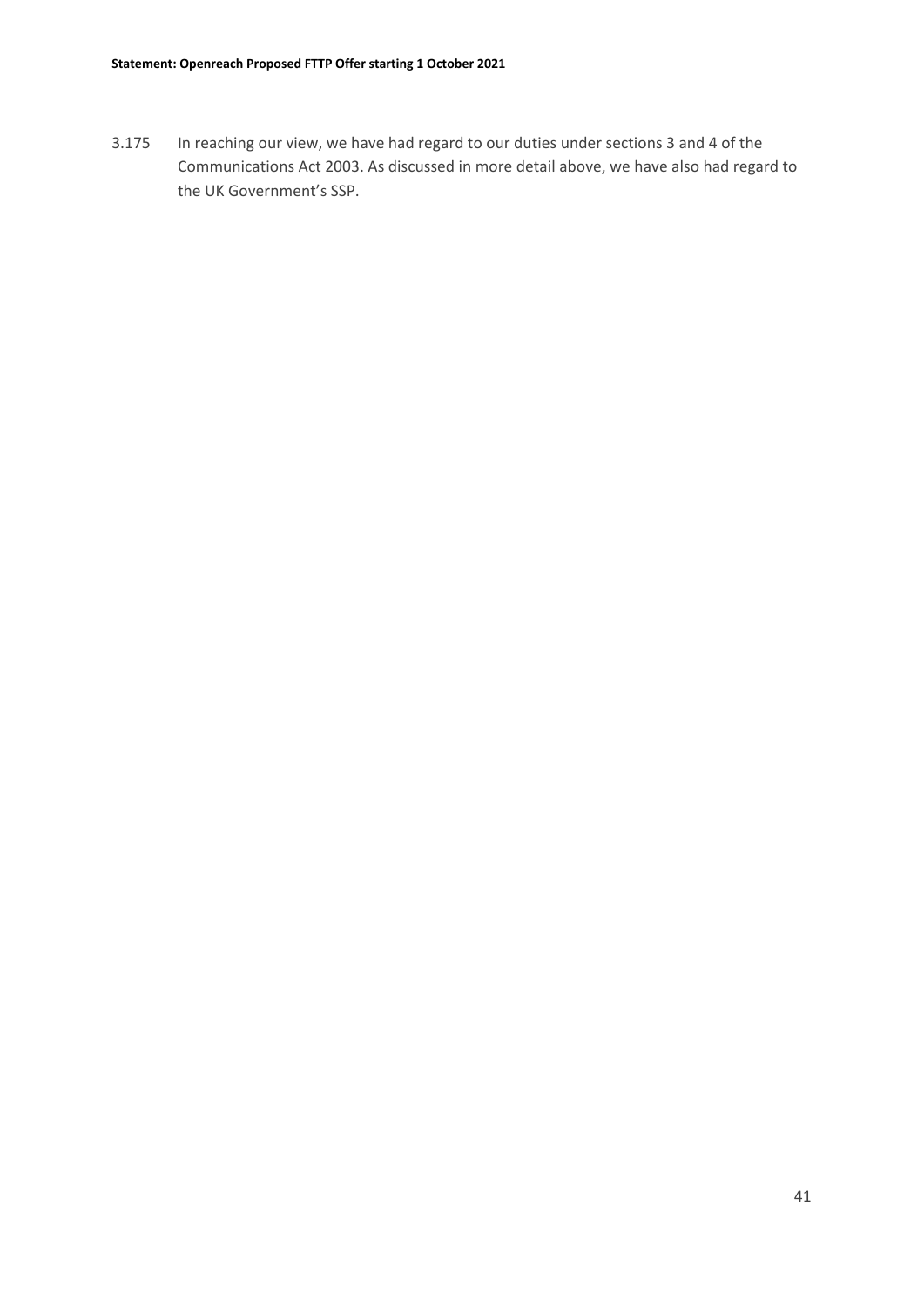3.175 In reaching our view, we have had regard to our duties under sections 3 and 4 of the Communications Act 2003. As discussed in more detail above, we have also had regard to the UK Government's SSP.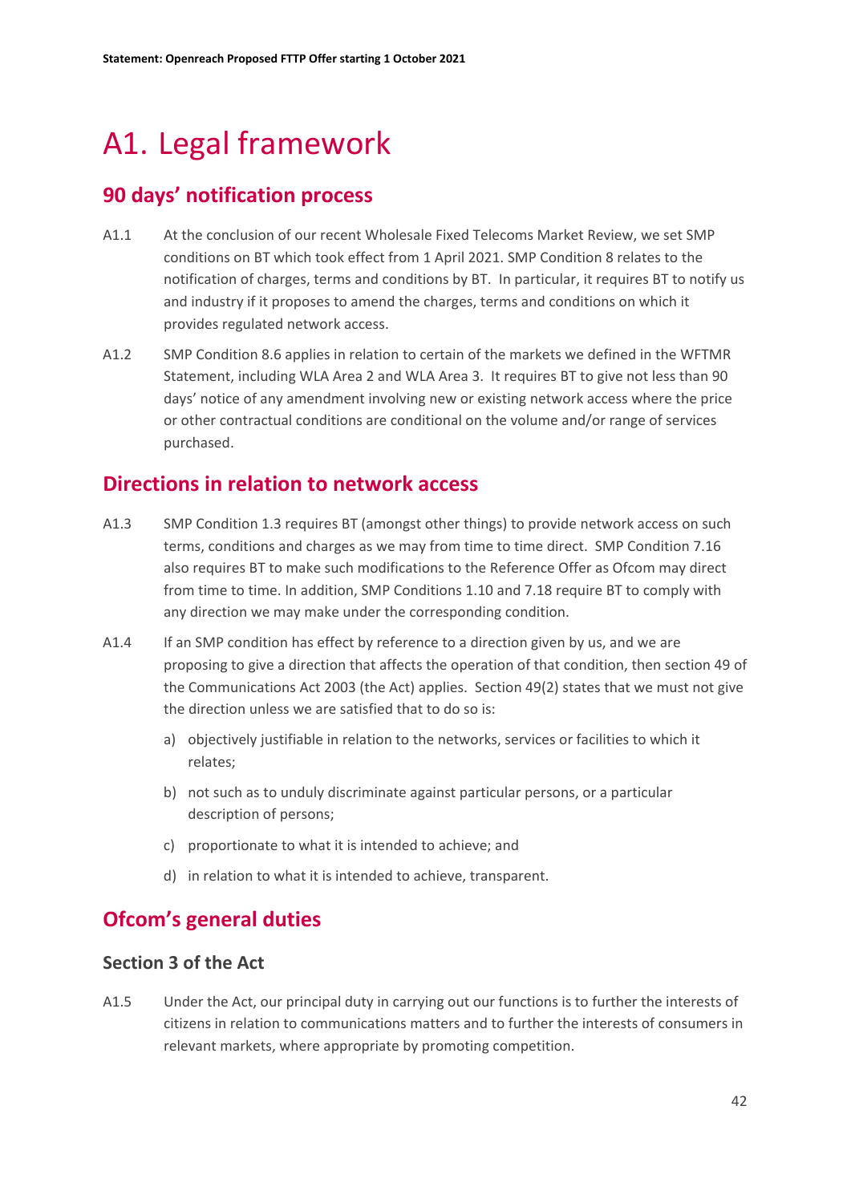# A1. Legal framework

## 90 days' notification process

A1.1 At the conclusion of our recent Wholesale Fixed Telecoms Market Review, we set SMP conditions on BT which took effect from 1 April 2021. SMP Condition 8 relates to the notification of charges, terms and conditions by BT. In particular, it requires BT to notify us and industry if it proposes to amend the charges, terms and conditions on which it provides regulated network access.

A1.2 SMP Condition 8.6 applies in relation to certain of the markets we defined in the WFTMR Statement, including WLA Area 2 and WLA Area 3. It requires BT to give not less than 90 days' notice of any amendment involving new or existing network access where the price or other contractual conditions are conditional on the volume and/or range of services purchased.

## Directions in relation to network access

A1.3 SMP Condition 1.3 requires BT (amongst other things) to provide network access on such terms, conditions and charges as we may from time to time direct. SMP Condition 7.16 also requires BT to make such modifications to the Reference Offer as Ofcom may direct from time to time. In addition, SMP Conditions 1.10 and 7.18 require BT to comply with any direction we may make under the corresponding condition.

A1.4 If an SMP condition has effect by reference to a direction given by us, and we are proposing to give a direction that affects the operation of that condition, then section 49 of the Communications Act 2003 (the Act) applies. Section 49(2) states that we must not give the direction unless we are satisfied that to do so is:

a) objectively justifiable in relation to the networks, services or facilities to which it relates;

b) not such as to unduly discriminate against particular persons, or a particular description of persons;

c) proportionate to what it is intended to achieve; and

d) in relation to what it is intended to achieve, transparent.

## Ofcom's general duties

### Section 3 of the Act

A1.5 Under the Act, our principal duty in carrying out our functions is to further the interests of citizens in relation to communications matters and to further the interests of consumers in relevant markets, where appropriate by promoting competition.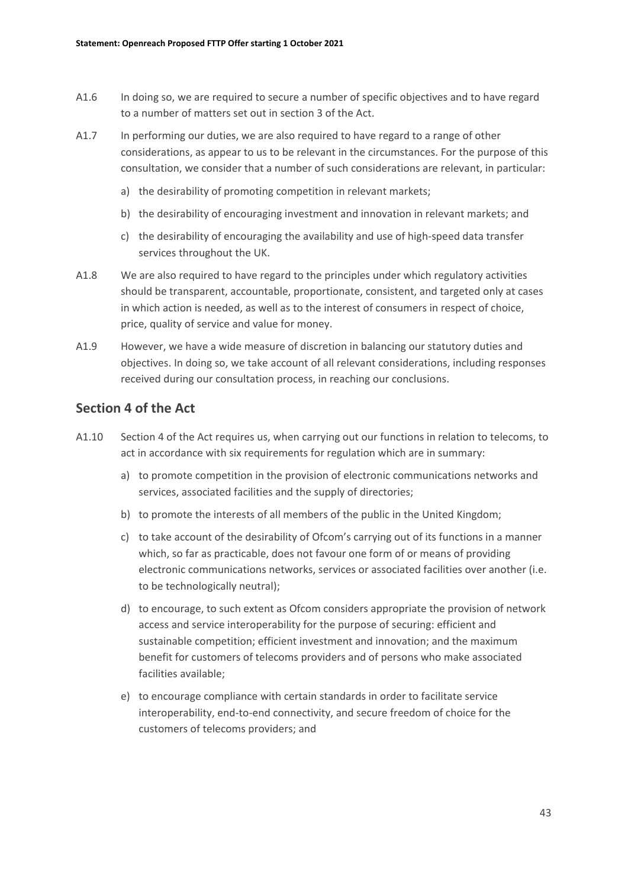A1.6 In doing so, we are required to secure a number of specific objectives and to have regard to a number of matters set out in section 3 of the Act.

A1.7 In performing our duties, we are also required to have regard to a range of other considerations, as appear to us to be relevant in the circumstances. For the purpose of this consultation, we consider that a number of such considerations are relevant, in particular:

a) the desirability of promoting competition in relevant markets;

b) the desirability of encouraging investment and innovation in relevant markets; and

c) the desirability of encouraging the availability and use of high-speed data transfer services throughout the UK.

A1.8 We are also required to have regard to the principles under which regulatory activities should be transparent, accountable, proportionate, consistent, and targeted only at cases in which action is needed, as well as to the interest of consumers in respect of choice, price, quality of service and value for money.

A1.9 However, we have a wide measure of discretion in balancing our statutory duties and objectives. In doing so, we take account of all relevant considerations, including responses received during our consultation process, in reaching our conclusions.

## Section 4 of the Act

A1.10 Section 4 of the Act requires us, when carrying out our functions in relation to telecoms, to act in accordance with six requirements for regulation which are in summary:

a) to promote competition in the provision of electronic communications networks and services, associated facilities and the supply of directories;

b) to promote the interests of all members of the public in the United Kingdom;

c) to take account of the desirability of Ofcom's carrying out of its functions in a manner which, so far as practicable, does not favour one form of or means of providing electronic communications networks, services or associated facilities over another (i.e. to be technologically neutral);

d) to encourage, to such extent as Ofcom considers appropriate the provision of network access and service interoperability for the purpose of securing: efficient and sustainable competition; efficient investment and innovation; and the maximum benefit for customers of telecoms providers and of persons who make associated facilities available;

e) to encourage compliance with certain standards in order to facilitate service interoperability, end-to-end connectivity, and secure freedom of choice for the customers of telecoms providers; and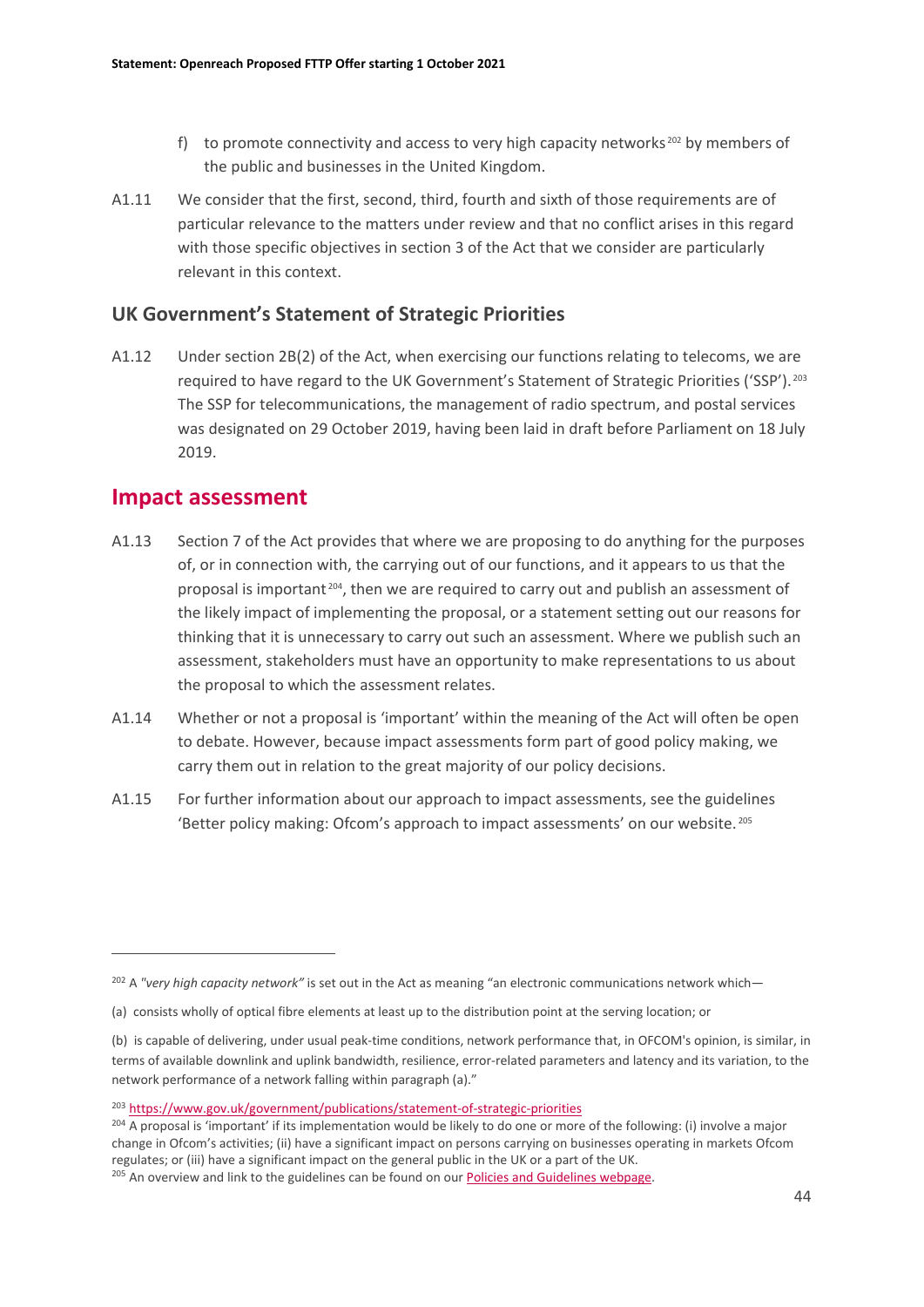f) to promote connectivity and access to very high capacity networks[202] by members of the public and businesses in the United Kingdom.

A1.11 We consider that the first, second, third, fourth and sixth of those requirements are of particular relevance to the matters under review and that no conflict arises in this regard with those specific objectives in section 3 of the Act that we consider are particularly relevant in this context.

## UK Government's Statement of Strategic Priorities

A1.12 Under section 2B(2) of the Act, when exercising our functions relating to telecoms, we are required to have regard to the UK Government's Statement of Strategic Priorities ('SSP').[203] The SSP for telecommunications, the management of radio spectrum, and postal services was designated on 29 October 2019, having been laid in draft before Parliament on 18 July 2019.

# Impact assessment

A1.13 Section 7 of the Act provides that where we are proposing to do anything for the purposes of, or in connection with, the carrying out of our functions, and it appears to us that the proposal is important[204], then we are required to carry out and publish an assessment of the likely impact of implementing the proposal, or a statement setting out our reasons for thinking that it is unnecessary to carry out such an assessment. Where we publish such an assessment, stakeholders must have an opportunity to make representations to us about the proposal to which the assessment relates.

A1.14 Whether or not a proposal is 'important' within the meaning of the Act will often be open to debate. However, because impact assessments form part of good policy making, we carry them out in relation to the great majority of our policy decisions.

A1.15 For further information about our approach to impact assessments, see the guidelines 'Better policy making: Ofcom's approach to impact assessments' on our website.[205]

---

[202] A *"very high capacity network"* is set out in the Act as meaning "an electronic communications network which—

(a) consists wholly of optical fibre elements at least up to the distribution point at the serving location; or

(b) is capable of delivering, under usual peak-time conditions, network performance that, in OFCOM's opinion, is similar, in terms of available downlink and uplink bandwidth, resilience, error-related parameters and latency and its variation, to the network performance of a network falling within paragraph (a)."

[203] https://www.gov.uk/government/publications/statement-of-strategic-priorities

[204] A proposal is 'important' if its implementation would be likely to do one or more of the following: (i) involve a major change in Ofcom's activities; (ii) have a significant impact on persons carrying on businesses operating in markets Ofcom regulates; or (iii) have a significant impact on the general public in the UK or a part of the UK.

[205] An overview and link to the guidelines can be found on our Policies and Guidelines webpage.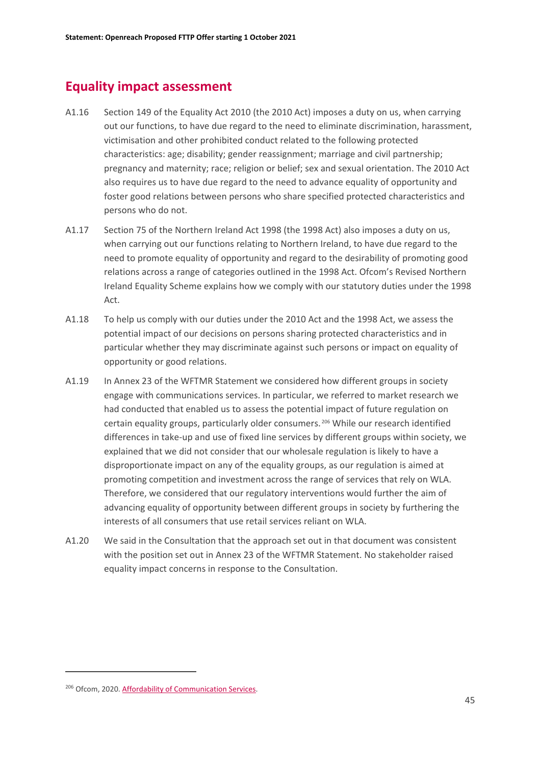## Equality impact assessment

A1.16 Section 149 of the Equality Act 2010 (the 2010 Act) imposes a duty on us, when carrying out our functions, to have due regard to the need to eliminate discrimination, harassment, victimisation and other prohibited conduct related to the following protected characteristics: age; disability; gender reassignment; marriage and civil partnership; pregnancy and maternity; race; religion or belief; sex and sexual orientation. The 2010 Act also requires us to have due regard to the need to advance equality of opportunity and foster good relations between persons who share specified protected characteristics and persons who do not.

A1.17 Section 75 of the Northern Ireland Act 1998 (the 1998 Act) also imposes a duty on us, when carrying out our functions relating to Northern Ireland, to have due regard to the need to promote equality of opportunity and regard to the desirability of promoting good relations across a range of categories outlined in the 1998 Act. Ofcom's Revised Northern Ireland Equality Scheme explains how we comply with our statutory duties under the 1998 Act.

A1.18 To help us comply with our duties under the 2010 Act and the 1998 Act, we assess the potential impact of our decisions on persons sharing protected characteristics and in particular whether they may discriminate against such persons or impact on equality of opportunity or good relations.

A1.19 In Annex 23 of the WFTMR Statement we considered how different groups in society engage with communications services. In particular, we referred to market research we had conducted that enabled us to assess the potential impact of future regulation on certain equality groups, particularly older consumers.[206] While our research identified differences in take-up and use of fixed line services by different groups within society, we explained that we did not consider that our wholesale regulation is likely to have a disproportionate impact on any of the equality groups, as our regulation is aimed at promoting competition and investment across the range of services that rely on WLA. Therefore, we considered that our regulatory interventions would further the aim of advancing equality of opportunity between different groups in society by furthering the interests of all consumers that use retail services reliant on WLA.

A1.20 We said in the Consultation that the approach set out in that document was consistent with the position set out in Annex 23 of the WFTMR Statement. No stakeholder raised equality impact concerns in response to the Consultation.

---

[206] Ofcom, 2020. Affordability of Communication Services.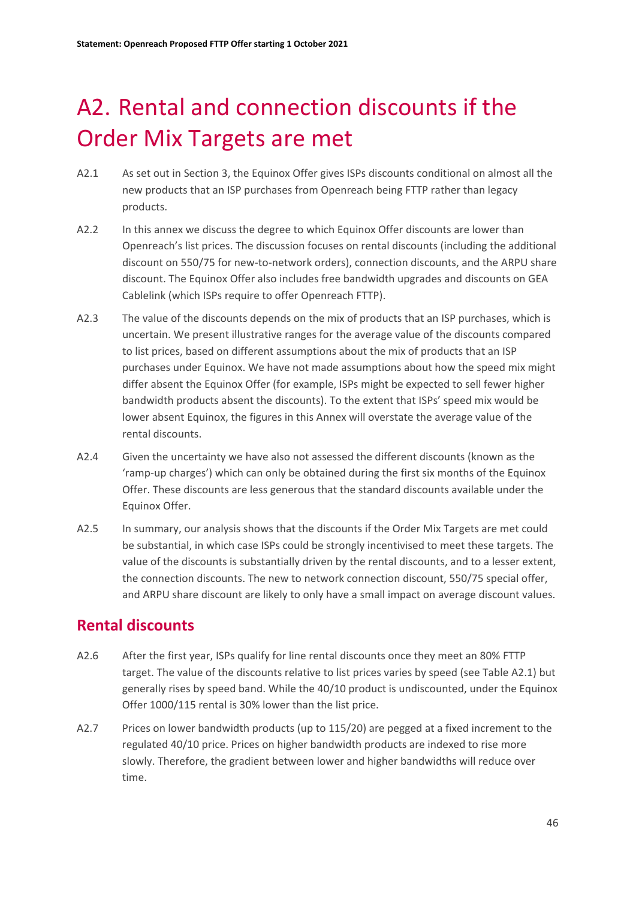# A2. Rental and connection discounts if the Order Mix Targets are met

A2.1 As set out in Section 3, the Equinox Offer gives ISPs discounts conditional on almost all the new products that an ISP purchases from Openreach being FTTP rather than legacy products.

A2.2 In this annex we discuss the degree to which Equinox Offer discounts are lower than Openreach's list prices. The discussion focuses on rental discounts (including the additional discount on 550/75 for new-to-network orders), connection discounts, and the ARPU share discount. The Equinox Offer also includes free bandwidth upgrades and discounts on GEA Cablelink (which ISPs require to offer Openreach FTTP).

A2.3 The value of the discounts depends on the mix of products that an ISP purchases, which is uncertain. We present illustrative ranges for the average value of the discounts compared to list prices, based on different assumptions about the mix of products that an ISP purchases under Equinox. We have not made assumptions about how the speed mix might differ absent the Equinox Offer (for example, ISPs might be expected to sell fewer higher bandwidth products absent the discounts). To the extent that ISPs' speed mix would be lower absent Equinox, the figures in this Annex will overstate the average value of the rental discounts.

A2.4 Given the uncertainty we have also not assessed the different discounts (known as the 'ramp-up charges') which can only be obtained during the first six months of the Equinox Offer. These discounts are less generous that the standard discounts available under the Equinox Offer.

A2.5 In summary, our analysis shows that the discounts if the Order Mix Targets are met could be substantial, in which case ISPs could be strongly incentivised to meet these targets. The value of the discounts is substantially driven by the rental discounts, and to a lesser extent, the connection discounts. The new to network connection discount, 550/75 special offer, and ARPU share discount are likely to only have a small impact on average discount values.

## Rental discounts

A2.6 After the first year, ISPs qualify for line rental discounts once they meet an 80% FTTP target. The value of the discounts relative to list prices varies by speed (see Table A2.1) but generally rises by speed band. While the 40/10 product is undiscounted, under the Equinox Offer 1000/115 rental is 30% lower than the list price.

A2.7 Prices on lower bandwidth products (up to 115/20) are pegged at a fixed increment to the regulated 40/10 price. Prices on higher bandwidth products are indexed to rise more slowly. Therefore, the gradient between lower and higher bandwidths will reduce over time.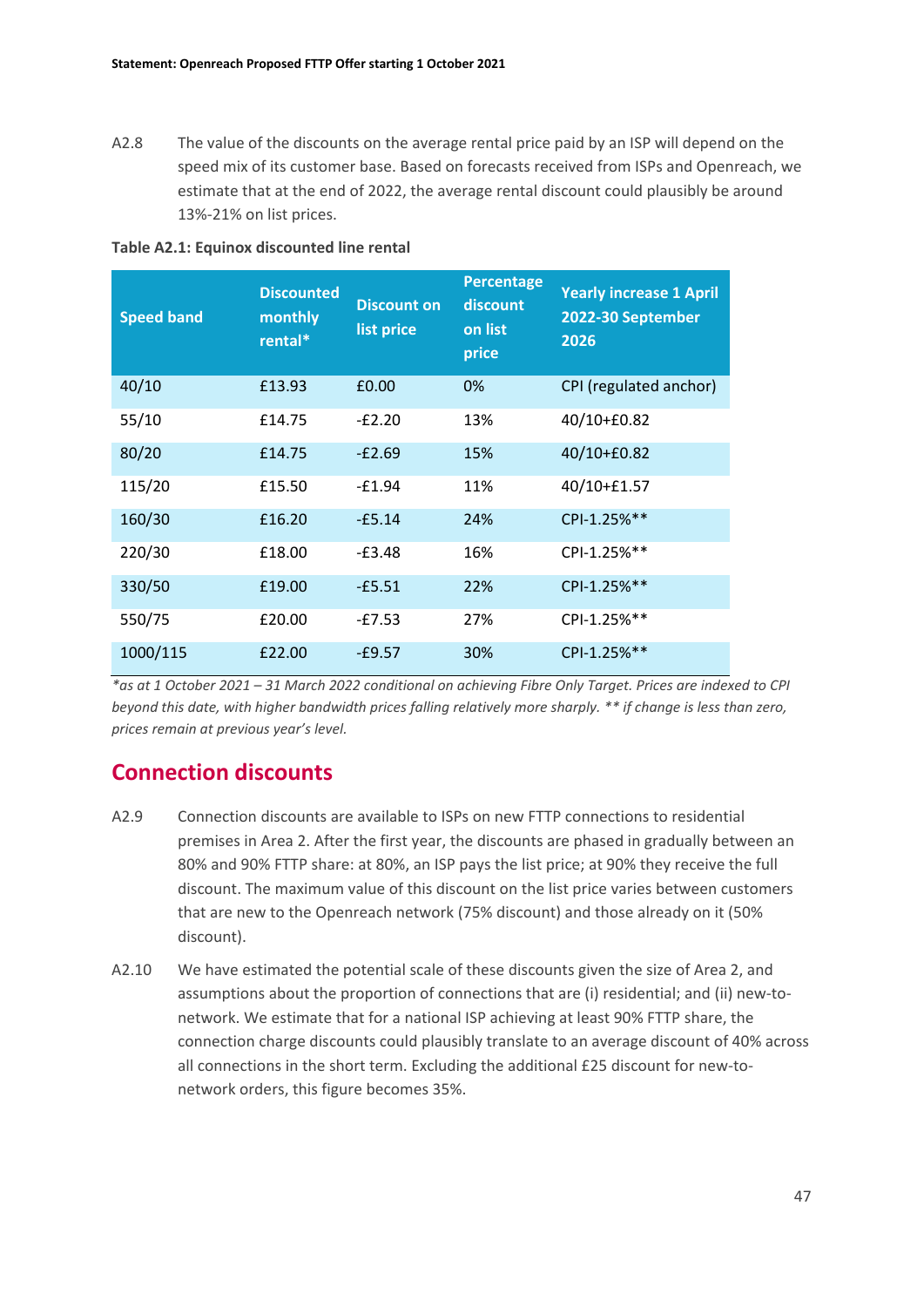A2.8 The value of the discounts on the average rental price paid by an ISP will depend on the speed mix of its customer base. Based on forecasts received from ISPs and Openreach, we estimate that at the end of 2022, the average rental discount could plausibly be around 13%-21% on list prices.

**Table A2.1: Equinox discounted line rental**

| Speed band | Discounted monthly rental* | Discount on list price | Percentage discount on list price | Yearly increase 1 April 2022-30 September 2026 |
|---|---|---|---|---|
| 40/10 | £13.93 | £0.00 | 0% | CPI (regulated anchor) |
| 55/10 | £14.75 | -£2.20 | 13% | 40/10+£0.82 |
| 80/20 | £14.75 | -£2.69 | 15% | 40/10+£0.82 |
| 115/20 | £15.50 | -£1.94 | 11% | 40/10+£1.57 |
| 160/30 | £16.20 | -£5.14 | 24% | CPI-1.25%** |
| 220/30 | £18.00 | -£3.48 | 16% | CPI-1.25%** |
| 330/50 | £19.00 | -£5.51 | 22% | CPI-1.25%** |
| 550/75 | £20.00 | -£7.53 | 27% | CPI-1.25%** |
| 1000/115 | £22.00 | -£9.57 | 30% | CPI-1.25%** |

*\*as at 1 October 2021 – 31 March 2022 conditional on achieving Fibre Only Target. Prices are indexed to CPI beyond this date, with higher bandwidth prices falling relatively more sharply. \*\* if change is less than zero, prices remain at previous year's level.*

## Connection discounts

A2.9 Connection discounts are available to ISPs on new FTTP connections to residential premises in Area 2. After the first year, the discounts are phased in gradually between an 80% and 90% FTTP share: at 80%, an ISP pays the list price; at 90% they receive the full discount. The maximum value of this discount on the list price varies between customers that are new to the Openreach network (75% discount) and those already on it (50% discount).

A2.10 We have estimated the potential scale of these discounts given the size of Area 2, and assumptions about the proportion of connections that are (i) residential; and (ii) new-to-network. We estimate that for a national ISP achieving at least 90% FTTP share, the connection charge discounts could plausibly translate to an average discount of 40% across all connections in the short term. Excluding the additional £25 discount for new-to-network orders, this figure becomes 35%.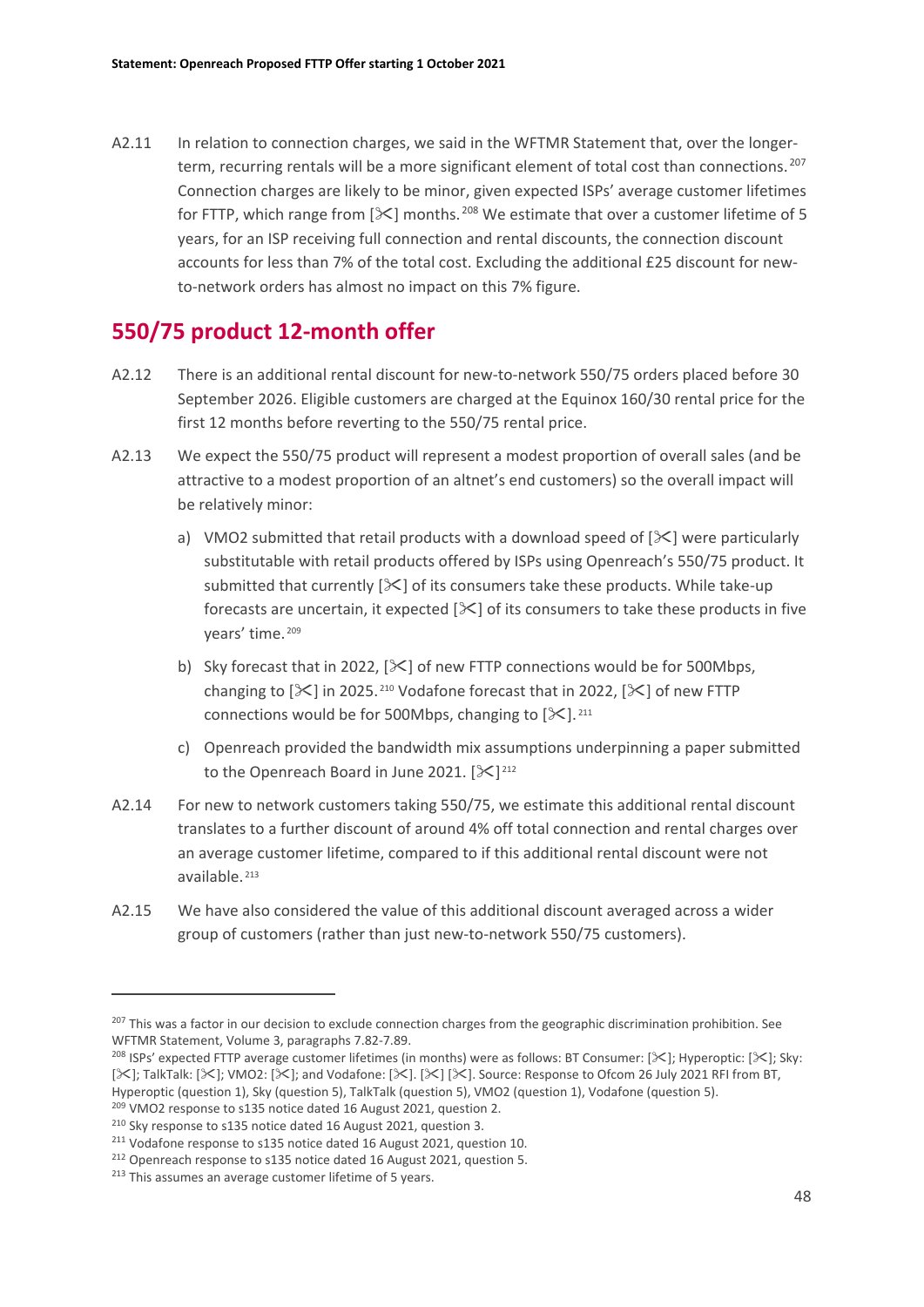A2.11 In relation to connection charges, we said in the WFTMR Statement that, over the longer-term, recurring rentals will be a more significant element of total cost than connections.[207] Connection charges are likely to be minor, given expected ISPs' average customer lifetimes for FTTP, which range from [✂] months.[208] We estimate that over a customer lifetime of 5 years, for an ISP receiving full connection and rental discounts, the connection discount accounts for less than 7% of the total cost. Excluding the additional £25 discount for new-to-network orders has almost no impact on this 7% figure.

## 550/75 product 12-month offer

A2.12 There is an additional rental discount for new-to-network 550/75 orders placed before 30 September 2026. Eligible customers are charged at the Equinox 160/30 rental price for the first 12 months before reverting to the 550/75 rental price.

A2.13 We expect the 550/75 product will represent a modest proportion of overall sales (and be attractive to a modest proportion of an altnet's end customers) so the overall impact will be relatively minor:

a) VMO2 submitted that retail products with a download speed of [✂] were particularly substitutable with retail products offered by ISPs using Openreach's 550/75 product. It submitted that currently [✂] of its consumers take these products. While take-up forecasts are uncertain, it expected [✂] of its consumers to take these products in five years' time.[209]

b) Sky forecast that in 2022, [✂] of new FTTP connections would be for 500Mbps, changing to [✂] in 2025.[210] Vodafone forecast that in 2022, [✂] of new FTTP connections would be for 500Mbps, changing to [✂].[211]

c) Openreach provided the bandwidth mix assumptions underpinning a paper submitted to the Openreach Board in June 2021. [✂][212]

A2.14 For new to network customers taking 550/75, we estimate this additional rental discount translates to a further discount of around 4% off total connection and rental charges over an average customer lifetime, compared to if this additional rental discount were not available.[213]

A2.15 We have also considered the value of this additional discount averaged across a wider group of customers (rather than just new-to-network 550/75 customers).

---

[207] This was a factor in our decision to exclude connection charges from the geographic discrimination prohibition. See WFTMR Statement, Volume 3, paragraphs 7.82-7.89.

[208] ISPs' expected FTTP average customer lifetimes (in months) were as follows: BT Consumer: [✂]; Hyperoptic: [✂]; Sky: [✂]; TalkTalk: [✂]; VMO2: [✂]; and Vodafone: [✂]. [✂] [✂]. Source: Response to Ofcom 26 July 2021 RFI from BT, Hyperoptic (question 1), Sky (question 5), TalkTalk (question 5), VMO2 (question 1), Vodafone (question 5).

[209] VMO2 response to s135 notice dated 16 August 2021, question 2.

[210] Sky response to s135 notice dated 16 August 2021, question 3.

[211] Vodafone response to s135 notice dated 16 August 2021, question 10.

[212] Openreach response to s135 notice dated 16 August 2021, question 5.

[213] This assumes an average customer lifetime of 5 years.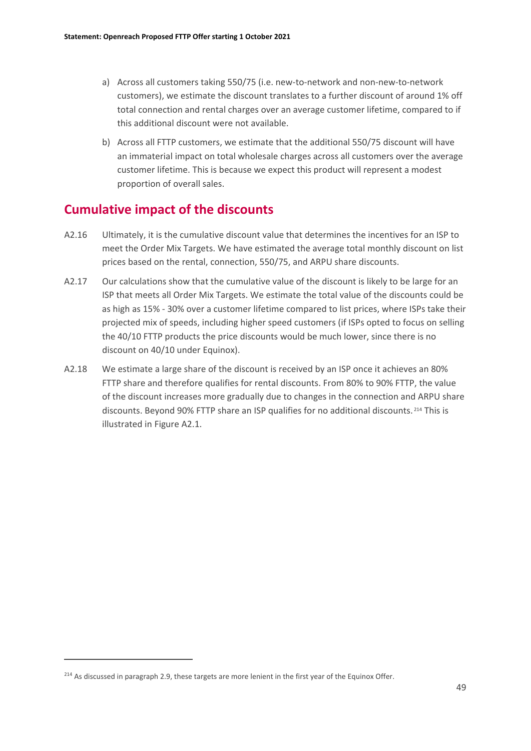a) Across all customers taking 550/75 (i.e. new-to-network and non-new-to-network customers), we estimate the discount translates to a further discount of around 1% off total connection and rental charges over an average customer lifetime, compared to if this additional discount were not available.

b) Across all FTTP customers, we estimate that the additional 550/75 discount will have an immaterial impact on total wholesale charges across all customers over the average customer lifetime. This is because we expect this product will represent a modest proportion of overall sales.

## Cumulative impact of the discounts

A2.16 Ultimately, it is the cumulative discount value that determines the incentives for an ISP to meet the Order Mix Targets. We have estimated the average total monthly discount on list prices based on the rental, connection, 550/75, and ARPU share discounts.

A2.17 Our calculations show that the cumulative value of the discount is likely to be large for an ISP that meets all Order Mix Targets. We estimate the total value of the discounts could be as high as 15% - 30% over a customer lifetime compared to list prices, where ISPs take their projected mix of speeds, including higher speed customers (if ISPs opted to focus on selling the 40/10 FTTP products the price discounts would be much lower, since there is no discount on 40/10 under Equinox).

A2.18 We estimate a large share of the discount is received by an ISP once it achieves an 80% FTTP share and therefore qualifies for rental discounts. From 80% to 90% FTTP, the value of the discount increases more gradually due to changes in the connection and ARPU share discounts. Beyond 90% FTTP share an ISP qualifies for no additional discounts.[214] This is illustrated in Figure A2.1.

[214] As discussed in paragraph 2.9, these targets are more lenient in the first year of the Equinox Offer.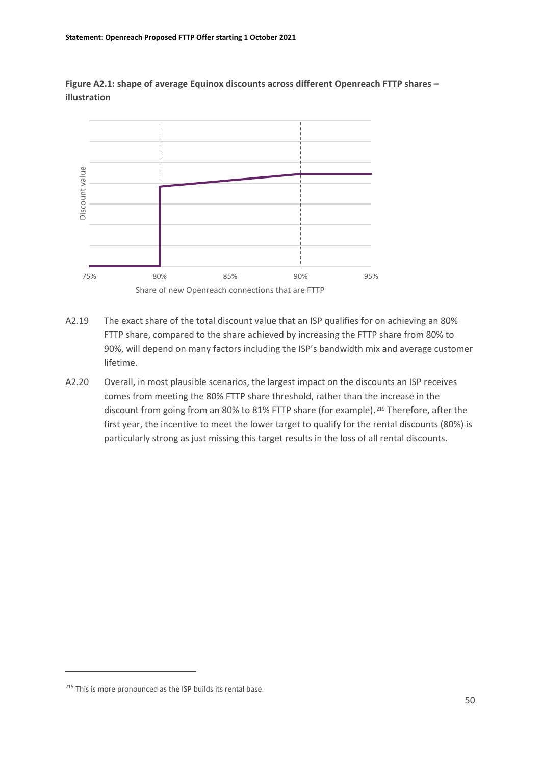**Figure A2.1: shape of average Equinox discounts across different Openreach FTTP shares – illustration**

A2.19 The exact share of the total discount value that an ISP qualifies for on achieving an 80% FTTP share, compared to the share achieved by increasing the FTTP share from 80% to 90%, will depend on many factors including the ISP's bandwidth mix and average customer lifetime.

A2.20 Overall, in most plausible scenarios, the largest impact on the discounts an ISP receives comes from meeting the 80% FTTP share threshold, rather than the increase in the discount from going from an 80% to 81% FTTP share (for example).[215] Therefore, after the first year, the incentive to meet the lower target to qualify for the rental discounts (80%) is particularly strong as just missing this target results in the loss of all rental discounts.

[215] This is more pronounced as the ISP builds its rental base.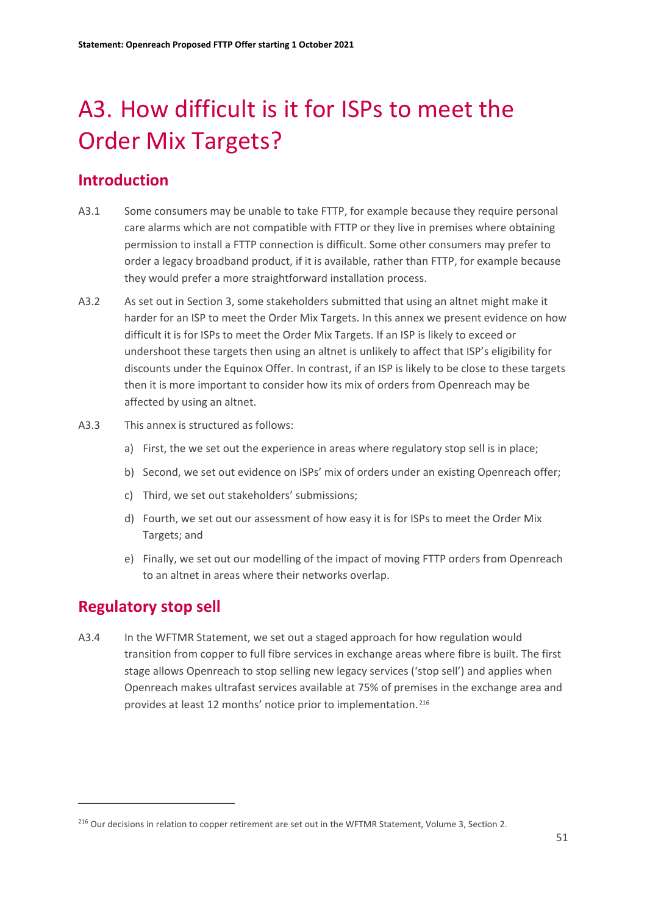# A3. How difficult is it for ISPs to meet the Order Mix Targets?

## Introduction

A3.1 Some consumers may be unable to take FTTP, for example because they require personal care alarms which are not compatible with FTTP or they live in premises where obtaining permission to install a FTTP connection is difficult. Some other consumers may prefer to order a legacy broadband product, if it is available, rather than FTTP, for example because they would prefer a more straightforward installation process.

A3.2 As set out in Section 3, some stakeholders submitted that using an altnet might make it harder for an ISP to meet the Order Mix Targets. In this annex we present evidence on how difficult it is for ISPs to meet the Order Mix Targets. If an ISP is likely to exceed or undershoot these targets then using an altnet is unlikely to affect that ISP's eligibility for discounts under the Equinox Offer. In contrast, if an ISP is likely to be close to these targets then it is more important to consider how its mix of orders from Openreach may be affected by using an altnet.

A3.3 This annex is structured as follows:

a) First, the we set out the experience in areas where regulatory stop sell is in place;

b) Second, we set out evidence on ISPs' mix of orders under an existing Openreach offer;

c) Third, we set out stakeholders' submissions;

d) Fourth, we set out our assessment of how easy it is for ISPs to meet the Order Mix Targets; and

e) Finally, we set out our modelling of the impact of moving FTTP orders from Openreach to an altnet in areas where their networks overlap.

## Regulatory stop sell

A3.4 In the WFTMR Statement, we set out a staged approach for how regulation would transition from copper to full fibre services in exchange areas where fibre is built. The first stage allows Openreach to stop selling new legacy services ('stop sell') and applies when Openreach makes ultrafast services available at 75% of premises in the exchange area and provides at least 12 months' notice prior to implementation.[216]

[216] Our decisions in relation to copper retirement are set out in the WFTMR Statement, Volume 3, Section 2.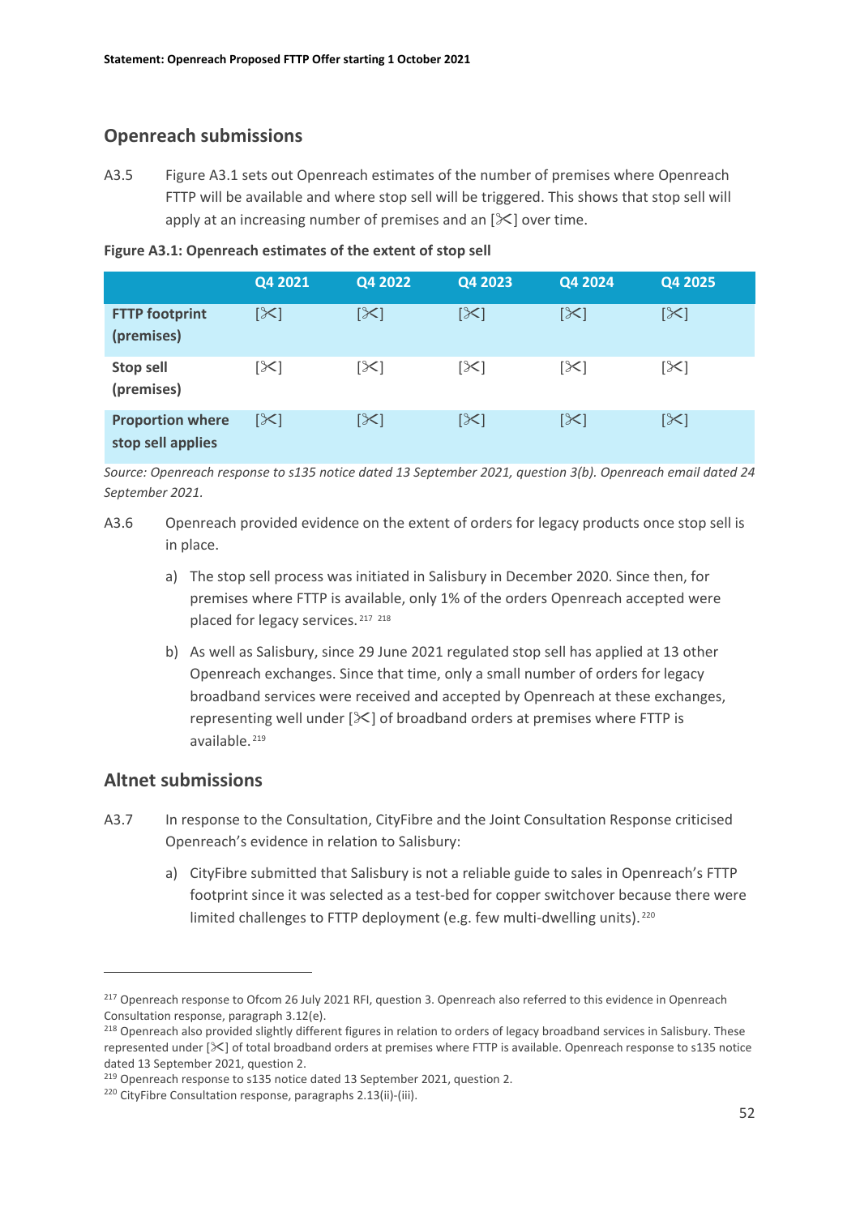## Openreach submissions

A3.5 Figure A3.1 sets out Openreach estimates of the number of premises where Openreach FTTP will be available and where stop sell will be triggered. This shows that stop sell will apply at an increasing number of premises and an [✂] over time.

**Figure A3.1: Openreach estimates of the extent of stop sell**

| | Q4 2021 | Q4 2022 | Q4 2023 | Q4 2024 | Q4 2025 |
|---|---|---|---|---|---|
| **FTTP footprint (premises)** | [✂] | [✂] | [✂] | [✂] | [✂] |
| **Stop sell (premises)** | [✂] | [✂] | [✂] | [✂] | [✂] |
| **Proportion where stop sell applies** | [✂] | [✂] | [✂] | [✂] | [✂] |

*Source: Openreach response to s135 notice dated 13 September 2021, question 3(b). Openreach email dated 24 September 2021.*

A3.6 Openreach provided evidence on the extent of orders for legacy products once stop sell is in place.

a) The stop sell process was initiated in Salisbury in December 2020. Since then, for premises where FTTP is available, only 1% of the orders Openreach accepted were placed for legacy services.[217] [218]

b) As well as Salisbury, since 29 June 2021 regulated stop sell has applied at 13 other Openreach exchanges. Since that time, only a small number of orders for legacy broadband services were received and accepted by Openreach at these exchanges, representing well under [✂] of broadband orders at premises where FTTP is available.[219]

## Altnet submissions

A3.7 In response to the Consultation, CityFibre and the Joint Consultation Response criticised Openreach's evidence in relation to Salisbury:

a) CityFibre submitted that Salisbury is not a reliable guide to sales in Openreach's FTTP footprint since it was selected as a test-bed for copper switchover because there were limited challenges to FTTP deployment (e.g. few multi-dwelling units).[220]

---

[217] Openreach response to Ofcom 26 July 2021 RFI, question 3. Openreach also referred to this evidence in Openreach Consultation response, paragraph 3.12(e).

[218] Openreach also provided slightly different figures in relation to orders of legacy broadband services in Salisbury. These represented under [✂] of total broadband orders at premises where FTTP is available. Openreach response to s135 notice dated 13 September 2021, question 2.

[219] Openreach response to s135 notice dated 13 September 2021, question 2.

[220] CityFibre Consultation response, paragraphs 2.13(ii)-(iii).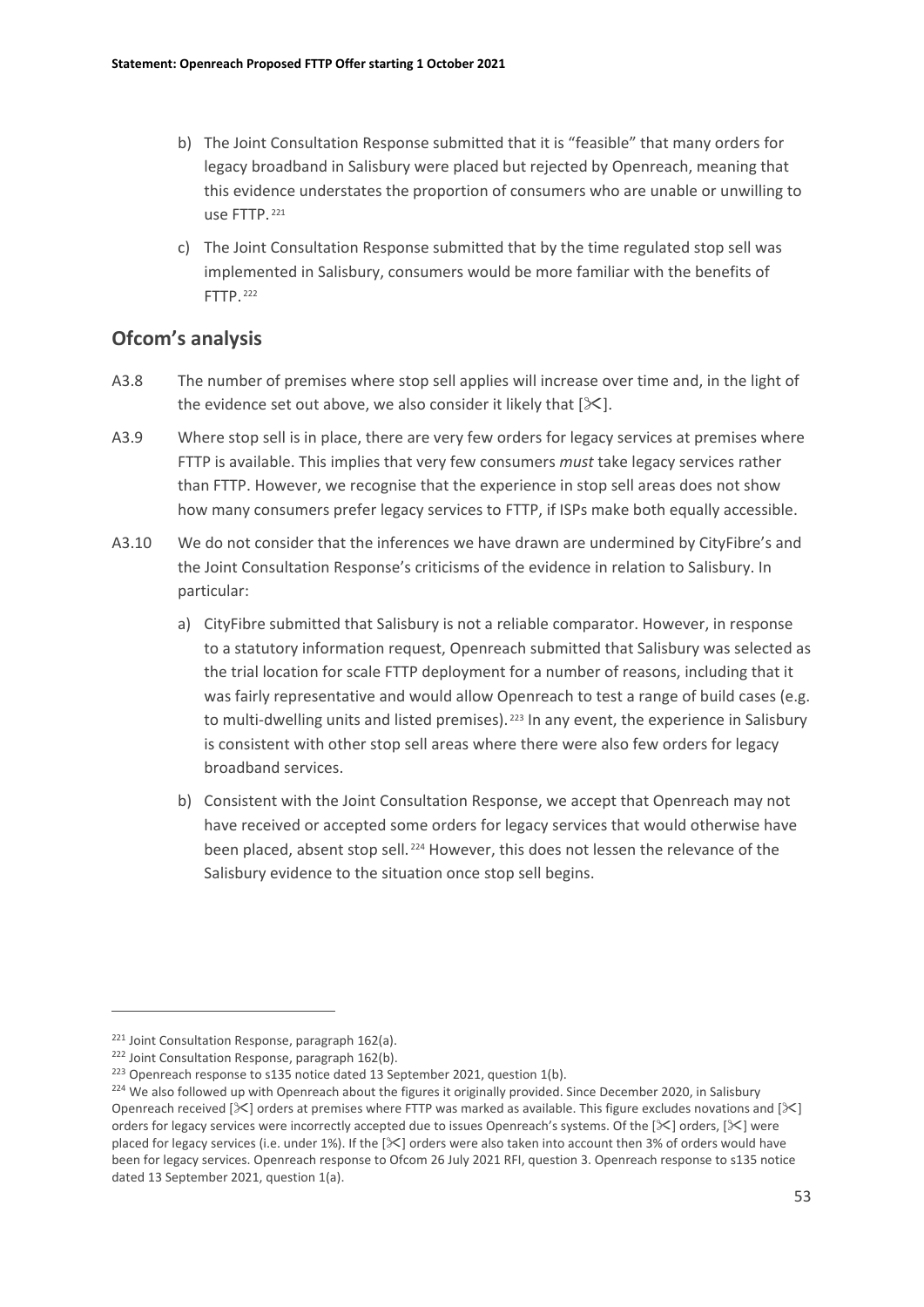b) The Joint Consultation Response submitted that it is "feasible" that many orders for legacy broadband in Salisbury were placed but rejected by Openreach, meaning that this evidence understates the proportion of consumers who are unable or unwilling to use FTTP.[221]

c) The Joint Consultation Response submitted that by the time regulated stop sell was implemented in Salisbury, consumers would be more familiar with the benefits of FTTP.[222]

## Ofcom's analysis

A3.8 The number of premises where stop sell applies will increase over time and, in the light of the evidence set out above, we also consider it likely that [✄].

A3.9 Where stop sell is in place, there are very few orders for legacy services at premises where FTTP is available. This implies that very few consumers *must* take legacy services rather than FTTP. However, we recognise that the experience in stop sell areas does not show how many consumers prefer legacy services to FTTP, if ISPs make both equally accessible.

A3.10 We do not consider that the inferences we have drawn are undermined by CityFibre's and the Joint Consultation Response's criticisms of the evidence in relation to Salisbury. In particular:

a) CityFibre submitted that Salisbury is not a reliable comparator. However, in response to a statutory information request, Openreach submitted that Salisbury was selected as the trial location for scale FTTP deployment for a number of reasons, including that it was fairly representative and would allow Openreach to test a range of build cases (e.g. to multi-dwelling units and listed premises).[223] In any event, the experience in Salisbury is consistent with other stop sell areas where there were also few orders for legacy broadband services.

b) Consistent with the Joint Consultation Response, we accept that Openreach may not have received or accepted some orders for legacy services that would otherwise have been placed, absent stop sell.[224] However, this does not lessen the relevance of the Salisbury evidence to the situation once stop sell begins.

---

[221] Joint Consultation Response, paragraph 162(a).

[222] Joint Consultation Response, paragraph 162(b).

[223] Openreach response to s135 notice dated 13 September 2021, question 1(b).

[224] We also followed up with Openreach about the figures it originally provided. Since December 2020, in Salisbury Openreach received [✄] orders at premises where FTTP was marked as available. This figure excludes novations and [✄] orders for legacy services were incorrectly accepted due to issues Openreach's systems. Of the [✄] orders, [✄] were placed for legacy services (i.e. under 1%). If the [✄] orders were also taken into account then 3% of orders would have been for legacy services. Openreach response to Ofcom 26 July 2021 RFI, question 3. Openreach response to s135 notice dated 13 September 2021, question 1(a).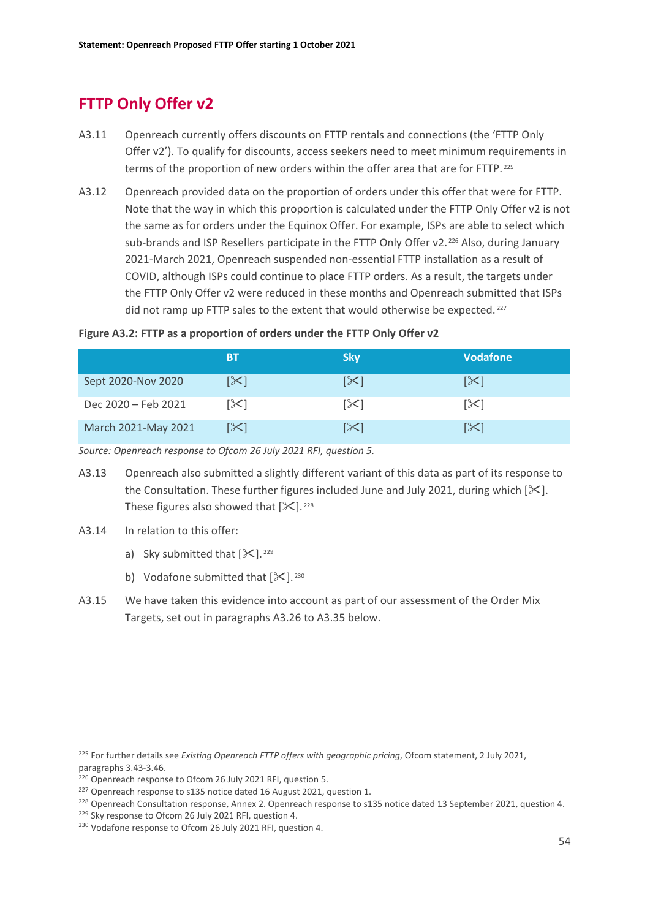## FTTP Only Offer v2

A3.11 Openreach currently offers discounts on FTTP rentals and connections (the 'FTTP Only Offer v2'). To qualify for discounts, access seekers need to meet minimum requirements in terms of the proportion of new orders within the offer area that are for FTTP.[225]

A3.12 Openreach provided data on the proportion of orders under this offer that were for FTTP. Note that the way in which this proportion is calculated under the FTTP Only Offer v2 is not the same as for orders under the Equinox Offer. For example, ISPs are able to select which sub-brands and ISP Resellers participate in the FTTP Only Offer v2.[226] Also, during January 2021-March 2021, Openreach suspended non-essential FTTP installation as a result of COVID, although ISPs could continue to place FTTP orders. As a result, the targets under the FTTP Only Offer v2 were reduced in these months and Openreach submitted that ISPs did not ramp up FTTP sales to the extent that would otherwise be expected.[227]

**Figure A3.2: FTTP as a proportion of orders under the FTTP Only Offer v2**

| | BT | Sky | Vodafone |
|---|---|---|---|
| Sept 2020-Nov 2020 | [✂] | [✂] | [✂] |
| Dec 2020 – Feb 2021 | [✂] | [✂] | [✂] |
| March 2021-May 2021 | [✂] | [✂] | [✂] |

*Source: Openreach response to Ofcom 26 July 2021 RFI, question 5.*

A3.13 Openreach also submitted a slightly different variant of this data as part of its response to the Consultation. These further figures included June and July 2021, during which [✂]. These figures also showed that [✂].[228]

A3.14 In relation to this offer:

a) Sky submitted that [✂].[229]

b) Vodafone submitted that [✂].[230]

A3.15 We have taken this evidence into account as part of our assessment of the Order Mix Targets, set out in paragraphs A3.26 to A3.35 below.

---

[225] For further details see *Existing Openreach FTTP offers with geographic pricing*, Ofcom statement, 2 July 2021, paragraphs 3.43-3.46.

[226] Openreach response to Ofcom 26 July 2021 RFI, question 5.

[227] Openreach response to s135 notice dated 16 August 2021, question 1.

[228] Openreach Consultation response, Annex 2. Openreach response to s135 notice dated 13 September 2021, question 4.

[229] Sky response to Ofcom 26 July 2021 RFI, question 4.

[230] Vodafone response to Ofcom 26 July 2021 RFI, question 4.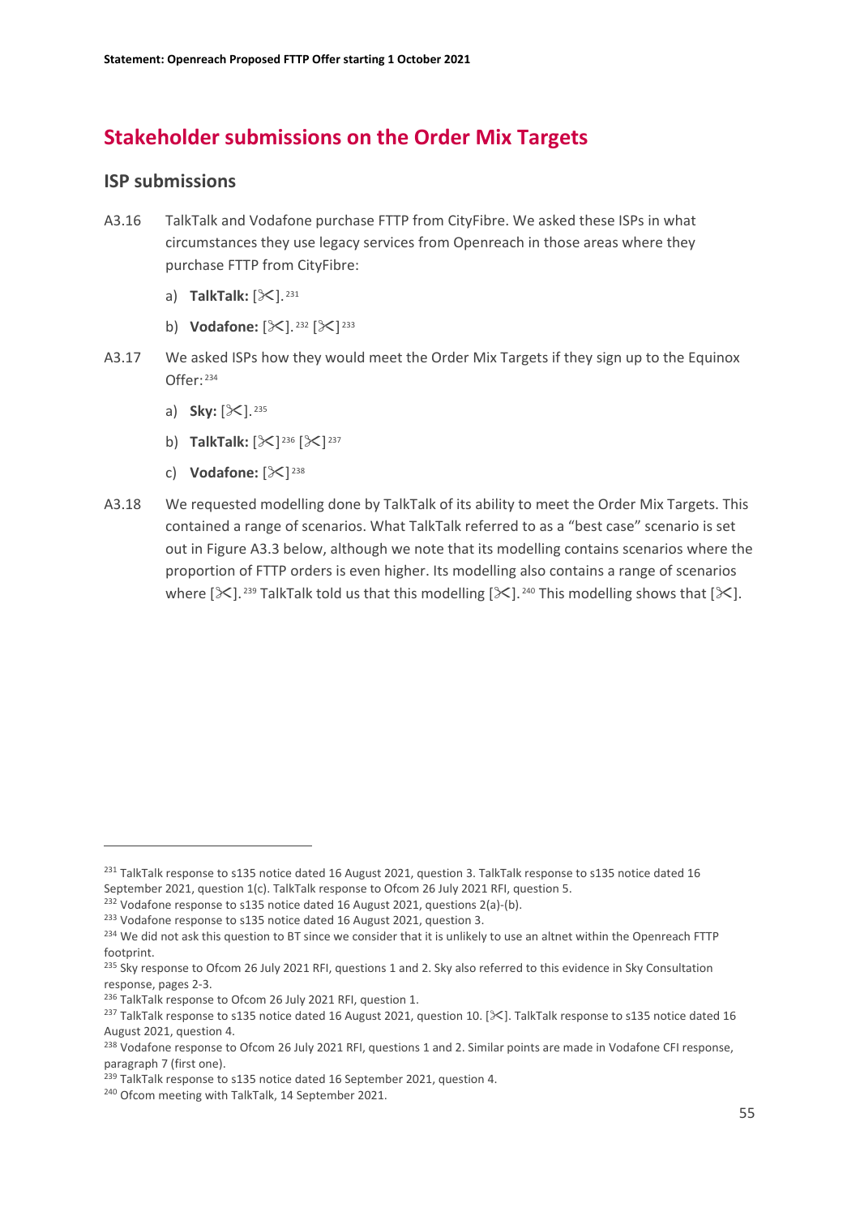## Stakeholder submissions on the Order Mix Targets

### ISP submissions

A3.16 TalkTalk and Vodafone purchase FTTP from CityFibre. We asked these ISPs in what circumstances they use legacy services from Openreach in those areas where they purchase FTTP from CityFibre:

a) **TalkTalk:** [✂].[231]

b) **Vodafone:** [✂].[232] [✂][233]

A3.17 We asked ISPs how they would meet the Order Mix Targets if they sign up to the Equinox Offer:[234]

a) **Sky:** [✂].[235]

b) **TalkTalk:** [✂][236] [✂][237]

c) **Vodafone:** [✂][238]

A3.18 We requested modelling done by TalkTalk of its ability to meet the Order Mix Targets. This contained a range of scenarios. What TalkTalk referred to as a "best case" scenario is set out in Figure A3.3 below, although we note that its modelling contains scenarios where the proportion of FTTP orders is even higher. Its modelling also contains a range of scenarios where [✂].[239] TalkTalk told us that this modelling [✂].[240] This modelling shows that [✂].

---

[231] TalkTalk response to s135 notice dated 16 August 2021, question 3. TalkTalk response to s135 notice dated 16 September 2021, question 1(c). TalkTalk response to Ofcom 26 July 2021 RFI, question 5.

[232] Vodafone response to s135 notice dated 16 August 2021, questions 2(a)-(b).

[233] Vodafone response to s135 notice dated 16 August 2021, question 3.

[234] We did not ask this question to BT since we consider that it is unlikely to use an altnet within the Openreach FTTP footprint.

[235] Sky response to Ofcom 26 July 2021 RFI, questions 1 and 2. Sky also referred to this evidence in Sky Consultation response, pages 2-3.

[236] TalkTalk response to Ofcom 26 July 2021 RFI, question 1.

[237] TalkTalk response to s135 notice dated 16 August 2021, question 10. [✂]. TalkTalk response to s135 notice dated 16 August 2021, question 4.

[238] Vodafone response to Ofcom 26 July 2021 RFI, questions 1 and 2. Similar points are made in Vodafone CFI response, paragraph 7 (first one).

[239] TalkTalk response to s135 notice dated 16 September 2021, question 4.

[240] Ofcom meeting with TalkTalk, 14 September 2021.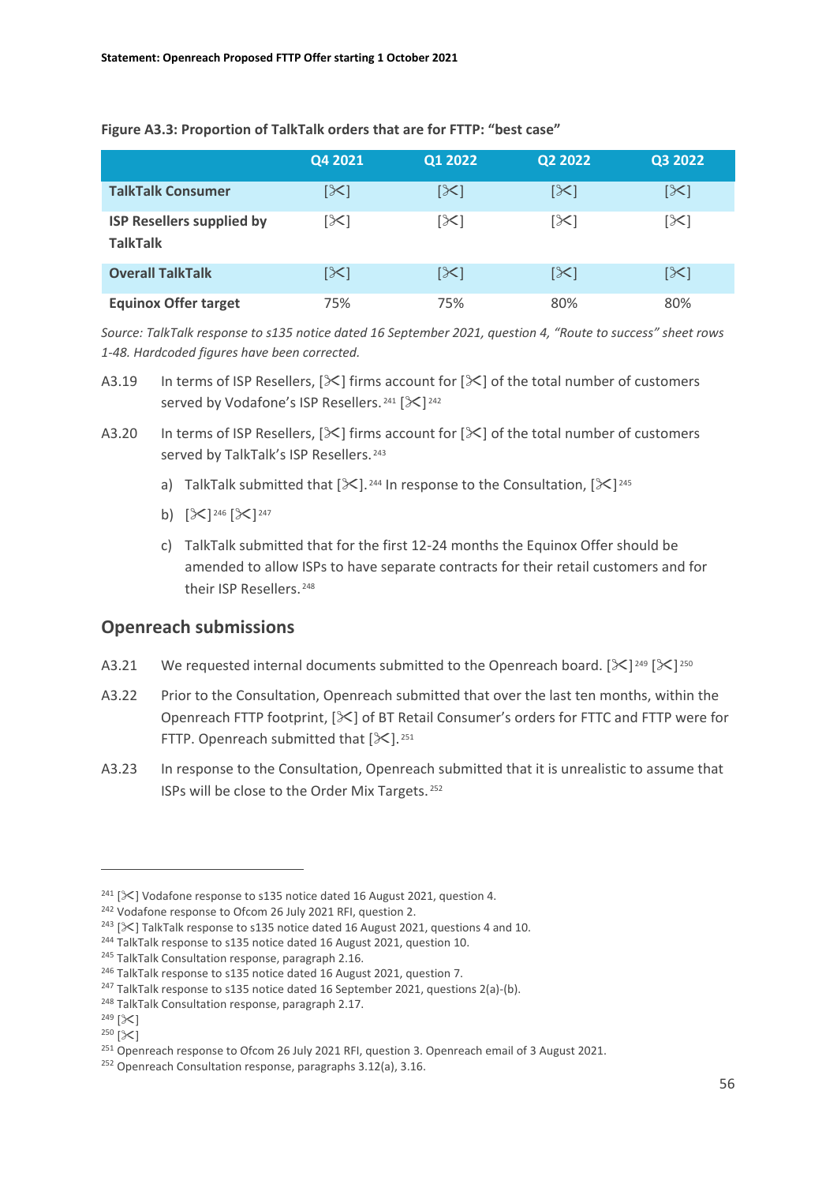**Figure A3.3: Proportion of TalkTalk orders that are for FTTP: "best case"**

| | Q4 2021 | Q1 2022 | Q2 2022 | Q3 2022 |
|---|---|---|---|---|
| **TalkTalk Consumer** | [✂] | [✂] | [✂] | [✂] |
| **ISP Resellers supplied by TalkTalk** | [✂] | [✂] | [✂] | [✂] |
| **Overall TalkTalk** | [✂] | [✂] | [✂] | [✂] |
| **Equinox Offer target** | 75% | 75% | 80% | 80% |

*Source: TalkTalk response to s135 notice dated 16 September 2021, question 4, "Route to success" sheet rows 1-48. Hardcoded figures have been corrected.*

A3.19 In terms of ISP Resellers, [✂] firms account for [✂] of the total number of customers served by Vodafone's ISP Resellers.[241] [✂][242]

A3.20 In terms of ISP Resellers, [✂] firms account for [✂] of the total number of customers served by TalkTalk's ISP Resellers.[243]

a) TalkTalk submitted that [✂].[244] In response to the Consultation, [✂][245]

b) [✂][246] [✂][247]

c) TalkTalk submitted that for the first 12-24 months the Equinox Offer should be amended to allow ISPs to have separate contracts for their retail customers and for their ISP Resellers.[248]

## Openreach submissions

A3.21 We requested internal documents submitted to the Openreach board. [✂][249] [✂][250]

A3.22 Prior to the Consultation, Openreach submitted that over the last ten months, within the Openreach FTTP footprint, [✂] of BT Retail Consumer's orders for FTTC and FTTP were for FTTP. Openreach submitted that [✂].[251]

A3.23 In response to the Consultation, Openreach submitted that it is unrealistic to assume that ISPs will be close to the Order Mix Targets.[252]

---

[241] [✂] Vodafone response to s135 notice dated 16 August 2021, question 4.
[242] Vodafone response to Ofcom 26 July 2021 RFI, question 2.
[243] [✂] TalkTalk response to s135 notice dated 16 August 2021, questions 4 and 10.
[244] TalkTalk response to s135 notice dated 16 August 2021, question 10.
[245] TalkTalk Consultation response, paragraph 2.16.
[246] TalkTalk response to s135 notice dated 16 August 2021, question 7.
[247] TalkTalk response to s135 notice dated 16 September 2021, questions 2(a)-(b).
[248] TalkTalk Consultation response, paragraph 2.17.
[249] [✂]
[250] [✂]
[251] Openreach response to Ofcom 26 July 2021 RFI, question 3. Openreach email of 3 August 2021.
[252] Openreach Consultation response, paragraphs 3.12(a), 3.16.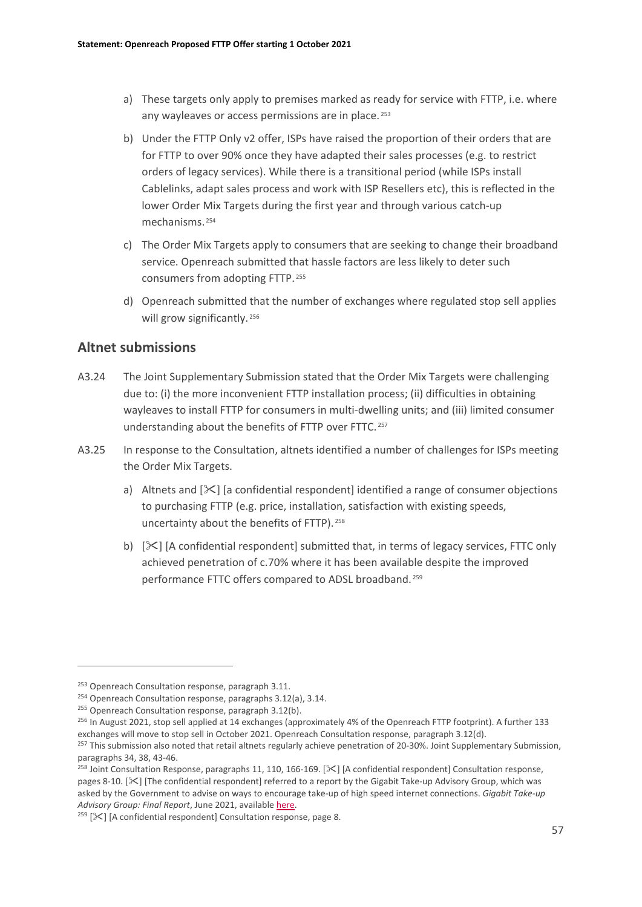a) These targets only apply to premises marked as ready for service with FTTP, i.e. where any wayleaves or access permissions are in place.[253]

b) Under the FTTP Only v2 offer, ISPs have raised the proportion of their orders that are for FTTP to over 90% once they have adapted their sales processes (e.g. to restrict orders of legacy services). While there is a transitional period (while ISPs install Cablelinks, adapt sales process and work with ISP Resellers etc), this is reflected in the lower Order Mix Targets during the first year and through various catch-up mechanisms.[254]

c) The Order Mix Targets apply to consumers that are seeking to change their broadband service. Openreach submitted that hassle factors are less likely to deter such consumers from adopting FTTP.[255]

d) Openreach submitted that the number of exchanges where regulated stop sell applies will grow significantly.[256]

## Altnet submissions

A3.24 The Joint Supplementary Submission stated that the Order Mix Targets were challenging due to: (i) the more inconvenient FTTP installation process; (ii) difficulties in obtaining wayleaves to install FTTP for consumers in multi-dwelling units; and (iii) limited consumer understanding about the benefits of FTTP over FTTC.[257]

A3.25 In response to the Consultation, altnets identified a number of challenges for ISPs meeting the Order Mix Targets.

a) Altnets and [✂] [a confidential respondent] identified a range of consumer objections to purchasing FTTP (e.g. price, installation, satisfaction with existing speeds, uncertainty about the benefits of FTTP).[258]

b) [✂] [A confidential respondent] submitted that, in terms of legacy services, FTTC only achieved penetration of c.70% where it has been available despite the improved performance FTTC offers compared to ADSL broadband.[259]

---

[253] Openreach Consultation response, paragraph 3.11.

[254] Openreach Consultation response, paragraphs 3.12(a), 3.14.

[255] Openreach Consultation response, paragraph 3.12(b).

[256] In August 2021, stop sell applied at 14 exchanges (approximately 4% of the Openreach FTTP footprint). A further 133 exchanges will move to stop sell in October 2021. Openreach Consultation response, paragraph 3.12(d).

[257] This submission also noted that retail altnets regularly achieve penetration of 20-30%. Joint Supplementary Submission, paragraphs 34, 38, 43-46.

[258] Joint Consultation Response, paragraphs 11, 110, 166-169. [✂] [A confidential respondent] Consultation response, pages 8-10. [✂] [The confidential respondent] referred to a report by the Gigabit Take-up Advisory Group, which was asked by the Government to advise on ways to encourage take-up of high speed internet connections. *Gigabit Take-up Advisory Group: Final Report*, June 2021, available here.

[259] [✂] [A confidential respondent] Consultation response, page 8.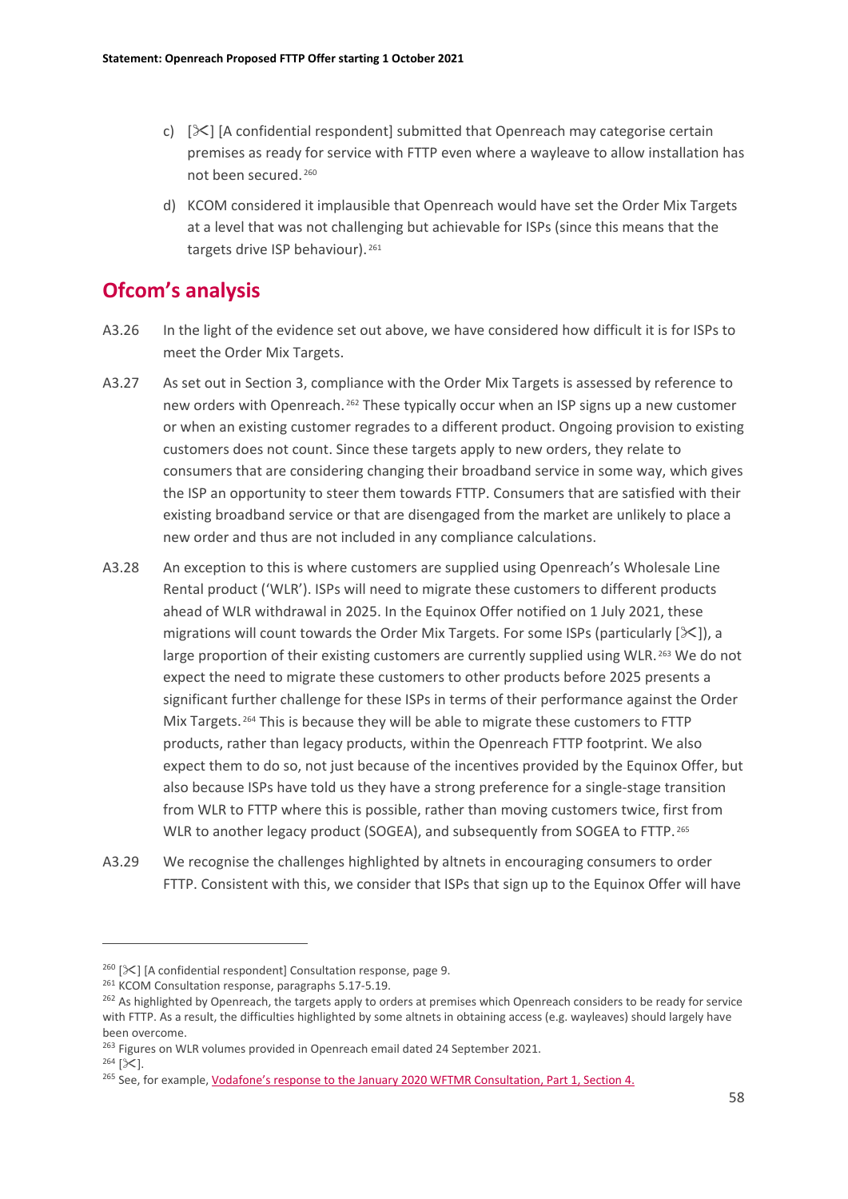c) [✂] [A confidential respondent] submitted that Openreach may categorise certain premises as ready for service with FTTP even where a wayleave to allow installation has not been secured.[260]

d) KCOM considered it implausible that Openreach would have set the Order Mix Targets at a level that was not challenging but achievable for ISPs (since this means that the targets drive ISP behaviour).[261]

## Ofcom's analysis

A3.26 In the light of the evidence set out above, we have considered how difficult it is for ISPs to meet the Order Mix Targets.

A3.27 As set out in Section 3, compliance with the Order Mix Targets is assessed by reference to new orders with Openreach.[262] These typically occur when an ISP signs up a new customer or when an existing customer regrades to a different product. Ongoing provision to existing customers does not count. Since these targets apply to new orders, they relate to consumers that are considering changing their broadband service in some way, which gives the ISP an opportunity to steer them towards FTTP. Consumers that are satisfied with their existing broadband service or that are disengaged from the market are unlikely to place a new order and thus are not included in any compliance calculations.

A3.28 An exception to this is where customers are supplied using Openreach's Wholesale Line Rental product ('WLR'). ISPs will need to migrate these customers to different products ahead of WLR withdrawal in 2025. In the Equinox Offer notified on 1 July 2021, these migrations will count towards the Order Mix Targets. For some ISPs (particularly [✂]), a large proportion of their existing customers are currently supplied using WLR.[263] We do not expect the need to migrate these customers to other products before 2025 presents a significant further challenge for these ISPs in terms of their performance against the Order Mix Targets.[264] This is because they will be able to migrate these customers to FTTP products, rather than legacy products, within the Openreach FTTP footprint. We also expect them to do so, not just because of the incentives provided by the Equinox Offer, but also because ISPs have told us they have a strong preference for a single-stage transition from WLR to FTTP where this is possible, rather than moving customers twice, first from WLR to another legacy product (SOGEA), and subsequently from SOGEA to FTTP.[265]

A3.29 We recognise the challenges highlighted by altnets in encouraging consumers to order FTTP. Consistent with this, we consider that ISPs that sign up to the Equinox Offer will have

---

[260] [✂] [A confidential respondent] Consultation response, page 9.

[261] KCOM Consultation response, paragraphs 5.17-5.19.

[262] As highlighted by Openreach, the targets apply to orders at premises which Openreach considers to be ready for service with FTTP. As a result, the difficulties highlighted by some altnets in obtaining access (e.g. wayleaves) should largely have been overcome.

[263] Figures on WLR volumes provided in Openreach email dated 24 September 2021.

[264] [✂].

[265] See, for example, Vodafone's response to the January 2020 WFTMR Consultation, Part 1, Section 4.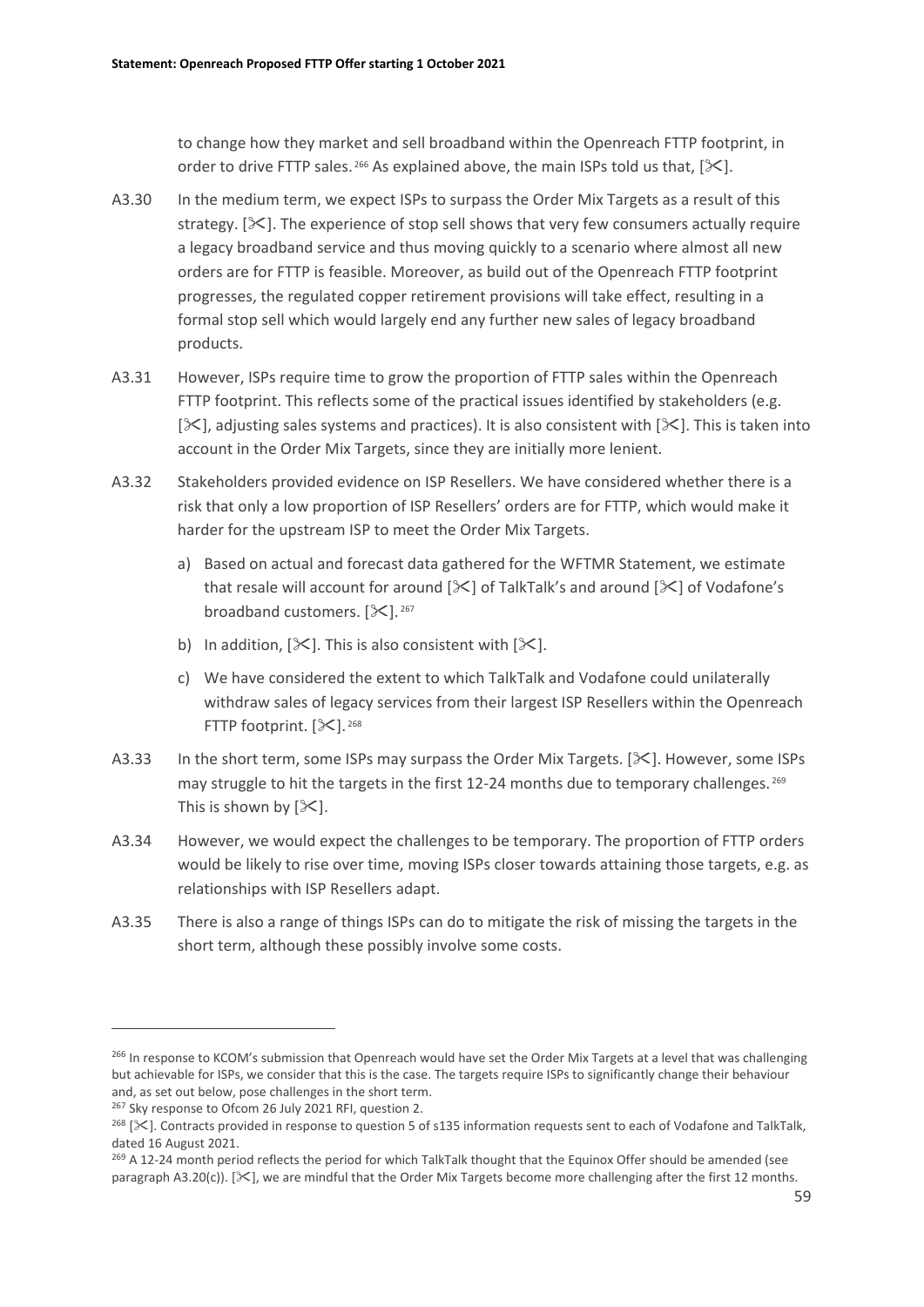to change how they market and sell broadband within the Openreach FTTP footprint, in order to drive FTTP sales.[266] As explained above, the main ISPs told us that, [✂].

A3.30 In the medium term, we expect ISPs to surpass the Order Mix Targets as a result of this strategy. [✂]. The experience of stop sell shows that very few consumers actually require a legacy broadband service and thus moving quickly to a scenario where almost all new orders are for FTTP is feasible. Moreover, as build out of the Openreach FTTP footprint progresses, the regulated copper retirement provisions will take effect, resulting in a formal stop sell which would largely end any further new sales of legacy broadband products.

A3.31 However, ISPs require time to grow the proportion of FTTP sales within the Openreach FTTP footprint. This reflects some of the practical issues identified by stakeholders (e.g. [✂], adjusting sales systems and practices). It is also consistent with [✂]. This is taken into account in the Order Mix Targets, since they are initially more lenient.

A3.32 Stakeholders provided evidence on ISP Resellers. We have considered whether there is a risk that only a low proportion of ISP Resellers' orders are for FTTP, which would make it harder for the upstream ISP to meet the Order Mix Targets.

a) Based on actual and forecast data gathered for the WFTMR Statement, we estimate that resale will account for around [✂] of TalkTalk's and around [✂] of Vodafone's broadband customers. [✂].[267]

b) In addition, [✂]. This is also consistent with [✂].

c) We have considered the extent to which TalkTalk and Vodafone could unilaterally withdraw sales of legacy services from their largest ISP Resellers within the Openreach FTTP footprint. [✂].[268]

A3.33 In the short term, some ISPs may surpass the Order Mix Targets. [✂]. However, some ISPs may struggle to hit the targets in the first 12-24 months due to temporary challenges.[269] This is shown by [✂].

A3.34 However, we would expect the challenges to be temporary. The proportion of FTTP orders would be likely to rise over time, moving ISPs closer towards attaining those targets, e.g. as relationships with ISP Resellers adapt.

A3.35 There is also a range of things ISPs can do to mitigate the risk of missing the targets in the short term, although these possibly involve some costs.

---

[266] In response to KCOM's submission that Openreach would have set the Order Mix Targets at a level that was challenging but achievable for ISPs, we consider that this is the case. The targets require ISPs to significantly change their behaviour and, as set out below, pose challenges in the short term.

[267] Sky response to Ofcom 26 July 2021 RFI, question 2.

[268] [✂]. Contracts provided in response to question 5 of s135 information requests sent to each of Vodafone and TalkTalk, dated 16 August 2021.

[269] A 12-24 month period reflects the period for which TalkTalk thought that the Equinox Offer should be amended (see paragraph A3.20(c)). [✂], we are mindful that the Order Mix Targets become more challenging after the first 12 months.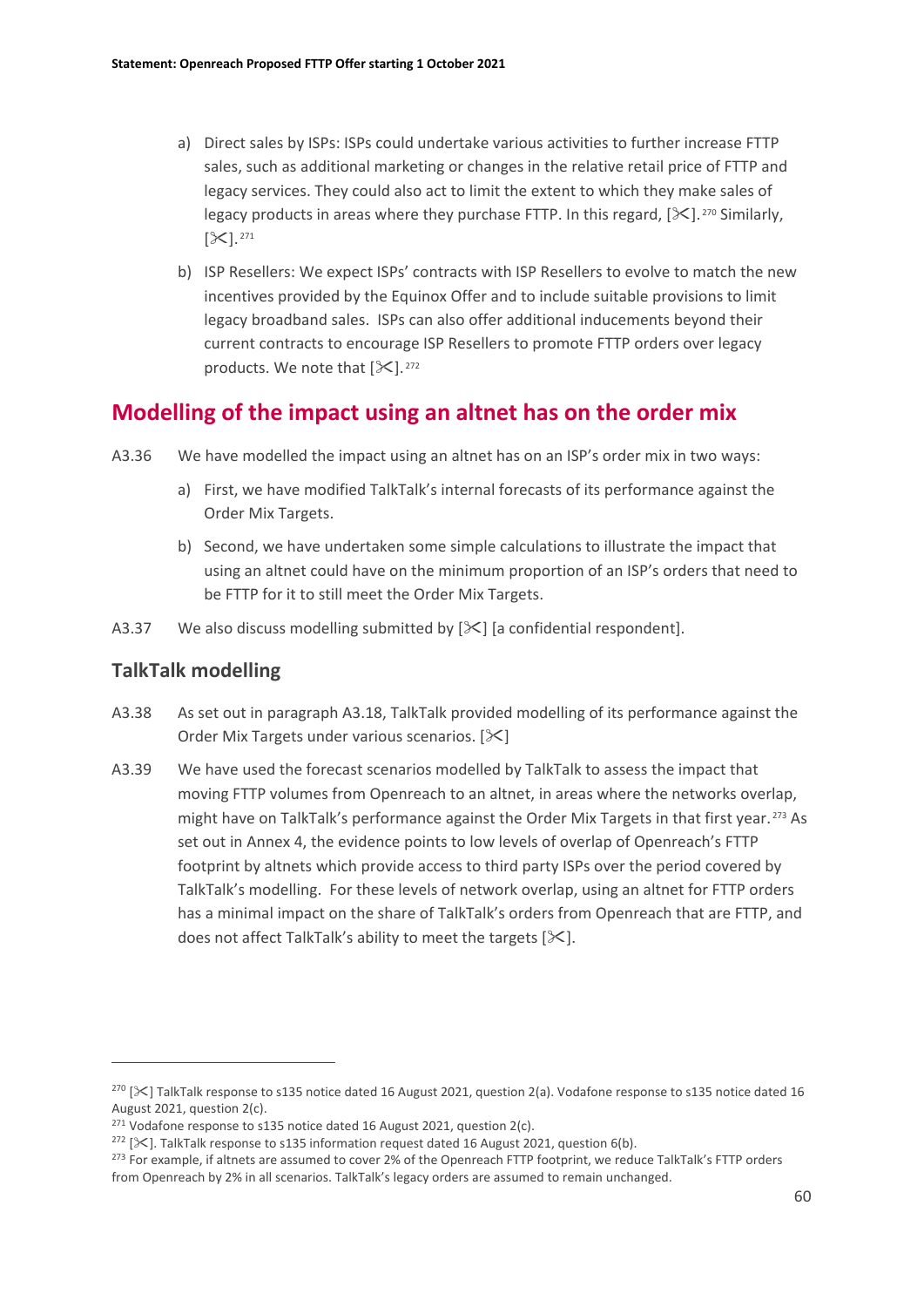a) Direct sales by ISPs: ISPs could undertake various activities to further increase FTTP sales, such as additional marketing or changes in the relative retail price of FTTP and legacy services. They could also act to limit the extent to which they make sales of legacy products in areas where they purchase FTTP. In this regard, [✂].[270] Similarly, [✂].[271]

b) ISP Resellers: We expect ISPs' contracts with ISP Resellers to evolve to match the new incentives provided by the Equinox Offer and to include suitable provisions to limit legacy broadband sales. ISPs can also offer additional inducements beyond their current contracts to encourage ISP Resellers to promote FTTP orders over legacy products. We note that [✂].[272]

## Modelling of the impact using an altnet has on the order mix

A3.36 We have modelled the impact using an altnet has on an ISP's order mix in two ways:

a) First, we have modified TalkTalk's internal forecasts of its performance against the Order Mix Targets.

b) Second, we have undertaken some simple calculations to illustrate the impact that using an altnet could have on the minimum proportion of an ISP's orders that need to be FTTP for it to still meet the Order Mix Targets.

A3.37 We also discuss modelling submitted by [✂] [a confidential respondent].

### TalkTalk modelling

A3.38 As set out in paragraph A3.18, TalkTalk provided modelling of its performance against the Order Mix Targets under various scenarios. [✂]

A3.39 We have used the forecast scenarios modelled by TalkTalk to assess the impact that moving FTTP volumes from Openreach to an altnet, in areas where the networks overlap, might have on TalkTalk's performance against the Order Mix Targets in that first year.[273] As set out in Annex 4, the evidence points to low levels of overlap of Openreach's FTTP footprint by altnets which provide access to third party ISPs over the period covered by TalkTalk's modelling. For these levels of network overlap, using an altnet for FTTP orders has a minimal impact on the share of TalkTalk's orders from Openreach that are FTTP, and does not affect TalkTalk's ability to meet the targets [✂].

---

[270] [✂] TalkTalk response to s135 notice dated 16 August 2021, question 2(a). Vodafone response to s135 notice dated 16 August 2021, question 2(c).

[271] Vodafone response to s135 notice dated 16 August 2021, question 2(c).

[272] [✂]. TalkTalk response to s135 information request dated 16 August 2021, question 6(b).

[273] For example, if altnets are assumed to cover 2% of the Openreach FTTP footprint, we reduce TalkTalk's FTTP orders from Openreach by 2% in all scenarios. TalkTalk's legacy orders are assumed to remain unchanged.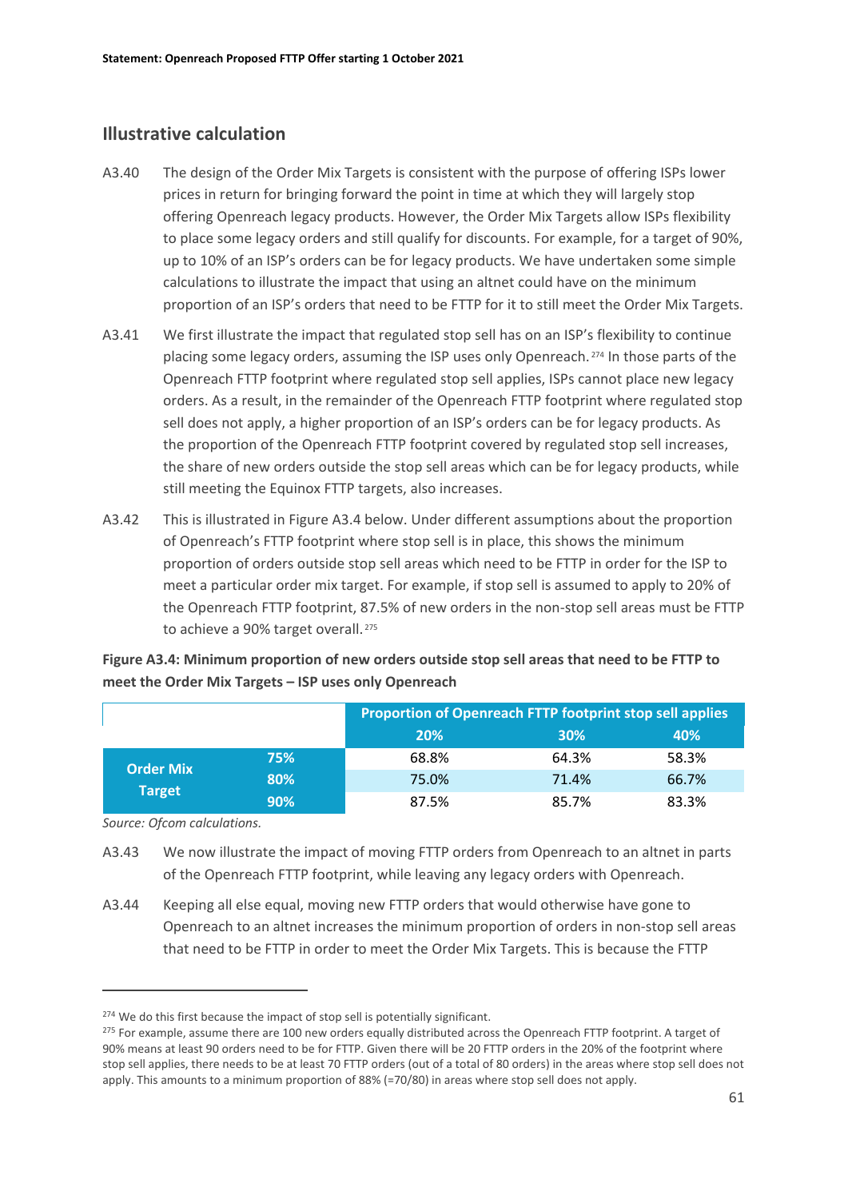## Illustrative calculation

A3.40 The design of the Order Mix Targets is consistent with the purpose of offering ISPs lower prices in return for bringing forward the point in time at which they will largely stop offering Openreach legacy products. However, the Order Mix Targets allow ISPs flexibility to place some legacy orders and still qualify for discounts. For example, for a target of 90%, up to 10% of an ISP's orders can be for legacy products. We have undertaken some simple calculations to illustrate the impact that using an altnet could have on the minimum proportion of an ISP's orders that need to be FTTP for it to still meet the Order Mix Targets.

A3.41 We first illustrate the impact that regulated stop sell has on an ISP's flexibility to continue placing some legacy orders, assuming the ISP uses only Openreach.[274] In those parts of the Openreach FTTP footprint where regulated stop sell applies, ISPs cannot place new legacy orders. As a result, in the remainder of the Openreach FTTP footprint where regulated stop sell does not apply, a higher proportion of an ISP's orders can be for legacy products. As the proportion of the Openreach FTTP footprint covered by regulated stop sell increases, the share of new orders outside the stop sell areas which can be for legacy products, while still meeting the Equinox FTTP targets, also increases.

A3.42 This is illustrated in Figure A3.4 below. Under different assumptions about the proportion of Openreach's FTTP footprint where stop sell is in place, this shows the minimum proportion of orders outside stop sell areas which need to be FTTP in order for the ISP to meet a particular order mix target. For example, if stop sell is assumed to apply to 20% of the Openreach FTTP footprint, 87.5% of new orders in the non-stop sell areas must be FTTP to achieve a 90% target overall.[275]

**Figure A3.4: Minimum proportion of new orders outside stop sell areas that need to be FTTP to meet the Order Mix Targets – ISP uses only Openreach**

| | | Proportion of Openreach FTTP footprint stop sell applies | | |
|---|---|---|---|---|
| | | 20% | 30% | 40% |
| Order Mix Target | 75% | 68.8% | 64.3% | 58.3% |
| | 80% | 75.0% | 71.4% | 66.7% |
| | 90% | 87.5% | 85.7% | 83.3% |

*Source: Ofcom calculations.*

A3.43 We now illustrate the impact of moving FTTP orders from Openreach to an altnet in parts of the Openreach FTTP footprint, while leaving any legacy orders with Openreach.

A3.44 Keeping all else equal, moving new FTTP orders that would otherwise have gone to Openreach to an altnet increases the minimum proportion of orders in non-stop sell areas that need to be FTTP in order to meet the Order Mix Targets. This is because the FTTP

[274] We do this first because the impact of stop sell is potentially significant.

[275] For example, assume there are 100 new orders equally distributed across the Openreach FTTP footprint. A target of 90% means at least 90 orders need to be for FTTP. Given there will be 20 FTTP orders in the 20% of the footprint where stop sell applies, there needs to be at least 70 FTTP orders (out of a total of 80 orders) in the areas where stop sell does not apply. This amounts to a minimum proportion of 88% (=70/80) in areas where stop sell does not apply.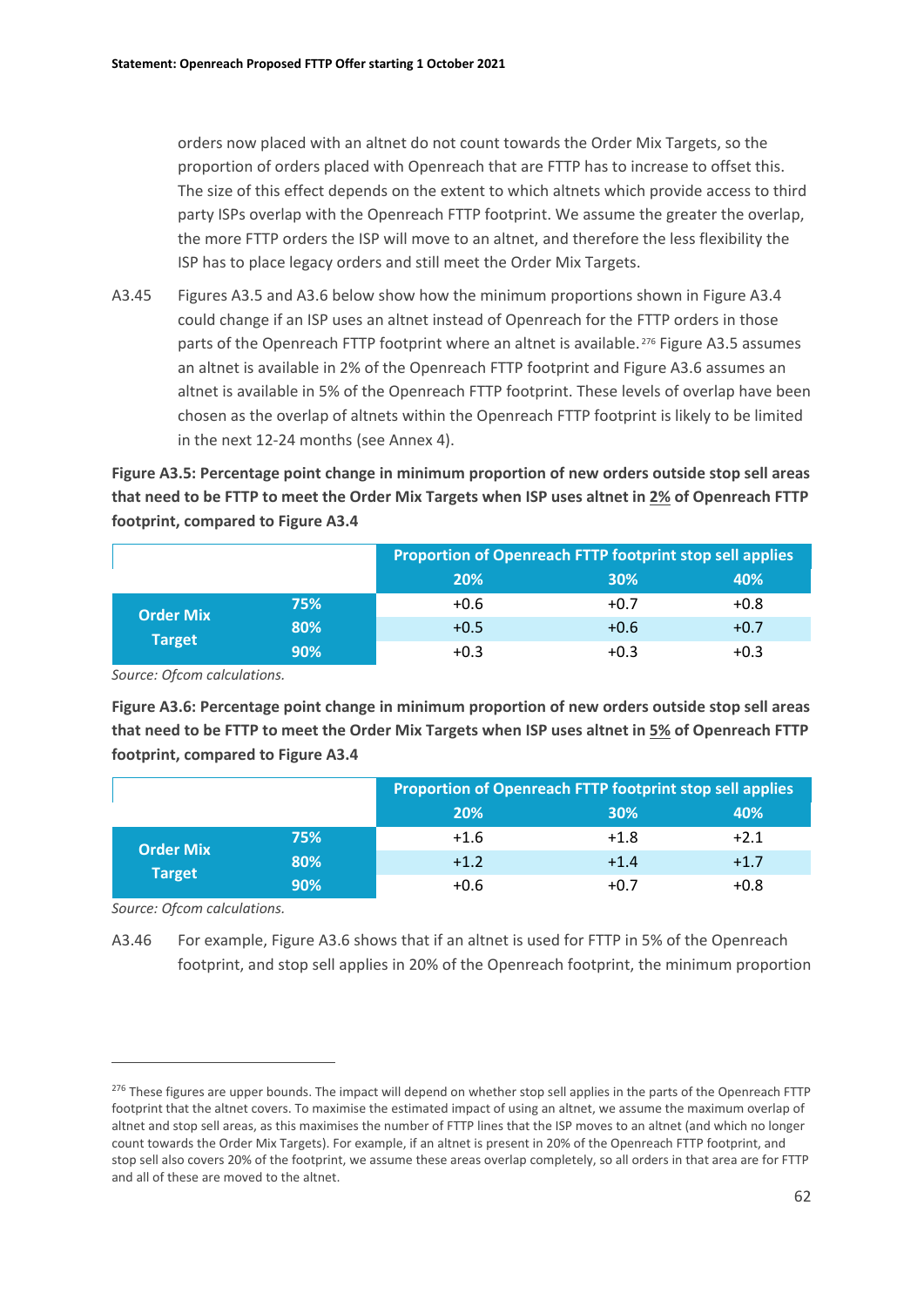orders now placed with an altnet do not count towards the Order Mix Targets, so the proportion of orders placed with Openreach that are FTTP has to increase to offset this. The size of this effect depends on the extent to which altnets which provide access to third party ISPs overlap with the Openreach FTTP footprint. We assume the greater the overlap, the more FTTP orders the ISP will move to an altnet, and therefore the less flexibility the ISP has to place legacy orders and still meet the Order Mix Targets.

A3.45 Figures A3.5 and A3.6 below show how the minimum proportions shown in Figure A3.4 could change if an ISP uses an altnet instead of Openreach for the FTTP orders in those parts of the Openreach FTTP footprint where an altnet is available.[276] Figure A3.5 assumes an altnet is available in 2% of the Openreach FTTP footprint and Figure A3.6 assumes an altnet is available in 5% of the Openreach FTTP footprint. These levels of overlap have been chosen as the overlap of altnets within the Openreach FTTP footprint is likely to be limited in the next 12-24 months (see Annex 4).

**Figure A3.5: Percentage point change in minimum proportion of new orders outside stop sell areas that need to be FTTP to meet the Order Mix Targets when ISP uses altnet in 2% of Openreach FTTP footprint, compared to Figure A3.4**

| | | Proportion of Openreach FTTP footprint stop sell applies | | |
|---|---|---|---|---|
| | | 20% | 30% | 40% |
| Order Mix Target | 75% | +0.6 | +0.7 | +0.8 |
| | 80% | +0.5 | +0.6 | +0.7 |
| | 90% | +0.3 | +0.3 | +0.3 |

*Source: Ofcom calculations.*

**Figure A3.6: Percentage point change in minimum proportion of new orders outside stop sell areas that need to be FTTP to meet the Order Mix Targets when ISP uses altnet in 5% of Openreach FTTP footprint, compared to Figure A3.4**

| | | Proportion of Openreach FTTP footprint stop sell applies | | |
|---|---|---|---|---|
| | | 20% | 30% | 40% |
| Order Mix Target | 75% | +1.6 | +1.8 | +2.1 |
| | 80% | +1.2 | +1.4 | +1.7 |
| | 90% | +0.6 | +0.7 | +0.8 |

*Source: Ofcom calculations.*

A3.46 For example, Figure A3.6 shows that if an altnet is used for FTTP in 5% of the Openreach footprint, and stop sell applies in 20% of the Openreach footprint, the minimum proportion

[276] These figures are upper bounds. The impact will depend on whether stop sell applies in the parts of the Openreach FTTP footprint that the altnet covers. To maximise the estimated impact of using an altnet, we assume the maximum overlap of altnet and stop sell areas, as this maximises the number of FTTP lines that the ISP moves to an altnet (and which no longer count towards the Order Mix Targets). For example, if an altnet is present in 20% of the Openreach FTTP footprint, and stop sell also covers 20% of the footprint, we assume these areas overlap completely, so all orders in that area are for FTTP and all of these are moved to the altnet.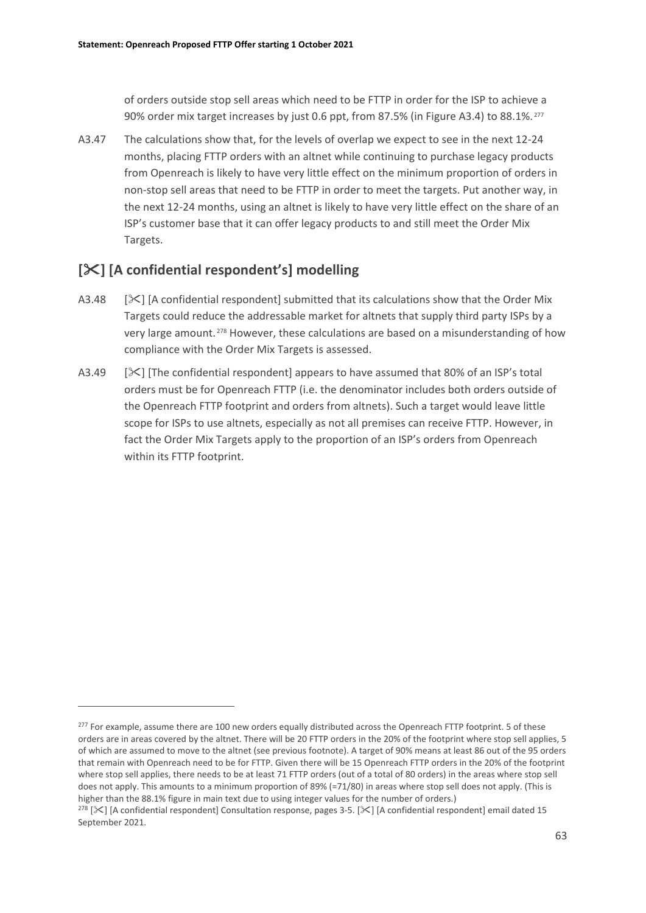of orders outside stop sell areas which need to be FTTP in order for the ISP to achieve a 90% order mix target increases by just 0.6 ppt, from 87.5% (in Figure A3.4) to 88.1%.[277]

A3.47 The calculations show that, for the levels of overlap we expect to see in the next 12-24 months, placing FTTP orders with an altnet while continuing to purchase legacy products from Openreach is likely to have very little effect on the minimum proportion of orders in non-stop sell areas that need to be FTTP in order to meet the targets. Put another way, in the next 12-24 months, using an altnet is likely to have very little effect on the share of an ISP's customer base that it can offer legacy products to and still meet the Order Mix Targets.

## [✂] [A confidential respondent's] modelling

A3.48 [✂] [A confidential respondent] submitted that its calculations show that the Order Mix Targets could reduce the addressable market for altnets that supply third party ISPs by a very large amount.[278] However, these calculations are based on a misunderstanding of how compliance with the Order Mix Targets is assessed.

A3.49 [✂] [The confidential respondent] appears to have assumed that 80% of an ISP's total orders must be for Openreach FTTP (i.e. the denominator includes both orders outside of the Openreach FTTP footprint and orders from altnets). Such a target would leave little scope for ISPs to use altnets, especially as not all premises can receive FTTP. However, in fact the Order Mix Targets apply to the proportion of an ISP's orders from Openreach within its FTTP footprint.

---

[277] For example, assume there are 100 new orders equally distributed across the Openreach FTTP footprint. 5 of these orders are in areas covered by the altnet. There will be 20 FTTP orders in the 20% of the footprint where stop sell applies, 5 of which are assumed to move to the altnet (see previous footnote). A target of 90% means at least 86 out of the 95 orders that remain with Openreach need to be for FTTP. Given there will be 15 Openreach FTTP orders in the 20% of the footprint where stop sell applies, there needs to be at least 71 FTTP orders (out of a total of 80 orders) in the areas where stop sell does not apply. This amounts to a minimum proportion of 89% (=71/80) in areas where stop sell does not apply. (This is higher than the 88.1% figure in main text due to using integer values for the number of orders.)

[278] [✂] [A confidential respondent] Consultation response, pages 3-5. [✂] [A confidential respondent] email dated 15 September 2021.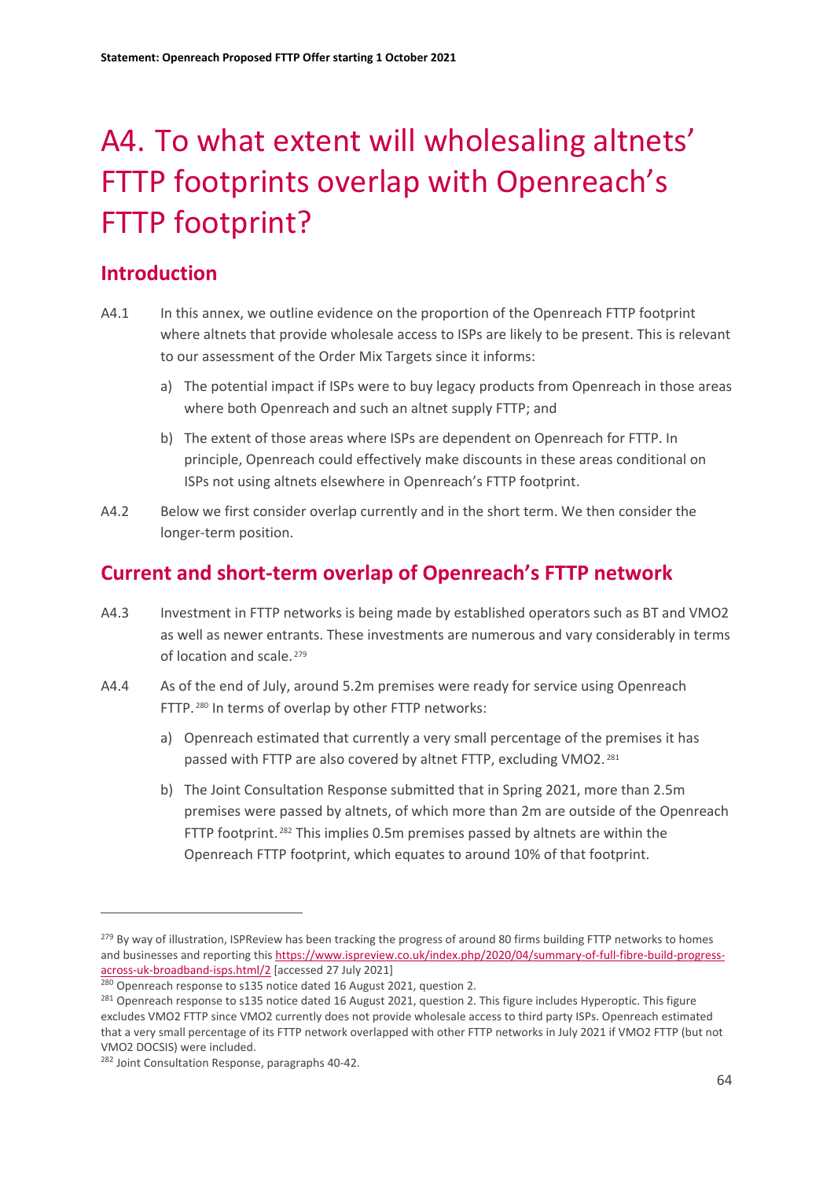# A4. To what extent will wholesaling altnets' FTTP footprints overlap with Openreach's FTTP footprint?

## Introduction

A4.1 In this annex, we outline evidence on the proportion of the Openreach FTTP footprint where altnets that provide wholesale access to ISPs are likely to be present. This is relevant to our assessment of the Order Mix Targets since it informs:

a) The potential impact if ISPs were to buy legacy products from Openreach in those areas where both Openreach and such an altnet supply FTTP; and

b) The extent of those areas where ISPs are dependent on Openreach for FTTP. In principle, Openreach could effectively make discounts in these areas conditional on ISPs not using altnets elsewhere in Openreach's FTTP footprint.

A4.2 Below we first consider overlap currently and in the short term. We then consider the longer-term position.

## Current and short-term overlap of Openreach's FTTP network

A4.3 Investment in FTTP networks is being made by established operators such as BT and VMO2 as well as newer entrants. These investments are numerous and vary considerably in terms of location and scale.[279]

A4.4 As of the end of July, around 5.2m premises were ready for service using Openreach FTTP.[280] In terms of overlap by other FTTP networks:

a) Openreach estimated that currently a very small percentage of the premises it has passed with FTTP are also covered by altnet FTTP, excluding VMO2.[281]

b) The Joint Consultation Response submitted that in Spring 2021, more than 2.5m premises were passed by altnets, of which more than 2m are outside of the Openreach FTTP footprint.[282] This implies 0.5m premises passed by altnets are within the Openreach FTTP footprint, which equates to around 10% of that footprint.

---

[279] By way of illustration, ISPReview has been tracking the progress of around 80 firms building FTTP networks to homes and businesses and reporting this https://www.ispreview.co.uk/index.php/2020/04/summary-of-full-fibre-build-progress-across-uk-broadband-isps.html/2 [accessed 27 July 2021]

[280] Openreach response to s135 notice dated 16 August 2021, question 2.

[281] Openreach response to s135 notice dated 16 August 2021, question 2. This figure includes Hyperoptic. This figure excludes VMO2 FTTP since VMO2 currently does not provide wholesale access to third party ISPs. Openreach estimated that a very small percentage of its FTTP network overlapped with other FTTP networks in July 2021 if VMO2 FTTP (but not VMO2 DOCSIS) were included.

[282] Joint Consultation Response, paragraphs 40-42.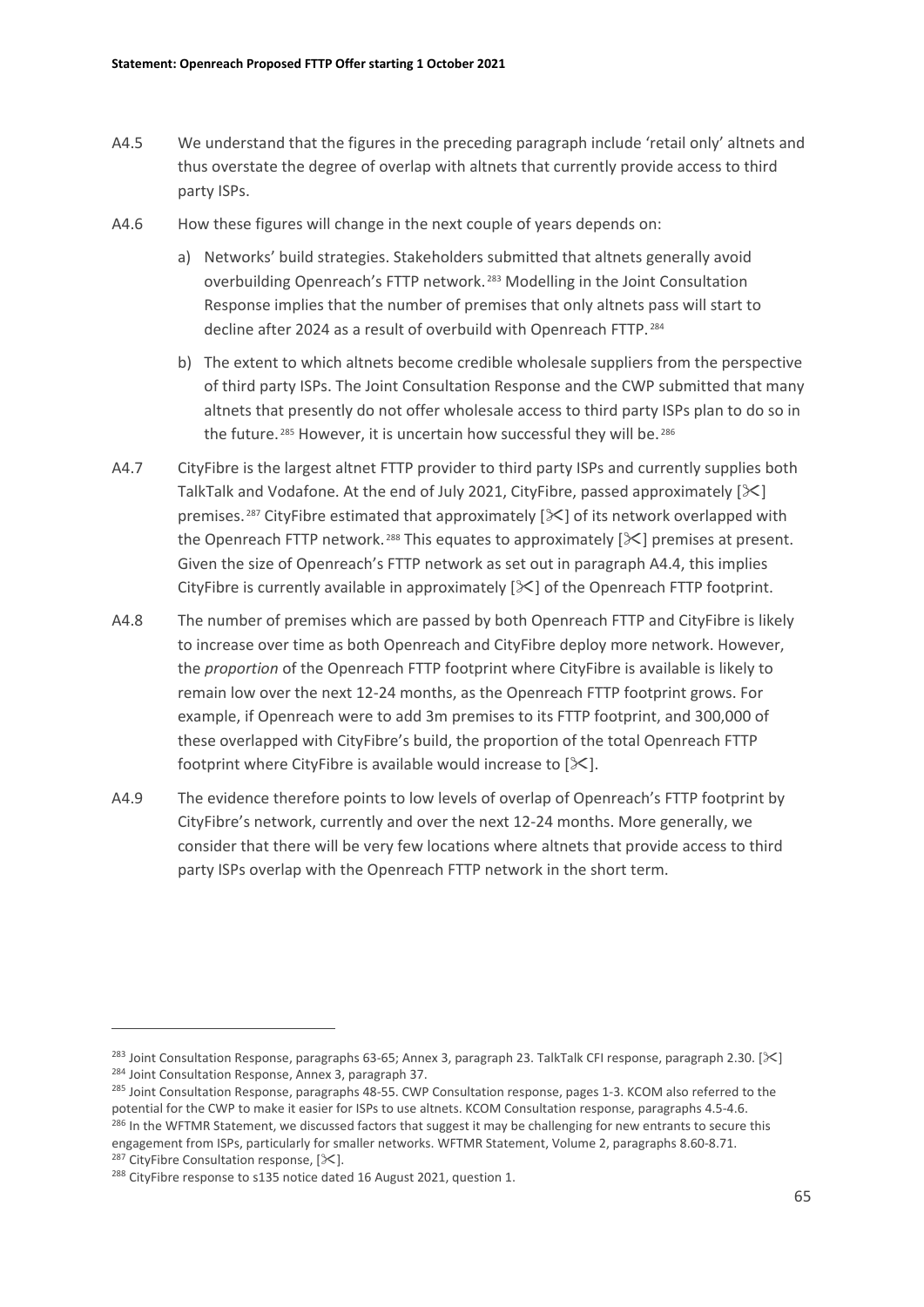A4.5 We understand that the figures in the preceding paragraph include 'retail only' altnets and thus overstate the degree of overlap with altnets that currently provide access to third party ISPs.

A4.6 How these figures will change in the next couple of years depends on:

a) Networks' build strategies. Stakeholders submitted that altnets generally avoid overbuilding Openreach's FTTP network.[283] Modelling in the Joint Consultation Response implies that the number of premises that only altnets pass will start to decline after 2024 as a result of overbuild with Openreach FTTP.[284]

b) The extent to which altnets become credible wholesale suppliers from the perspective of third party ISPs. The Joint Consultation Response and the CWP submitted that many altnets that presently do not offer wholesale access to third party ISPs plan to do so in the future.[285] However, it is uncertain how successful they will be.[286]

A4.7 CityFibre is the largest altnet FTTP provider to third party ISPs and currently supplies both TalkTalk and Vodafone. At the end of July 2021, CityFibre, passed approximately [✂] premises.[287] CityFibre estimated that approximately [✂] of its network overlapped with the Openreach FTTP network.[288] This equates to approximately [✂] premises at present. Given the size of Openreach's FTTP network as set out in paragraph A4.4, this implies CityFibre is currently available in approximately [✂] of the Openreach FTTP footprint.

A4.8 The number of premises which are passed by both Openreach FTTP and CityFibre is likely to increase over time as both Openreach and CityFibre deploy more network. However, the *proportion* of the Openreach FTTP footprint where CityFibre is available is likely to remain low over the next 12-24 months, as the Openreach FTTP footprint grows. For example, if Openreach were to add 3m premises to its FTTP footprint, and 300,000 of these overlapped with CityFibre's build, the proportion of the total Openreach FTTP footprint where CityFibre is available would increase to [✂].

A4.9 The evidence therefore points to low levels of overlap of Openreach's FTTP footprint by CityFibre's network, currently and over the next 12-24 months. More generally, we consider that there will be very few locations where altnets that provide access to third party ISPs overlap with the Openreach FTTP network in the short term.

---

[283] Joint Consultation Response, paragraphs 63-65; Annex 3, paragraph 23. TalkTalk CFI response, paragraph 2.30. [✂]

[284] Joint Consultation Response, Annex 3, paragraph 37.

[285] Joint Consultation Response, paragraphs 48-55. CWP Consultation response, pages 1-3. KCOM also referred to the potential for the CWP to make it easier for ISPs to use altnets. KCOM Consultation response, paragraphs 4.5-4.6.

[286] In the WFTMR Statement, we discussed factors that suggest it may be challenging for new entrants to secure this engagement from ISPs, particularly for smaller networks. WFTMR Statement, Volume 2, paragraphs 8.60-8.71.

[287] CityFibre Consultation response, [✂].

[288] CityFibre response to s135 notice dated 16 August 2021, question 1.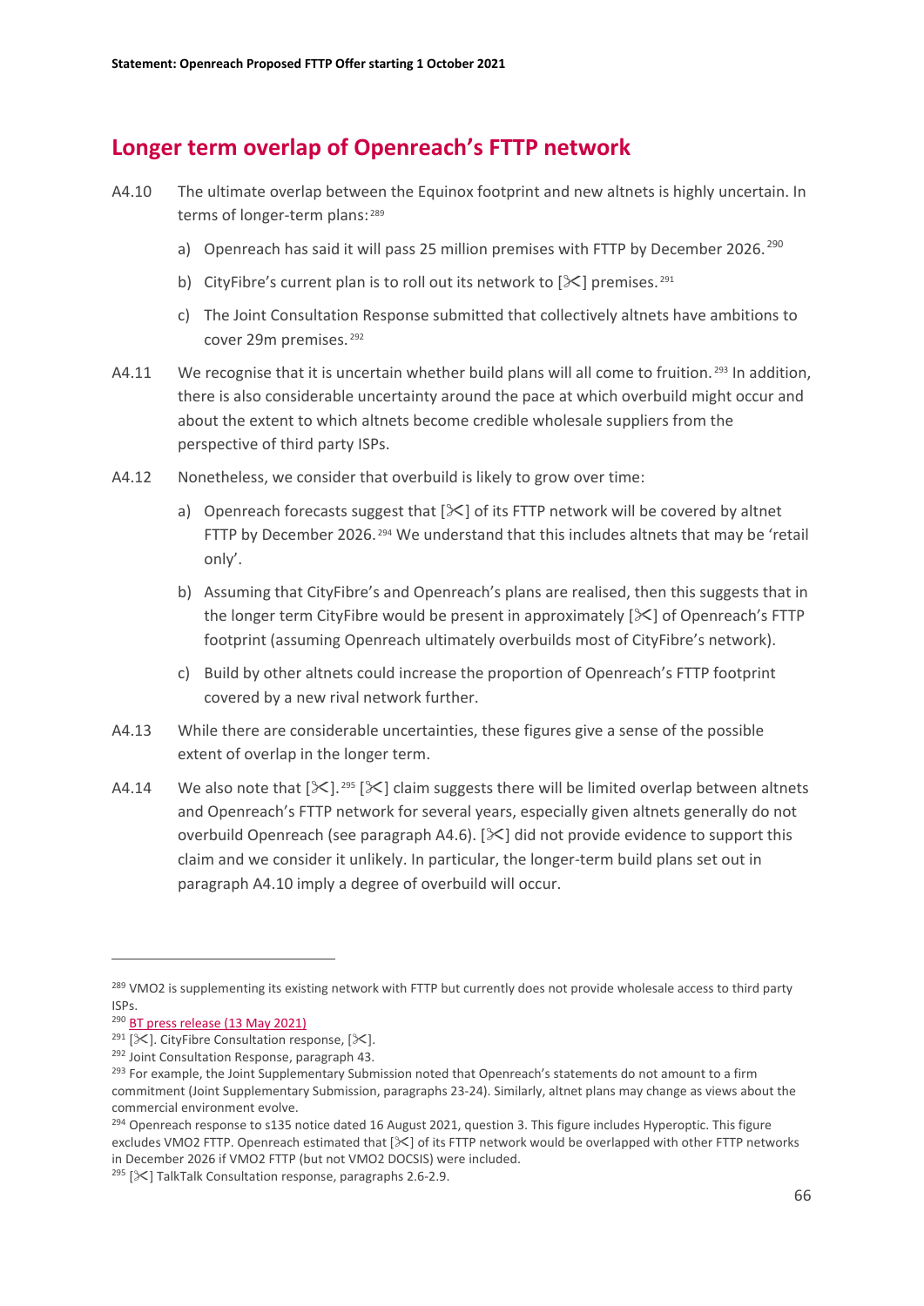## Longer term overlap of Openreach's FTTP network

A4.10 The ultimate overlap between the Equinox footprint and new altnets is highly uncertain. In terms of longer-term plans:[289]

a) Openreach has said it will pass 25 million premises with FTTP by December 2026.[290]

b) CityFibre's current plan is to roll out its network to [✂] premises.[291]

c) The Joint Consultation Response submitted that collectively altnets have ambitions to cover 29m premises.[292]

A4.11 We recognise that it is uncertain whether build plans will all come to fruition.[293] In addition, there is also considerable uncertainty around the pace at which overbuild might occur and about the extent to which altnets become credible wholesale suppliers from the perspective of third party ISPs.

A4.12 Nonetheless, we consider that overbuild is likely to grow over time:

a) Openreach forecasts suggest that [✂] of its FTTP network will be covered by altnet FTTP by December 2026.[294] We understand that this includes altnets that may be 'retail only'.

b) Assuming that CityFibre's and Openreach's plans are realised, then this suggests that in the longer term CityFibre would be present in approximately [✂] of Openreach's FTTP footprint (assuming Openreach ultimately overbuilds most of CityFibre's network).

c) Build by other altnets could increase the proportion of Openreach's FTTP footprint covered by a new rival network further.

A4.13 While there are considerable uncertainties, these figures give a sense of the possible extent of overlap in the longer term.

A4.14 We also note that [✂].[295] [✂] claim suggests there will be limited overlap between altnets and Openreach's FTTP network for several years, especially given altnets generally do not overbuild Openreach (see paragraph A4.6). [✂] did not provide evidence to support this claim and we consider it unlikely. In particular, the longer-term build plans set out in paragraph A4.10 imply a degree of overbuild will occur.

---

[289] VMO2 is supplementing its existing network with FTTP but currently does not provide wholesale access to third party ISPs.

[290] BT press release (13 May 2021)

[291] [✂]. CityFibre Consultation response, [✂].

[292] Joint Consultation Response, paragraph 43.

[293] For example, the Joint Supplementary Submission noted that Openreach's statements do not amount to a firm commitment (Joint Supplementary Submission, paragraphs 23-24). Similarly, altnet plans may change as views about the commercial environment evolve.

[294] Openreach response to s135 notice dated 16 August 2021, question 3. This figure includes Hyperoptic. This figure excludes VMO2 FTTP. Openreach estimated that [✂] of its FTTP network would be overlapped with other FTTP networks in December 2026 if VMO2 FTTP (but not VMO2 DOCSIS) were included.

[295] [✂] TalkTalk Consultation response, paragraphs 2.6-2.9.